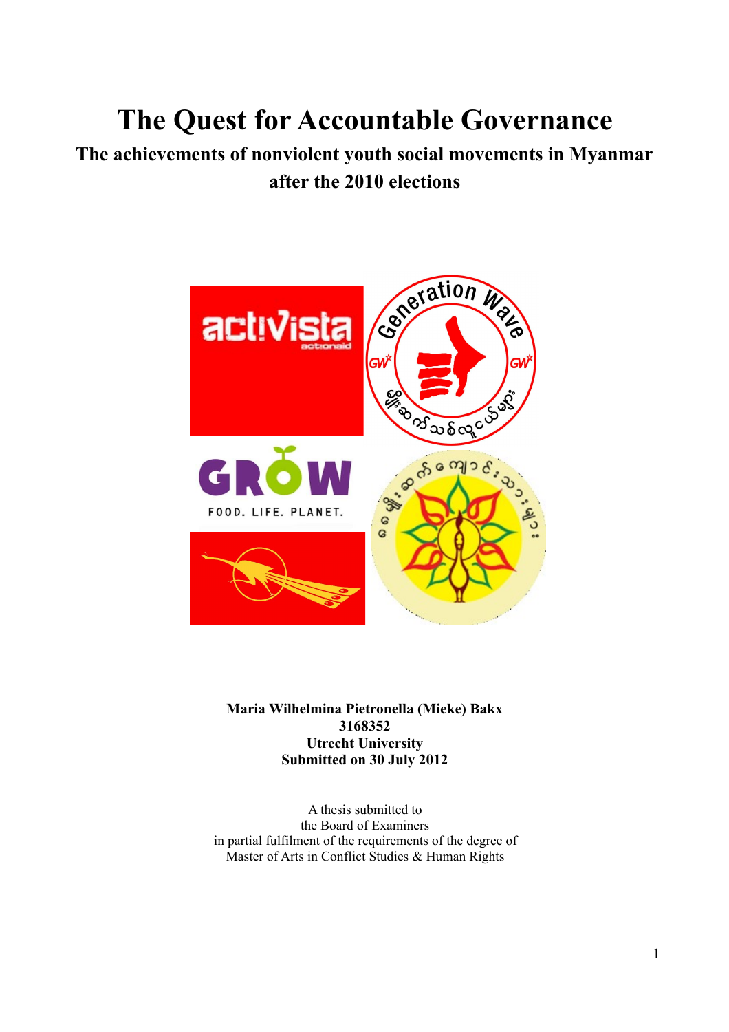# The Quest for Accountable Governance

## The achievements of nonviolent youth social movements in Myanmar after the 2010 elections

**Maria Wilhelmina Pietronella (Mieke) Bakx**
**3168352**
**Utrecht University**
**Submitted on 30 July 2012**

A thesis submitted to
the Board of Examiners
in partial fulfilment of the requirements of the degree of
Master of Arts in Conflict Studies & Human Rights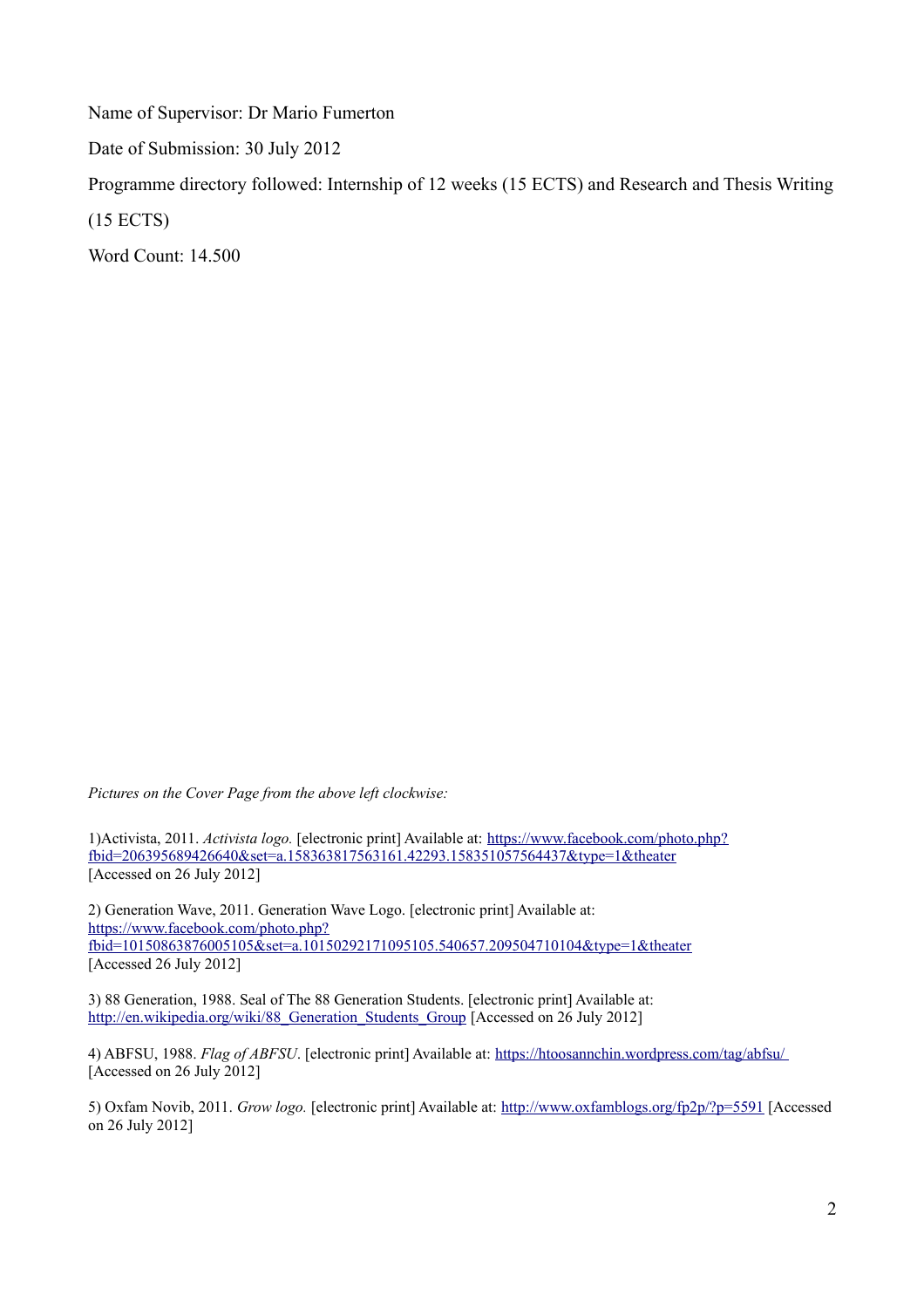Name of Supervisor: Dr Mario Fumerton

Date of Submission: 30 July 2012

Programme directory followed: Internship of 12 weeks (15 ECTS) and Research and Thesis Writing (15 ECTS)

Word Count: 14.500

*Pictures on the Cover Page from the above left clockwise:*

1)Activista, 2011. *Activista logo.* [electronic print] Available at: https://www.facebook.com/photo.php?fbid=206395689426640&set=a.158363817563161.42293.158351057564437&type=1&theater [Accessed on 26 July 2012]

2) Generation Wave, 2011. Generation Wave Logo. [electronic print] Available at: https://www.facebook.com/photo.php?fbid=10150863876005105&set=a.10150292171095105.540657.209504710104&type=1&theater [Accessed 26 July 2012]

3) 88 Generation, 1988. Seal of The 88 Generation Students. [electronic print] Available at: http://en.wikipedia.org/wiki/88_Generation_Students_Group [Accessed on 26 July 2012]

4) ABFSU, 1988. *Flag of ABFSU*. [electronic print] Available at: https://htoosannchin.wordpress.com/tag/abfsu/ [Accessed on 26 July 2012]

5) Oxfam Novib, 2011. *Grow logo.* [electronic print] Available at: http://www.oxfamblogs.org/fp2p/?p=5591 [Accessed on 26 July 2012]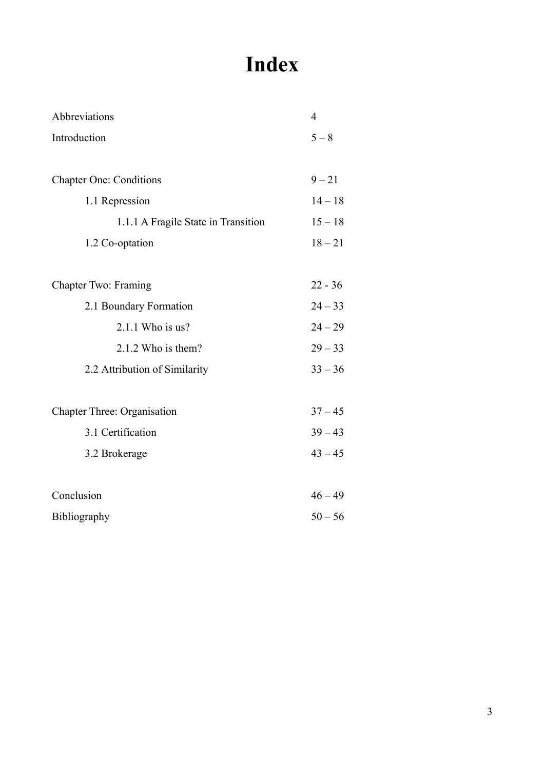# Index

| | |
|---|---|
| Abbreviations | 4 |
| Introduction | 5 – 8 |
| | |
| Chapter One: Conditions | 9 – 21 |
| 1.1 Repression | 14 – 18 |
| 1.1.1 A Fragile State in Transition | 15 – 18 |
| 1.2 Co-optation | 18 – 21 |
| | |
| Chapter Two: Framing | 22 - 36 |
| 2.1 Boundary Formation | 24 – 33 |
| 2.1.1 Who is us? | 24 – 29 |
| 2.1.2 Who is them? | 29 – 33 |
| 2.2 Attribution of Similarity | 33 – 36 |
| | |
| Chapter Three: Organisation | 37 – 45 |
| 3.1 Certification | 39 – 43 |
| 3.2 Brokerage | 43 – 45 |
| | |
| Conclusion | 46 – 49 |
| Bibliography | 50 – 56 |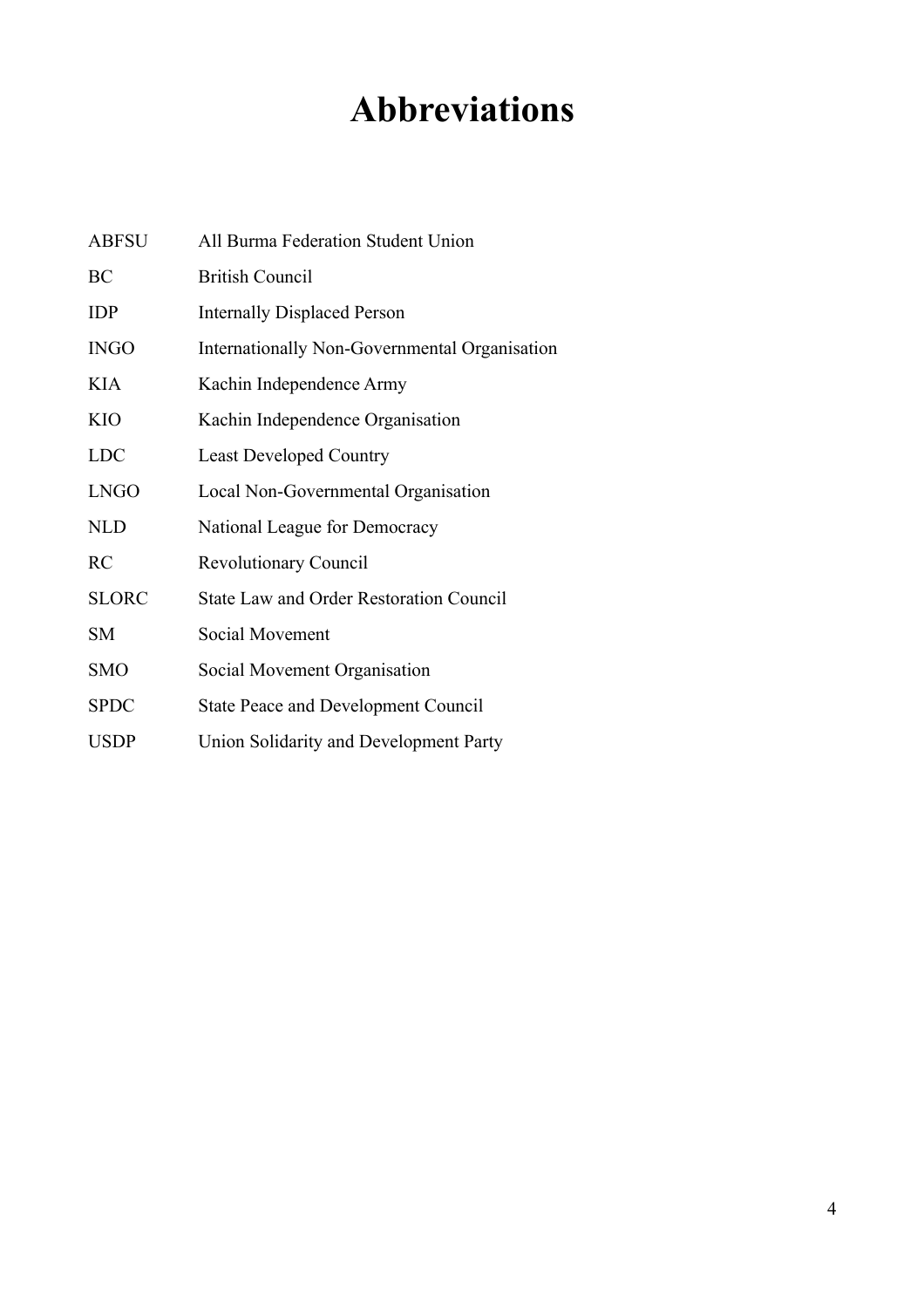# Abbreviations

| | |
|---|---|
| ABFSU | All Burma Federation Student Union |
| BC | British Council |
| IDP | Internally Displaced Person |
| INGO | Internationally Non-Governmental Organisation |
| KIA | Kachin Independence Army |
| KIO | Kachin Independence Organisation |
| LDC | Least Developed Country |
| LNGO | Local Non-Governmental Organisation |
| NLD | National League for Democracy |
| RC | Revolutionary Council |
| SLORC | State Law and Order Restoration Council |
| SM | Social Movement |
| SMO | Social Movement Organisation |
| SPDC | State Peace and Development Council |
| USDP | Union Solidarity and Development Party |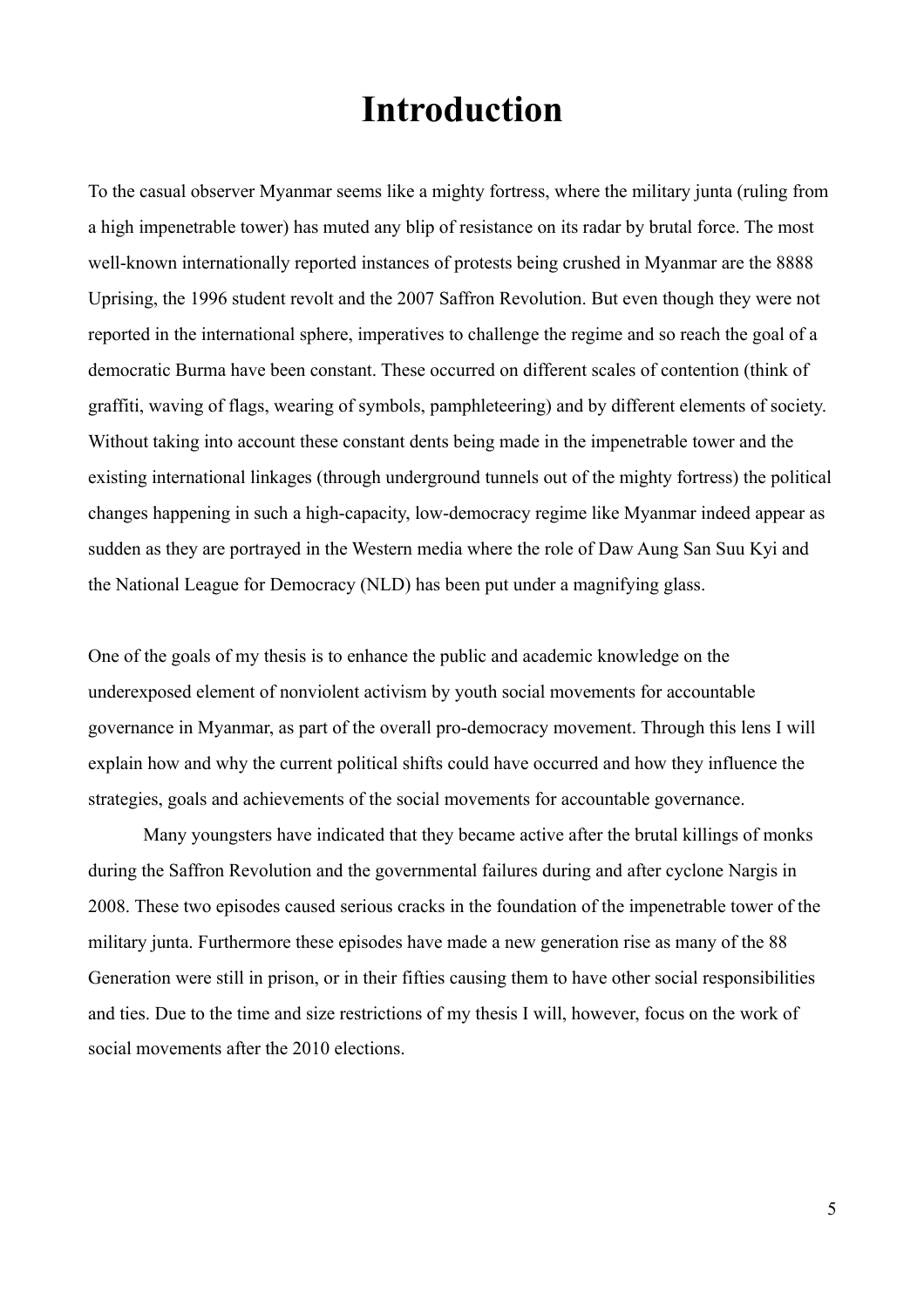# Introduction

To the casual observer Myanmar seems like a mighty fortress, where the military junta (ruling from a high impenetrable tower) has muted any blip of resistance on its radar by brutal force. The most well-known internationally reported instances of protests being crushed in Myanmar are the 8888 Uprising, the 1996 student revolt and the 2007 Saffron Revolution. But even though they were not reported in the international sphere, imperatives to challenge the regime and so reach the goal of a democratic Burma have been constant. These occurred on different scales of contention (think of graffiti, waving of flags, wearing of symbols, pamphleteering) and by different elements of society. Without taking into account these constant dents being made in the impenetrable tower and the existing international linkages (through underground tunnels out of the mighty fortress) the political changes happening in such a high-capacity, low-democracy regime like Myanmar indeed appear as sudden as they are portrayed in the Western media where the role of Daw Aung San Suu Kyi and the National League for Democracy (NLD) has been put under a magnifying glass.

One of the goals of my thesis is to enhance the public and academic knowledge on the underexposed element of nonviolent activism by youth social movements for accountable governance in Myanmar, as part of the overall pro-democracy movement. Through this lens I will explain how and why the current political shifts could have occurred and how they influence the strategies, goals and achievements of the social movements for accountable governance.

Many youngsters have indicated that they became active after the brutal killings of monks during the Saffron Revolution and the governmental failures during and after cyclone Nargis in 2008. These two episodes caused serious cracks in the foundation of the impenetrable tower of the military junta. Furthermore these episodes have made a new generation rise as many of the 88 Generation were still in prison, or in their fifties causing them to have other social responsibilities and ties. Due to the time and size restrictions of my thesis I will, however, focus on the work of social movements after the 2010 elections.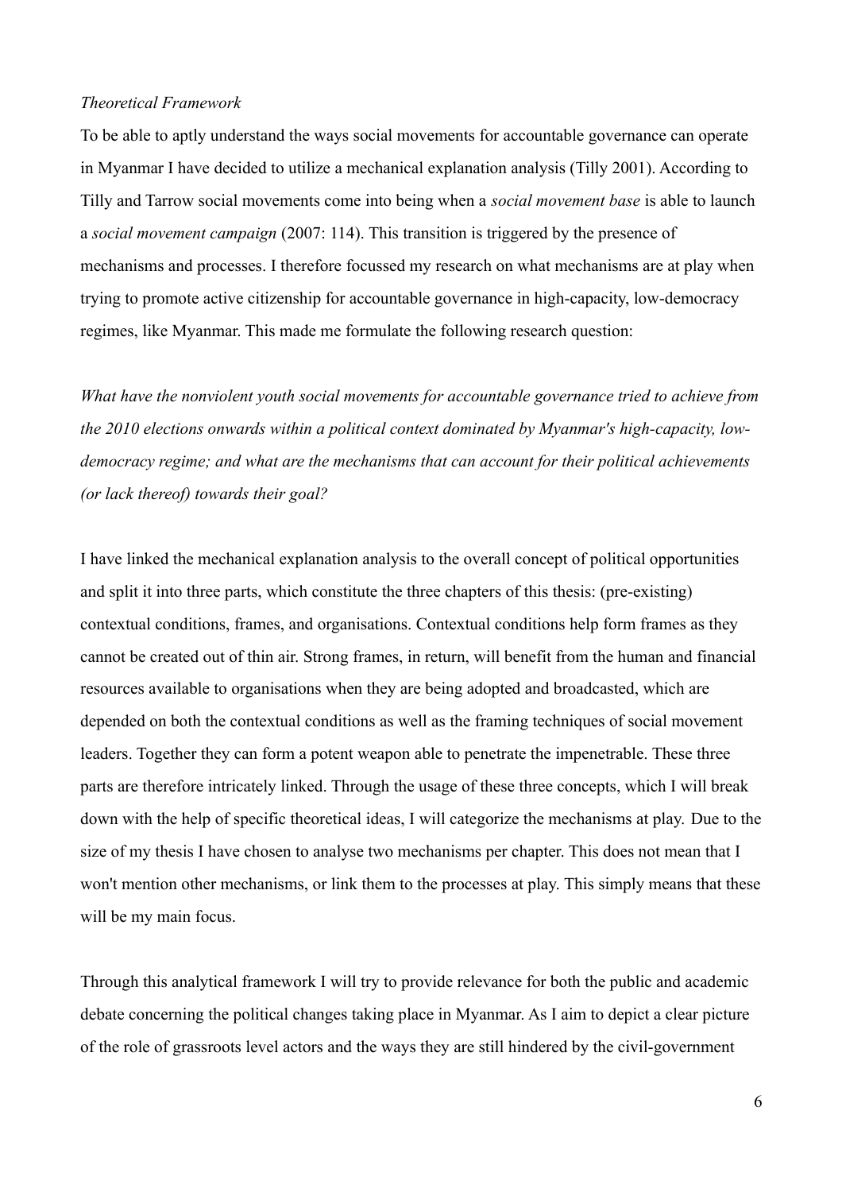*Theoretical Framework*

To be able to aptly understand the ways social movements for accountable governance can operate in Myanmar I have decided to utilize a mechanical explanation analysis (Tilly 2001). According to Tilly and Tarrow social movements come into being when a *social movement base* is able to launch a *social movement campaign* (2007: 114). This transition is triggered by the presence of mechanisms and processes. I therefore focussed my research on what mechanisms are at play when trying to promote active citizenship for accountable governance in high-capacity, low-democracy regimes, like Myanmar. This made me formulate the following research question:

*What have the nonviolent youth social movements for accountable governance tried to achieve from the 2010 elections onwards within a political context dominated by Myanmar's high-capacity, low-democracy regime; and what are the mechanisms that can account for their political achievements (or lack thereof) towards their goal?*

I have linked the mechanical explanation analysis to the overall concept of political opportunities and split it into three parts, which constitute the three chapters of this thesis: (pre-existing) contextual conditions, frames, and organisations. Contextual conditions help form frames as they cannot be created out of thin air. Strong frames, in return, will benefit from the human and financial resources available to organisations when they are being adopted and broadcasted, which are depended on both the contextual conditions as well as the framing techniques of social movement leaders. Together they can form a potent weapon able to penetrate the impenetrable. These three parts are therefore intricately linked. Through the usage of these three concepts, which I will break down with the help of specific theoretical ideas, I will categorize the mechanisms at play. Due to the size of my thesis I have chosen to analyse two mechanisms per chapter. This does not mean that I won't mention other mechanisms, or link them to the processes at play. This simply means that these will be my main focus.

Through this analytical framework I will try to provide relevance for both the public and academic debate concerning the political changes taking place in Myanmar. As I aim to depict a clear picture of the role of grassroots level actors and the ways they are still hindered by the civil-government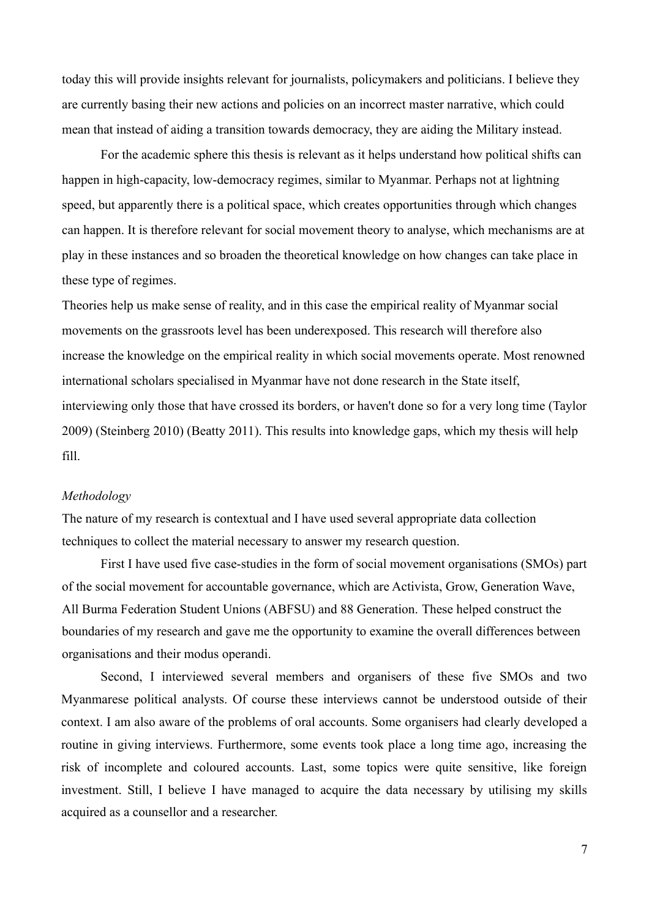today this will provide insights relevant for journalists, policymakers and politicians. I believe they are currently basing their new actions and policies on an incorrect master narrative, which could mean that instead of aiding a transition towards democracy, they are aiding the Military instead.

For the academic sphere this thesis is relevant as it helps understand how political shifts can happen in high-capacity, low-democracy regimes, similar to Myanmar. Perhaps not at lightning speed, but apparently there is a political space, which creates opportunities through which changes can happen. It is therefore relevant for social movement theory to analyse, which mechanisms are at play in these instances and so broaden the theoretical knowledge on how changes can take place in these type of regimes.

Theories help us make sense of reality, and in this case the empirical reality of Myanmar social movements on the grassroots level has been underexposed. This research will therefore also increase the knowledge on the empirical reality in which social movements operate. Most renowned international scholars specialised in Myanmar have not done research in the State itself, interviewing only those that have crossed its borders, or haven't done so for a very long time (Taylor 2009) (Steinberg 2010) (Beatty 2011). This results into knowledge gaps, which my thesis will help fill.

*Methodology*

The nature of my research is contextual and I have used several appropriate data collection techniques to collect the material necessary to answer my research question.

First I have used five case-studies in the form of social movement organisations (SMOs) part of the social movement for accountable governance, which are Activista, Grow, Generation Wave, All Burma Federation Student Unions (ABFSU) and 88 Generation. These helped construct the boundaries of my research and gave me the opportunity to examine the overall differences between organisations and their modus operandi.

Second, I interviewed several members and organisers of these five SMOs and two Myanmarese political analysts. Of course these interviews cannot be understood outside of their context. I am also aware of the problems of oral accounts. Some organisers had clearly developed a routine in giving interviews. Furthermore, some events took place a long time ago, increasing the risk of incomplete and coloured accounts. Last, some topics were quite sensitive, like foreign investment. Still, I believe I have managed to acquire the data necessary by utilising my skills acquired as a counsellor and a researcher.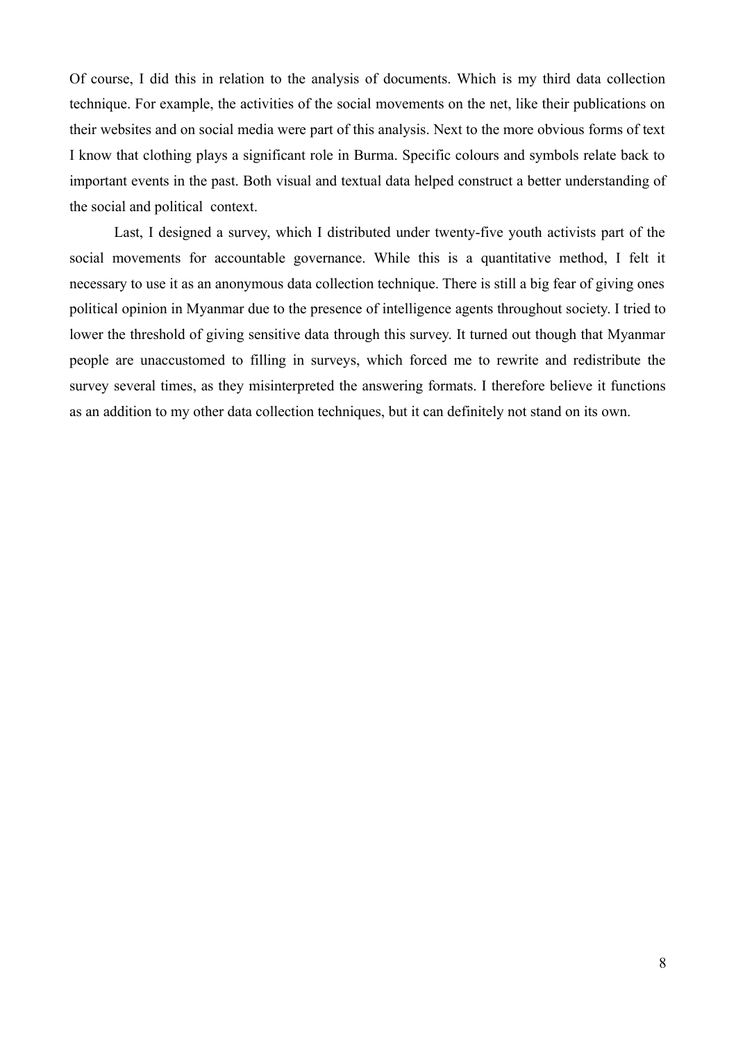Of course, I did this in relation to the analysis of documents. Which is my third data collection technique. For example, the activities of the social movements on the net, like their publications on their websites and on social media were part of this analysis. Next to the more obvious forms of text I know that clothing plays a significant role in Burma. Specific colours and symbols relate back to important events in the past. Both visual and textual data helped construct a better understanding of the social and political context.

Last, I designed a survey, which I distributed under twenty-five youth activists part of the social movements for accountable governance. While this is a quantitative method, I felt it necessary to use it as an anonymous data collection technique. There is still a big fear of giving ones political opinion in Myanmar due to the presence of intelligence agents throughout society. I tried to lower the threshold of giving sensitive data through this survey. It turned out though that Myanmar people are unaccustomed to filling in surveys, which forced me to rewrite and redistribute the survey several times, as they misinterpreted the answering formats. I therefore believe it functions as an addition to my other data collection techniques, but it can definitely not stand on its own.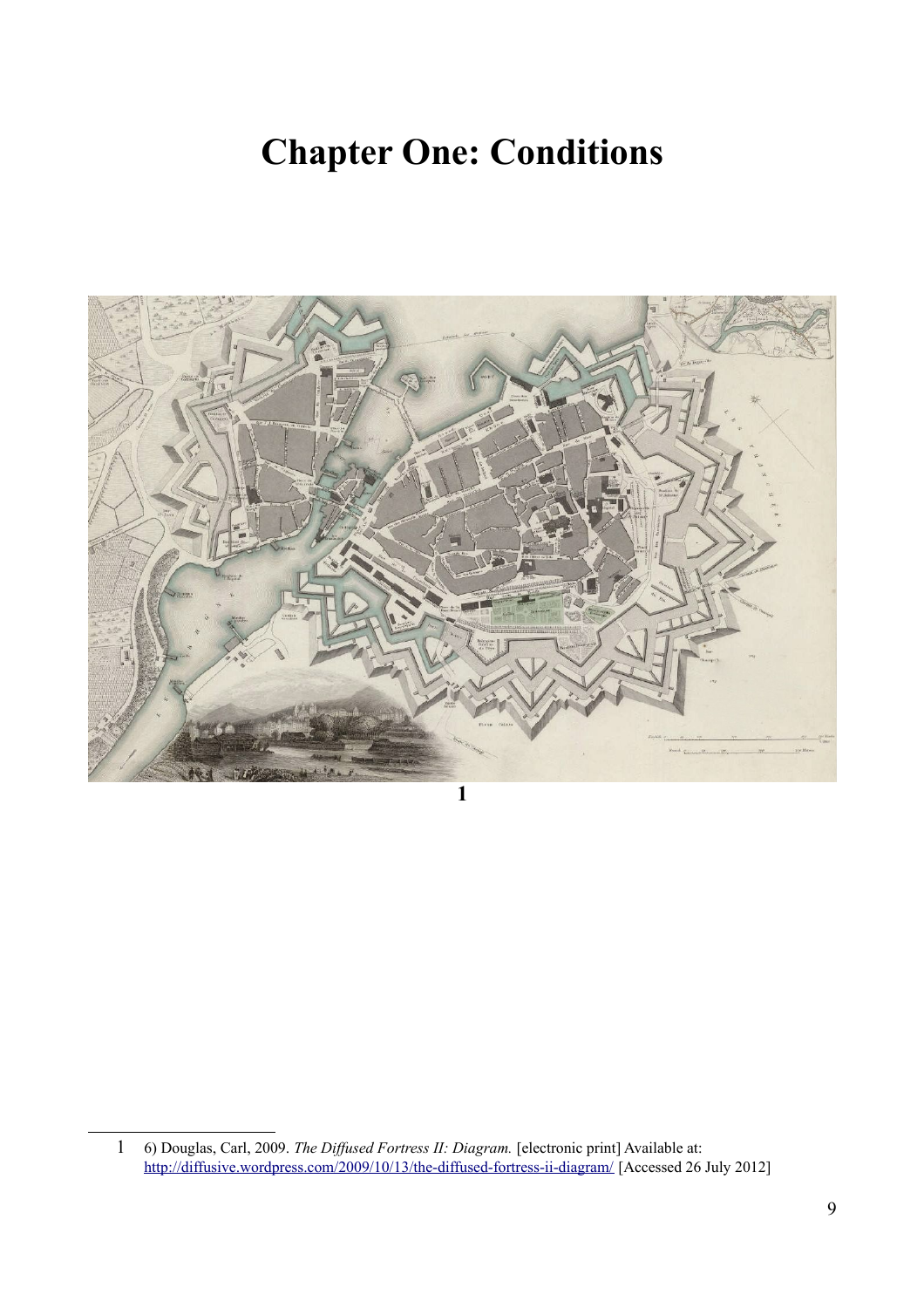# Chapter One: Conditions

1

1 6) Douglas, Carl, 2009. *The Diffused Fortress II: Diagram.* [electronic print] Available at: http://diffusive.wordpress.com/2009/10/13/the-diffused-fortress-ii-diagram/ [Accessed 26 July 2012]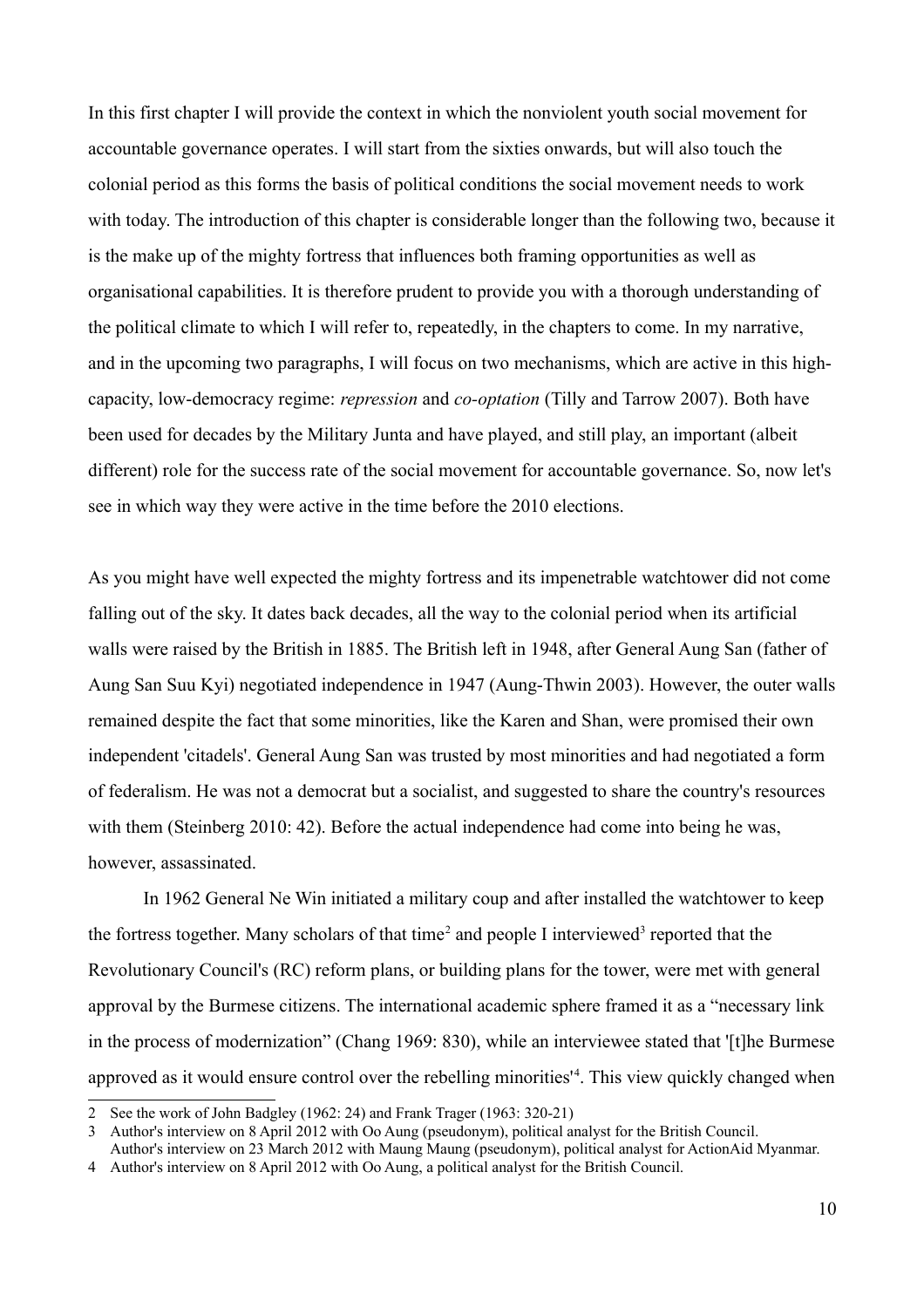In this first chapter I will provide the context in which the nonviolent youth social movement for accountable governance operates. I will start from the sixties onwards, but will also touch the colonial period as this forms the basis of political conditions the social movement needs to work with today. The introduction of this chapter is considerable longer than the following two, because it is the make up of the mighty fortress that influences both framing opportunities as well as organisational capabilities. It is therefore prudent to provide you with a thorough understanding of the political climate to which I will refer to, repeatedly, in the chapters to come. In my narrative, and in the upcoming two paragraphs, I will focus on two mechanisms, which are active in this high-capacity, low-democracy regime: *repression* and *co-optation* (Tilly and Tarrow 2007). Both have been used for decades by the Military Junta and have played, and still play, an important (albeit different) role for the success rate of the social movement for accountable governance. So, now let's see in which way they were active in the time before the 2010 elections.

As you might have well expected the mighty fortress and its impenetrable watchtower did not come falling out of the sky. It dates back decades, all the way to the colonial period when its artificial walls were raised by the British in 1885. The British left in 1948, after General Aung San (father of Aung San Suu Kyi) negotiated independence in 1947 (Aung-Thwin 2003). However, the outer walls remained despite the fact that some minorities, like the Karen and Shan, were promised their own independent 'citadels'. General Aung San was trusted by most minorities and had negotiated a form of federalism. He was not a democrat but a socialist, and suggested to share the country's resources with them (Steinberg 2010: 42). Before the actual independence had come into being he was, however, assassinated.

In 1962 General Ne Win initiated a military coup and after installed the watchtower to keep the fortress together. Many scholars of that time[2] and people I interviewed[3] reported that the Revolutionary Council's (RC) reform plans, or building plans for the tower, were met with general approval by the Burmese citizens. The international academic sphere framed it as a "necessary link in the process of modernization" (Chang 1969: 830), while an interviewee stated that '[t]he Burmese approved as it would ensure control over the rebelling minorities'[4]. This view quickly changed when

---

2 See the work of John Badgley (1962: 24) and Frank Trager (1963: 320-21)

3 Author's interview on 8 April 2012 with Oo Aung (pseudonym), political analyst for the British Council. Author's interview on 23 March 2012 with Maung Maung (pseudonym), political analyst for ActionAid Myanmar.

4 Author's interview on 8 April 2012 with Oo Aung, a political analyst for the British Council.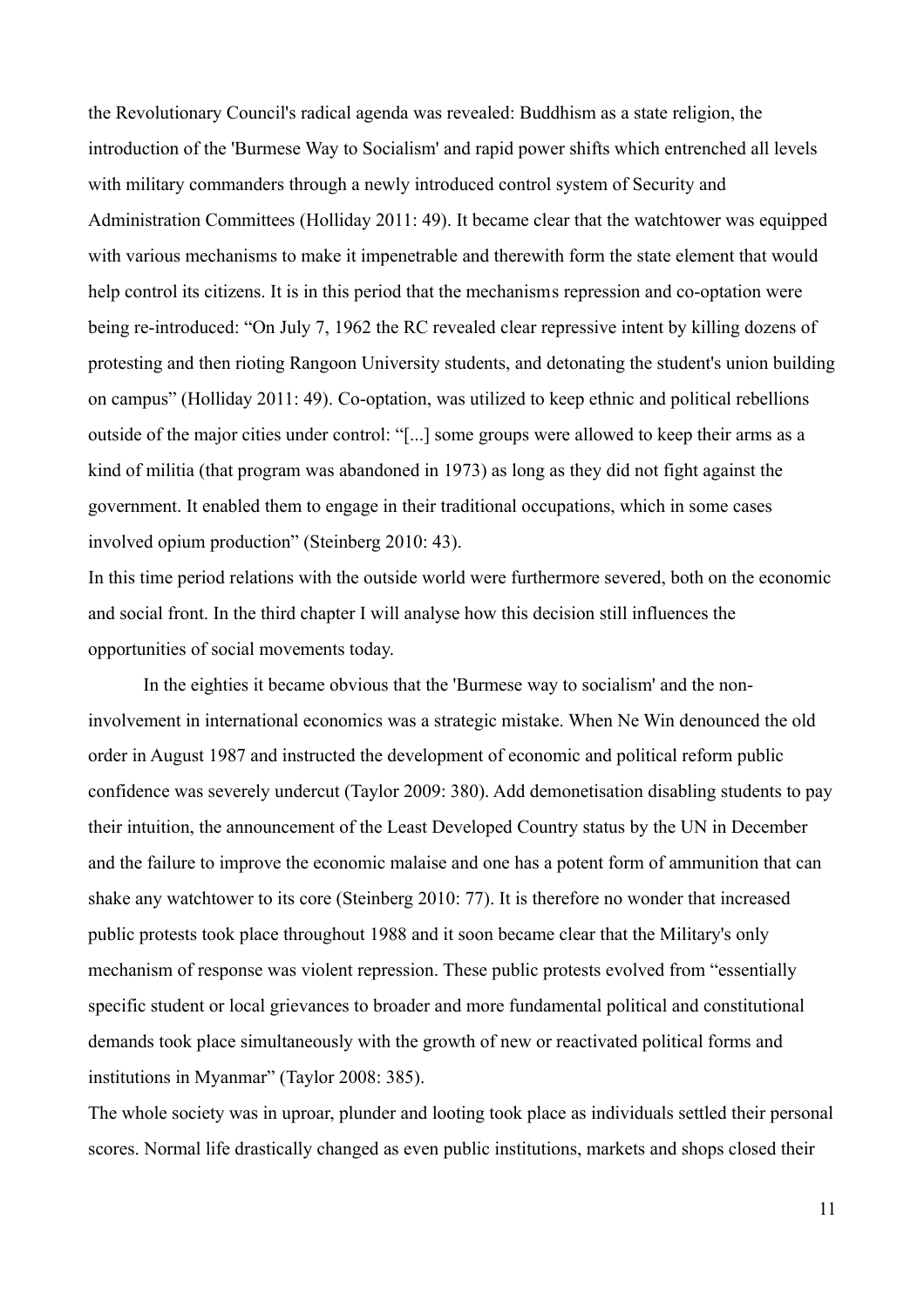the Revolutionary Council's radical agenda was revealed: Buddhism as a state religion, the introduction of the 'Burmese Way to Socialism' and rapid power shifts which entrenched all levels with military commanders through a newly introduced control system of Security and Administration Committees (Holliday 2011: 49). It became clear that the watchtower was equipped with various mechanisms to make it impenetrable and therewith form the state element that would help control its citizens. It is in this period that the mechanisms repression and co-optation were being re-introduced: "On July 7, 1962 the RC revealed clear repressive intent by killing dozens of protesting and then rioting Rangoon University students, and detonating the student's union building on campus" (Holliday 2011: 49). Co-optation, was utilized to keep ethnic and political rebellions outside of the major cities under control: "[...] some groups were allowed to keep their arms as a kind of militia (that program was abandoned in 1973) as long as they did not fight against the government. It enabled them to engage in their traditional occupations, which in some cases involved opium production" (Steinberg 2010: 43).

In this time period relations with the outside world were furthermore severed, both on the economic and social front. In the third chapter I will analyse how this decision still influences the opportunities of social movements today.

In the eighties it became obvious that the 'Burmese way to socialism' and the non-involvement in international economics was a strategic mistake. When Ne Win denounced the old order in August 1987 and instructed the development of economic and political reform public confidence was severely undercut (Taylor 2009: 380). Add demonetisation disabling students to pay their intuition, the announcement of the Least Developed Country status by the UN in December and the failure to improve the economic malaise and one has a potent form of ammunition that can shake any watchtower to its core (Steinberg 2010: 77). It is therefore no wonder that increased public protests took place throughout 1988 and it soon became clear that the Military's only mechanism of response was violent repression. These public protests evolved from "essentially specific student or local grievances to broader and more fundamental political and constitutional demands took place simultaneously with the growth of new or reactivated political forms and institutions in Myanmar" (Taylor 2008: 385).

The whole society was in uproar, plunder and looting took place as individuals settled their personal scores. Normal life drastically changed as even public institutions, markets and shops closed their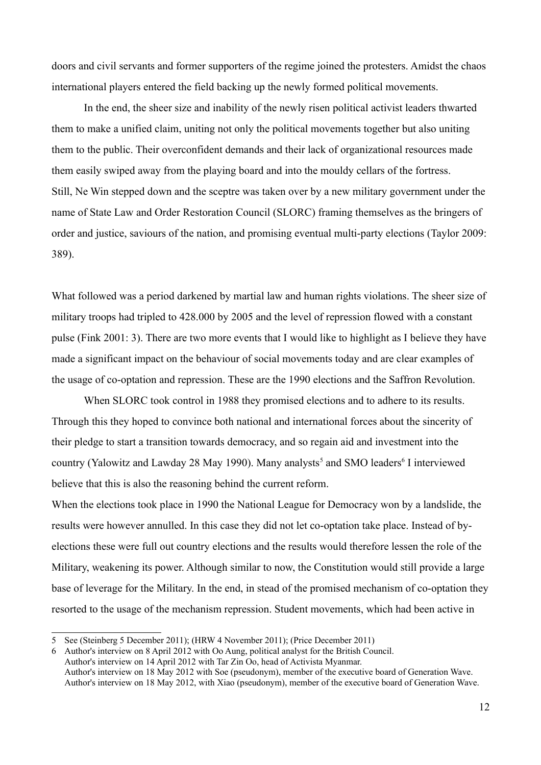doors and civil servants and former supporters of the regime joined the protesters. Amidst the chaos international players entered the field backing up the newly formed political movements.

In the end, the sheer size and inability of the newly risen political activist leaders thwarted them to make a unified claim, uniting not only the political movements together but also uniting them to the public. Their overconfident demands and their lack of organizational resources made them easily swiped away from the playing board and into the mouldy cellars of the fortress. Still, Ne Win stepped down and the sceptre was taken over by a new military government under the name of State Law and Order Restoration Council (SLORC) framing themselves as the bringers of order and justice, saviours of the nation, and promising eventual multi-party elections (Taylor 2009: 389).

What followed was a period darkened by martial law and human rights violations. The sheer size of military troops had tripled to 428.000 by 2005 and the level of repression flowed with a constant pulse (Fink 2001: 3). There are two more events that I would like to highlight as I believe they have made a significant impact on the behaviour of social movements today and are clear examples of the usage of co-optation and repression. These are the 1990 elections and the Saffron Revolution.

When SLORC took control in 1988 they promised elections and to adhere to its results. Through this they hoped to convince both national and international forces about the sincerity of their pledge to start a transition towards democracy, and so regain aid and investment into the country (Yalowitz and Lawday 28 May 1990). Many analysts[5] and SMO leaders[6] I interviewed believe that this is also the reasoning behind the current reform.

When the elections took place in 1990 the National League for Democracy won by a landslide, the results were however annulled. In this case they did not let co-optation take place. Instead of by-elections these were full out country elections and the results would therefore lessen the role of the Military, weakening its power. Although similar to now, the Constitution would still provide a large base of leverage for the Military. In the end, in stead of the promised mechanism of co-optation they resorted to the usage of the mechanism repression. Student movements, which had been active in

---

5 See (Steinberg 5 December 2011); (HRW 4 November 2011); (Price December 2011)

6 Author's interview on 8 April 2012 with Oo Aung, political analyst for the British Council.
Author's interview on 14 April 2012 with Tar Zin Oo, head of Activista Myanmar.
Author's interview on 18 May 2012 with Soe (pseudonym), member of the executive board of Generation Wave.
Author's interview on 18 May 2012, with Xiao (pseudonym), member of the executive board of Generation Wave.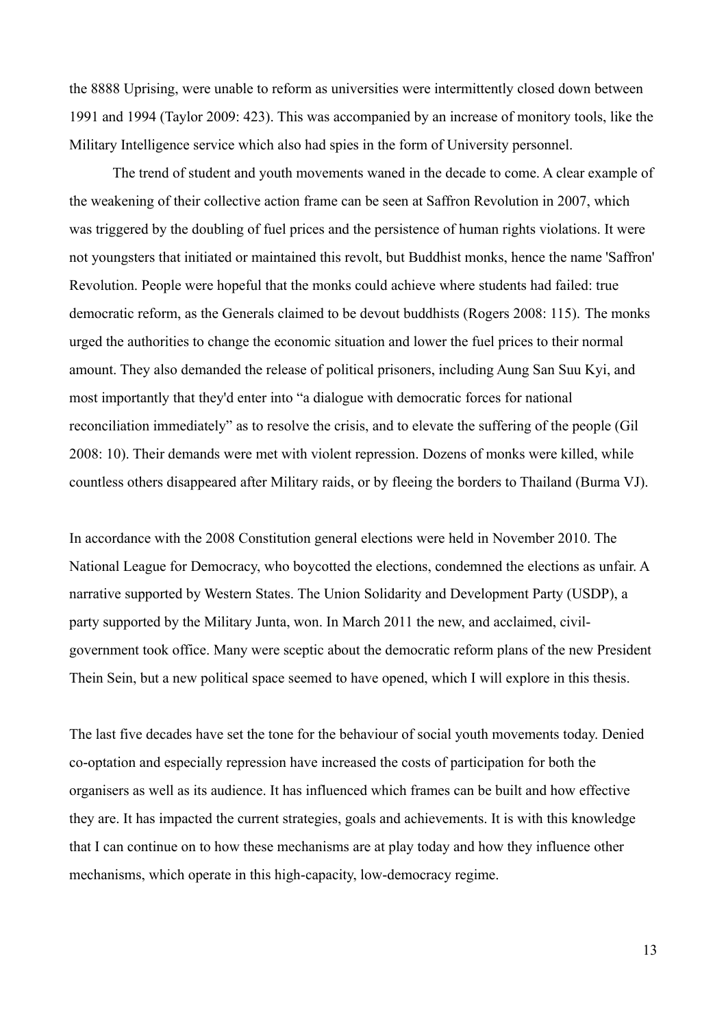the 8888 Uprising, were unable to reform as universities were intermittently closed down between 1991 and 1994 (Taylor 2009: 423). This was accompanied by an increase of monitory tools, like the Military Intelligence service which also had spies in the form of University personnel.

The trend of student and youth movements waned in the decade to come. A clear example of the weakening of their collective action frame can be seen at Saffron Revolution in 2007, which was triggered by the doubling of fuel prices and the persistence of human rights violations. It were not youngsters that initiated or maintained this revolt, but Buddhist monks, hence the name 'Saffron' Revolution. People were hopeful that the monks could achieve where students had failed: true democratic reform, as the Generals claimed to be devout buddhists (Rogers 2008: 115). The monks urged the authorities to change the economic situation and lower the fuel prices to their normal amount. They also demanded the release of political prisoners, including Aung San Suu Kyi, and most importantly that they'd enter into "a dialogue with democratic forces for national reconciliation immediately" as to resolve the crisis, and to elevate the suffering of the people (Gil 2008: 10). Their demands were met with violent repression. Dozens of monks were killed, while countless others disappeared after Military raids, or by fleeing the borders to Thailand (Burma VJ).

In accordance with the 2008 Constitution general elections were held in November 2010. The National League for Democracy, who boycotted the elections, condemned the elections as unfair. A narrative supported by Western States. The Union Solidarity and Development Party (USDP), a party supported by the Military Junta, won. In March 2011 the new, and acclaimed, civil-government took office. Many were sceptic about the democratic reform plans of the new President Thein Sein, but a new political space seemed to have opened, which I will explore in this thesis.

The last five decades have set the tone for the behaviour of social youth movements today. Denied co-optation and especially repression have increased the costs of participation for both the organisers as well as its audience. It has influenced which frames can be built and how effective they are. It has impacted the current strategies, goals and achievements. It is with this knowledge that I can continue on to how these mechanisms are at play today and how they influence other mechanisms, which operate in this high-capacity, low-democracy regime.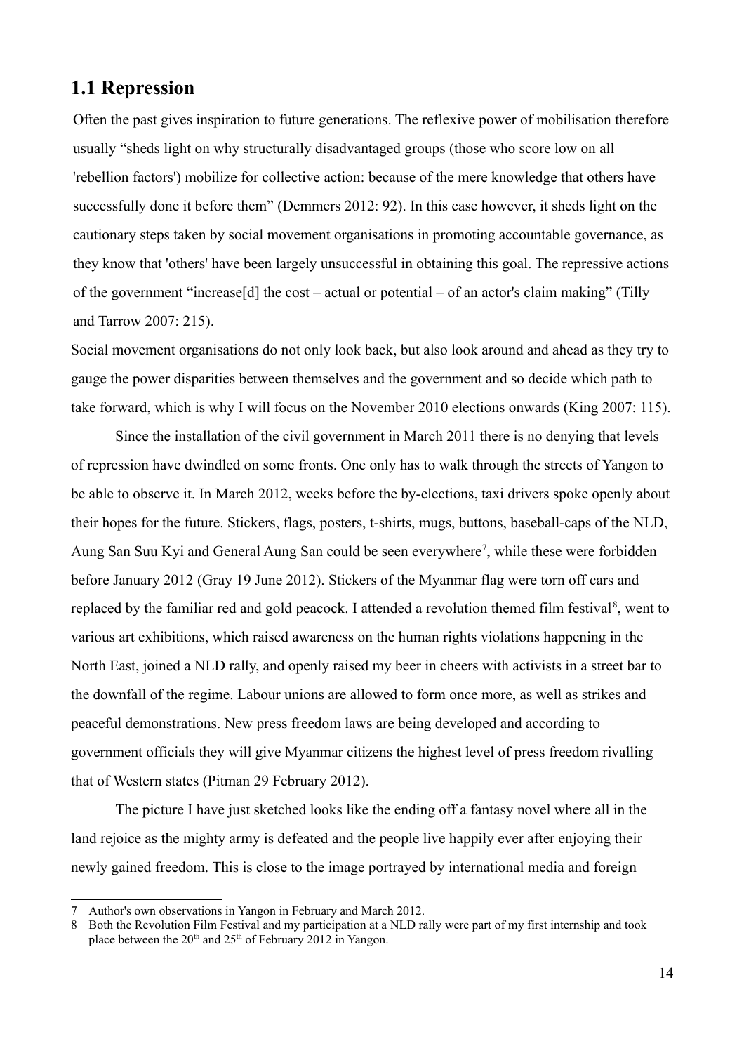## 1.1 Repression

Often the past gives inspiration to future generations. The reflexive power of mobilisation therefore usually "sheds light on why structurally disadvantaged groups (those who score low on all 'rebellion factors') mobilize for collective action: because of the mere knowledge that others have successfully done it before them" (Demmers 2012: 92). In this case however, it sheds light on the cautionary steps taken by social movement organisations in promoting accountable governance, as they know that 'others' have been largely unsuccessful in obtaining this goal. The repressive actions of the government "increase[d] the cost – actual or potential – of an actor's claim making" (Tilly and Tarrow 2007: 215).

Social movement organisations do not only look back, but also look around and ahead as they try to gauge the power disparities between themselves and the government and so decide which path to take forward, which is why I will focus on the November 2010 elections onwards (King 2007: 115).

Since the installation of the civil government in March 2011 there is no denying that levels of repression have dwindled on some fronts. One only has to walk through the streets of Yangon to be able to observe it. In March 2012, weeks before the by-elections, taxi drivers spoke openly about their hopes for the future. Stickers, flags, posters, t-shirts, mugs, buttons, baseball-caps of the NLD, Aung San Suu Kyi and General Aung San could be seen everywhere[7], while these were forbidden before January 2012 (Gray 19 June 2012). Stickers of the Myanmar flag were torn off cars and replaced by the familiar red and gold peacock. I attended a revolution themed film festival[8], went to various art exhibitions, which raised awareness on the human rights violations happening in the North East, joined a NLD rally, and openly raised my beer in cheers with activists in a street bar to the downfall of the regime. Labour unions are allowed to form once more, as well as strikes and peaceful demonstrations. New press freedom laws are being developed and according to government officials they will give Myanmar citizens the highest level of press freedom rivalling that of Western states (Pitman 29 February 2012).

The picture I have just sketched looks like the ending off a fantasy novel where all in the land rejoice as the mighty army is defeated and the people live happily ever after enjoying their newly gained freedom. This is close to the image portrayed by international media and foreign

---

7 Author's own observations in Yangon in February and March 2012.

8 Both the Revolution Film Festival and my participation at a NLD rally were part of my first internship and took place between the 20th and 25th of February 2012 in Yangon.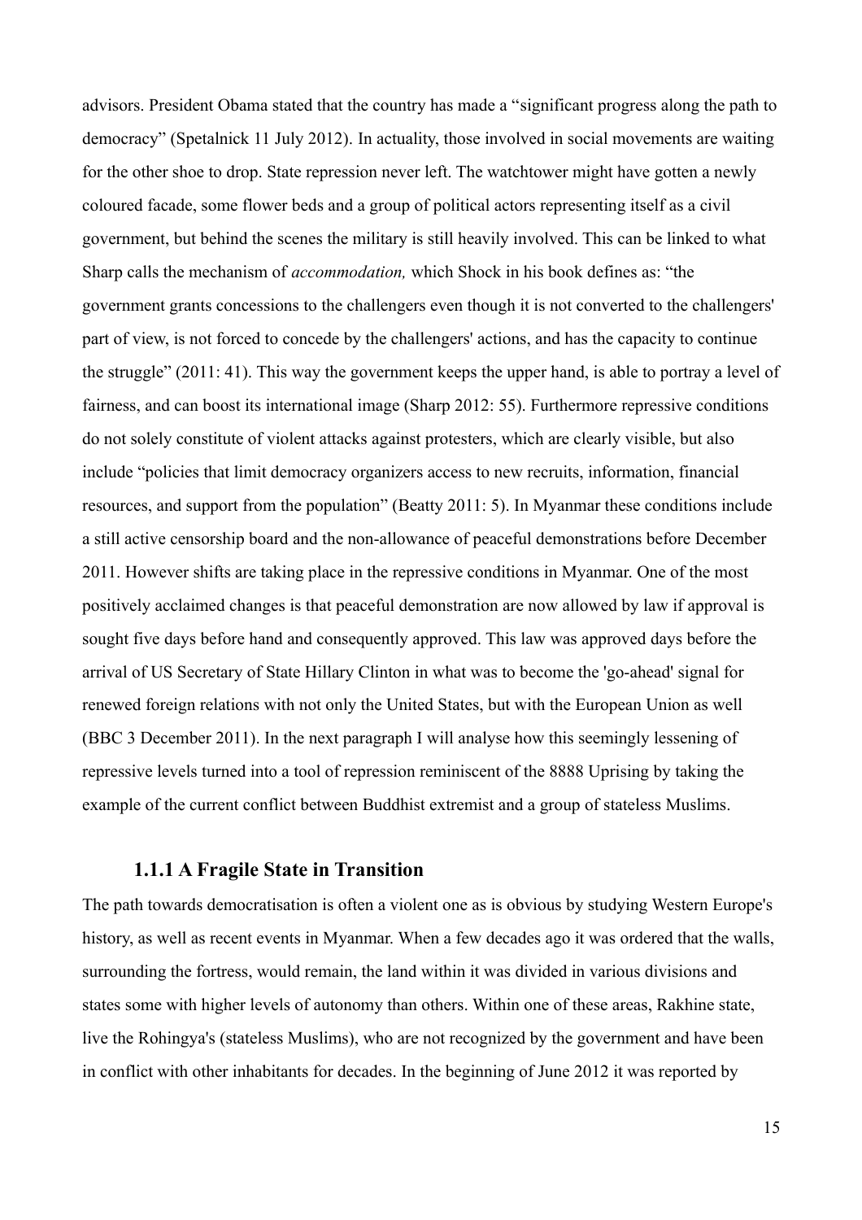advisors. President Obama stated that the country has made a "significant progress along the path to democracy" (Spetalnick 11 July 2012). In actuality, those involved in social movements are waiting for the other shoe to drop. State repression never left. The watchtower might have gotten a newly coloured facade, some flower beds and a group of political actors representing itself as a civil government, but behind the scenes the military is still heavily involved. This can be linked to what Sharp calls the mechanism of *accommodation,* which Shock in his book defines as: "the government grants concessions to the challengers even though it is not converted to the challengers' part of view, is not forced to concede by the challengers' actions, and has the capacity to continue the struggle" (2011: 41). This way the government keeps the upper hand, is able to portray a level of fairness, and can boost its international image (Sharp 2012: 55). Furthermore repressive conditions do not solely constitute of violent attacks against protesters, which are clearly visible, but also include "policies that limit democracy organizers access to new recruits, information, financial resources, and support from the population" (Beatty 2011: 5). In Myanmar these conditions include a still active censorship board and the non-allowance of peaceful demonstrations before December 2011. However shifts are taking place in the repressive conditions in Myanmar. One of the most positively acclaimed changes is that peaceful demonstration are now allowed by law if approval is sought five days before hand and consequently approved. This law was approved days before the arrival of US Secretary of State Hillary Clinton in what was to become the 'go-ahead' signal for renewed foreign relations with not only the United States, but with the European Union as well (BBC 3 December 2011). In the next paragraph I will analyse how this seemingly lessening of repressive levels turned into a tool of repression reminiscent of the 8888 Uprising by taking the example of the current conflict between Buddhist extremist and a group of stateless Muslims.

### 1.1.1 A Fragile State in Transition

The path towards democratisation is often a violent one as is obvious by studying Western Europe's history, as well as recent events in Myanmar. When a few decades ago it was ordered that the walls, surrounding the fortress, would remain, the land within it was divided in various divisions and states some with higher levels of autonomy than others. Within one of these areas, Rakhine state, live the Rohingya's (stateless Muslims), who are not recognized by the government and have been in conflict with other inhabitants for decades. In the beginning of June 2012 it was reported by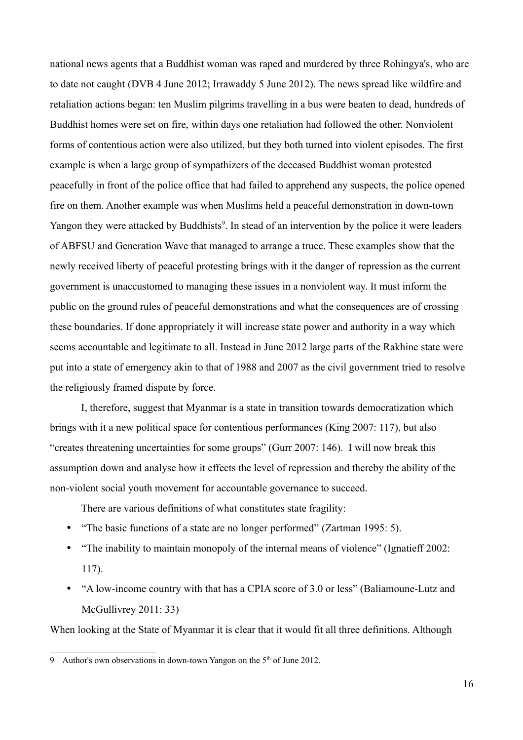national news agents that a Buddhist woman was raped and murdered by three Rohingya's, who are to date not caught (DVB 4 June 2012; Irrawaddy 5 June 2012). The news spread like wildfire and retaliation actions began: ten Muslim pilgrims travelling in a bus were beaten to dead, hundreds of Buddhist homes were set on fire, within days one retaliation had followed the other. Nonviolent forms of contentious action were also utilized, but they both turned into violent episodes. The first example is when a large group of sympathizers of the deceased Buddhist woman protested peacefully in front of the police office that had failed to apprehend any suspects, the police opened fire on them. Another example was when Muslims held a peaceful demonstration in down-town Yangon they were attacked by Buddhists[9]. In stead of an intervention by the police it were leaders of ABFSU and Generation Wave that managed to arrange a truce. These examples show that the newly received liberty of peaceful protesting brings with it the danger of repression as the current government is unaccustomed to managing these issues in a nonviolent way. It must inform the public on the ground rules of peaceful demonstrations and what the consequences are of crossing these boundaries. If done appropriately it will increase state power and authority in a way which seems accountable and legitimate to all. Instead in June 2012 large parts of the Rakhine state were put into a state of emergency akin to that of 1988 and 2007 as the civil government tried to resolve the religiously framed dispute by force.

I, therefore, suggest that Myanmar is a state in transition towards democratization which brings with it a new political space for contentious performances (King 2007: 117), but also "creates threatening uncertainties for some groups" (Gurr 2007: 146). I will now break this assumption down and analyse how it effects the level of repression and thereby the ability of the non-violent social youth movement for accountable governance to succeed.

There are various definitions of what constitutes state fragility:

- "The basic functions of a state are no longer performed" (Zartman 1995: 5).
- "The inability to maintain monopoly of the internal means of violence" (Ignatieff 2002: 117).
- "A low-income country with that has a CPIA score of 3.0 or less" (Baliamoune-Lutz and McGullivrey 2011: 33)

When looking at the State of Myanmar it is clear that it would fit all three definitions. Although

9 Author's own observations in down-town Yangon on the 5th of June 2012.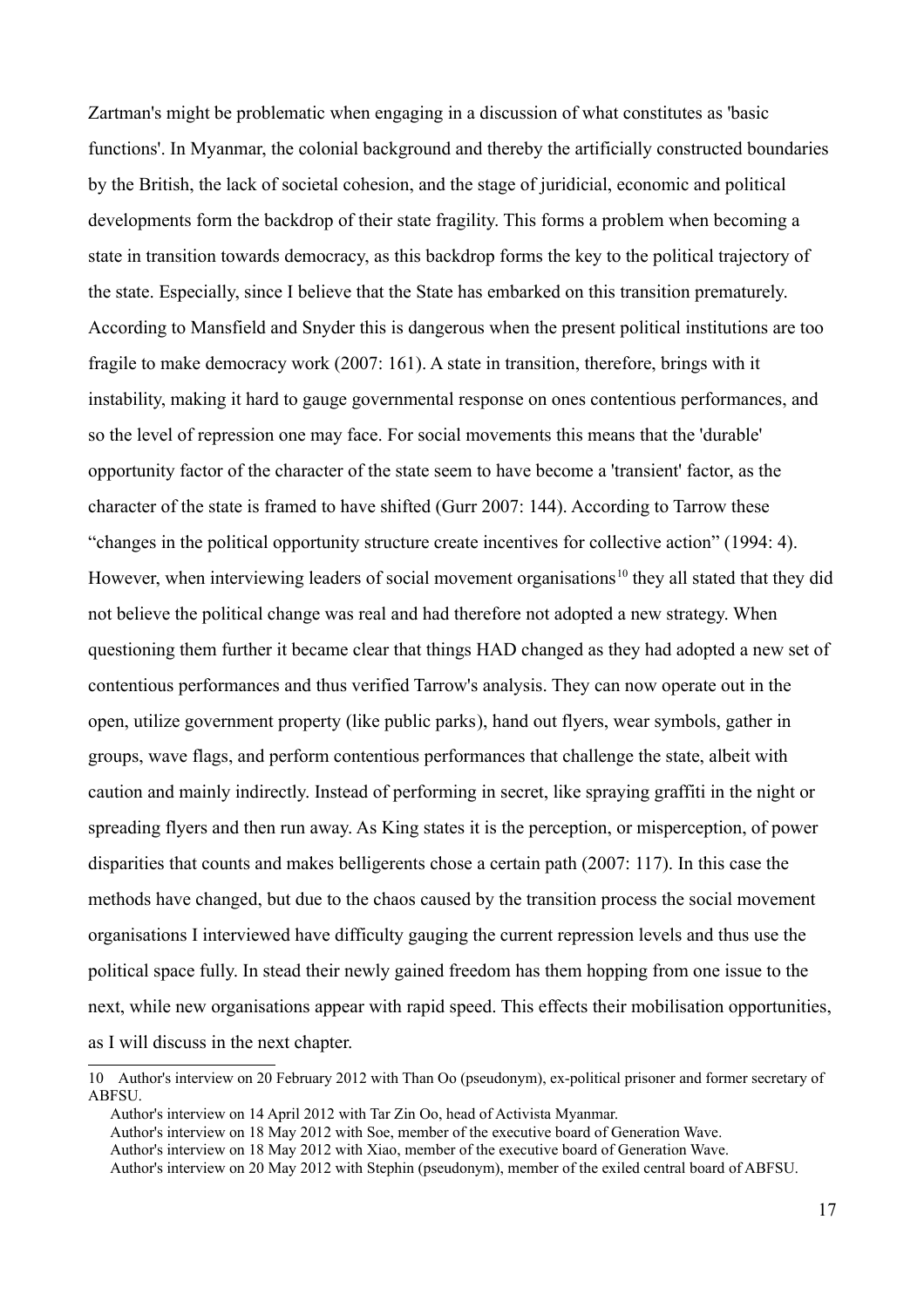Zartman's might be problematic when engaging in a discussion of what constitutes as 'basic functions'. In Myanmar, the colonial background and thereby the artificially constructed boundaries by the British, the lack of societal cohesion, and the stage of juridicial, economic and political developments form the backdrop of their state fragility. This forms a problem when becoming a state in transition towards democracy, as this backdrop forms the key to the political trajectory of the state. Especially, since I believe that the State has embarked on this transition prematurely. According to Mansfield and Snyder this is dangerous when the present political institutions are too fragile to make democracy work (2007: 161). A state in transition, therefore, brings with it instability, making it hard to gauge governmental response on ones contentious performances, and so the level of repression one may face. For social movements this means that the 'durable' opportunity factor of the character of the state seem to have become a 'transient' factor, as the character of the state is framed to have shifted (Gurr 2007: 144). According to Tarrow these "changes in the political opportunity structure create incentives for collective action" (1994: 4). However, when interviewing leaders of social movement organisations[10] they all stated that they did not believe the political change was real and had therefore not adopted a new strategy. When questioning them further it became clear that things HAD changed as they had adopted a new set of contentious performances and thus verified Tarrow's analysis. They can now operate out in the open, utilize government property (like public parks), hand out flyers, wear symbols, gather in groups, wave flags, and perform contentious performances that challenge the state, albeit with caution and mainly indirectly. Instead of performing in secret, like spraying graffiti in the night or spreading flyers and then run away. As King states it is the perception, or misperception, of power disparities that counts and makes belligerents chose a certain path (2007: 117). In this case the methods have changed, but due to the chaos caused by the transition process the social movement organisations I interviewed have difficulty gauging the current repression levels and thus use the political space fully. In stead their newly gained freedom has them hopping from one issue to the next, while new organisations appear with rapid speed. This effects their mobilisation opportunities, as I will discuss in the next chapter.

---

10 Author's interview on 20 February 2012 with Than Oo (pseudonym), ex-political prisoner and former secretary of ABFSU.

Author's interview on 14 April 2012 with Tar Zin Oo, head of Activista Myanmar.

Author's interview on 18 May 2012 with Soe, member of the executive board of Generation Wave.

Author's interview on 18 May 2012 with Xiao, member of the executive board of Generation Wave.

Author's interview on 20 May 2012 with Stephin (pseudonym), member of the exiled central board of ABFSU.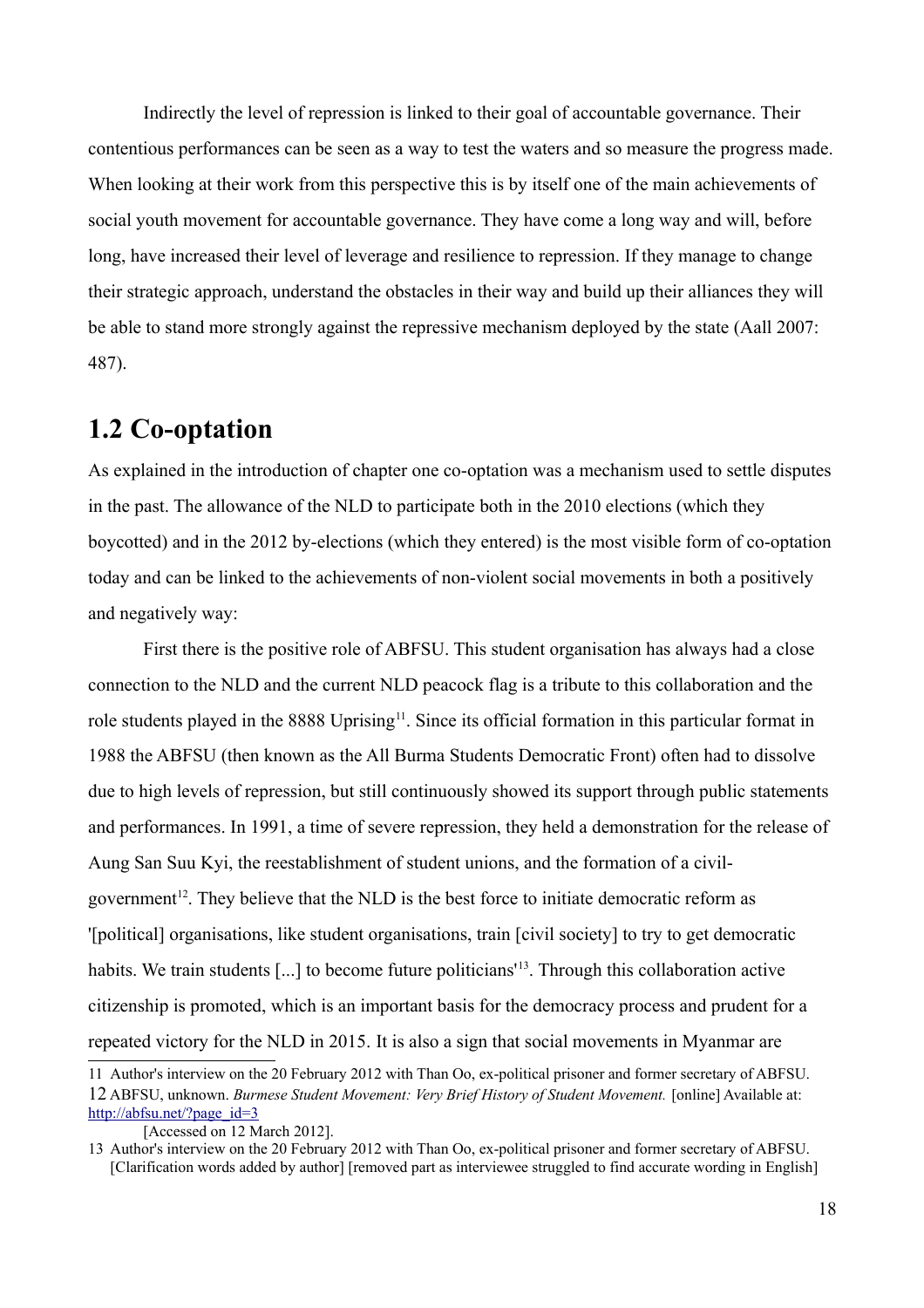Indirectly the level of repression is linked to their goal of accountable governance. Their contentious performances can be seen as a way to test the waters and so measure the progress made. When looking at their work from this perspective this is by itself one of the main achievements of social youth movement for accountable governance. They have come a long way and will, before long, have increased their level of leverage and resilience to repression. If they manage to change their strategic approach, understand the obstacles in their way and build up their alliances they will be able to stand more strongly against the repressive mechanism deployed by the state (Aall 2007: 487).

## 1.2 Co-optation

As explained in the introduction of chapter one co-optation was a mechanism used to settle disputes in the past. The allowance of the NLD to participate both in the 2010 elections (which they boycotted) and in the 2012 by-elections (which they entered) is the most visible form of co-optation today and can be linked to the achievements of non-violent social movements in both a positively and negatively way:

First there is the positive role of ABFSU. This student organisation has always had a close connection to the NLD and the current NLD peacock flag is a tribute to this collaboration and the role students played in the 8888 Uprising[11]. Since its official formation in this particular format in 1988 the ABFSU (then known as the All Burma Students Democratic Front) often had to dissolve due to high levels of repression, but still continuously showed its support through public statements and performances. In 1991, a time of severe repression, they held a demonstration for the release of Aung San Suu Kyi, the reestablishment of student unions, and the formation of a civil-government[12]. They believe that the NLD is the best force to initiate democratic reform as '[political] organisations, like student organisations, train [civil society] to try to get democratic habits. We train students [...] to become future politicians'[13]. Through this collaboration active citizenship is promoted, which is an important basis for the democracy process and prudent for a repeated victory for the NLD in 2015. It is also a sign that social movements in Myanmar are

---

11 Author's interview on the 20 February 2012 with Than Oo, ex-political prisoner and former secretary of ABFSU.

12 ABFSU, unknown. *Burmese Student Movement: Very Brief History of Student Movement.* [online] Available at: http://abfsu.net/?page_id=3 [Accessed on 12 March 2012].

13 Author's interview on the 20 February 2012 with Than Oo, ex-political prisoner and former secretary of ABFSU. [Clarification words added by author] [removed part as interviewee struggled to find accurate wording in English]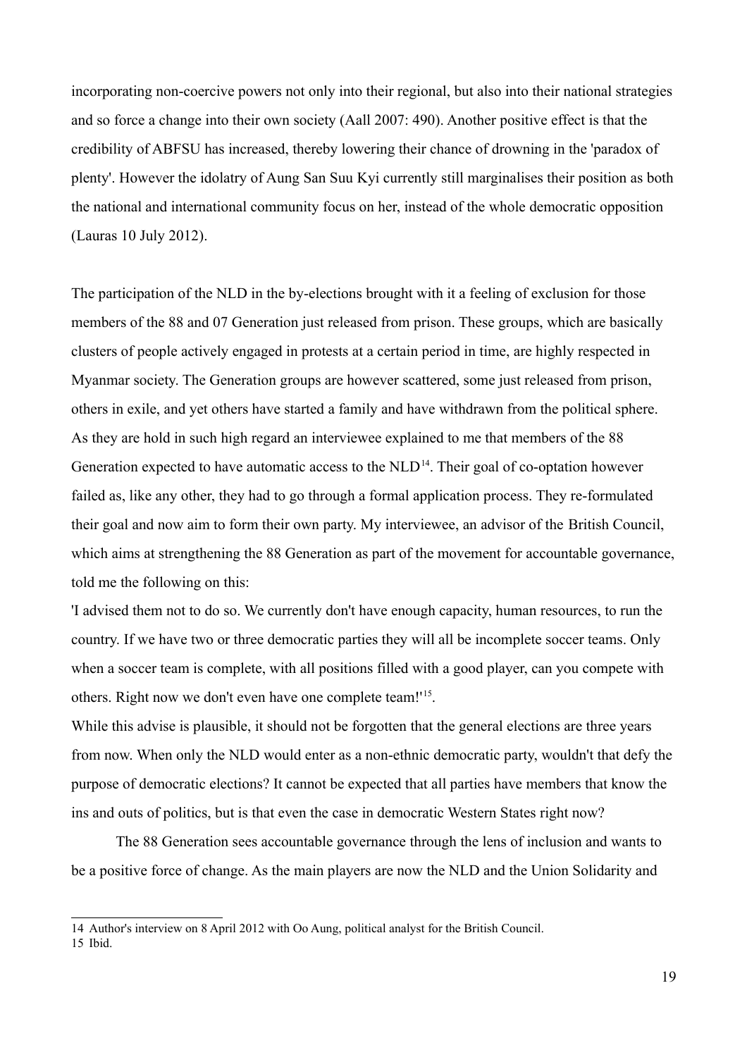incorporating non-coercive powers not only into their regional, but also into their national strategies and so force a change into their own society (Aall 2007: 490). Another positive effect is that the credibility of ABFSU has increased, thereby lowering their chance of drowning in the 'paradox of plenty'. However the idolatry of Aung San Suu Kyi currently still marginalises their position as both the national and international community focus on her, instead of the whole democratic opposition (Lauras 10 July 2012).

The participation of the NLD in the by-elections brought with it a feeling of exclusion for those members of the 88 and 07 Generation just released from prison. These groups, which are basically clusters of people actively engaged in protests at a certain period in time, are highly respected in Myanmar society. The Generation groups are however scattered, some just released from prison, others in exile, and yet others have started a family and have withdrawn from the political sphere. As they are hold in such high regard an interviewee explained to me that members of the 88 Generation expected to have automatic access to the NLD[14]. Their goal of co-optation however failed as, like any other, they had to go through a formal application process. They re-formulated their goal and now aim to form their own party. My interviewee, an advisor of the British Council, which aims at strengthening the 88 Generation as part of the movement for accountable governance, told me the following on this:

'I advised them not to do so. We currently don't have enough capacity, human resources, to run the country. If we have two or three democratic parties they will all be incomplete soccer teams. Only when a soccer team is complete, with all positions filled with a good player, can you compete with others. Right now we don't even have one complete team!'[15].

While this advise is plausible, it should not be forgotten that the general elections are three years from now. When only the NLD would enter as a non-ethnic democratic party, wouldn't that defy the purpose of democratic elections? It cannot be expected that all parties have members that know the ins and outs of politics, but is that even the case in democratic Western States right now?

The 88 Generation sees accountable governance through the lens of inclusion and wants to be a positive force of change. As the main players are now the NLD and the Union Solidarity and

14 Author's interview on 8 April 2012 with Oo Aung, political analyst for the British Council.

15 Ibid.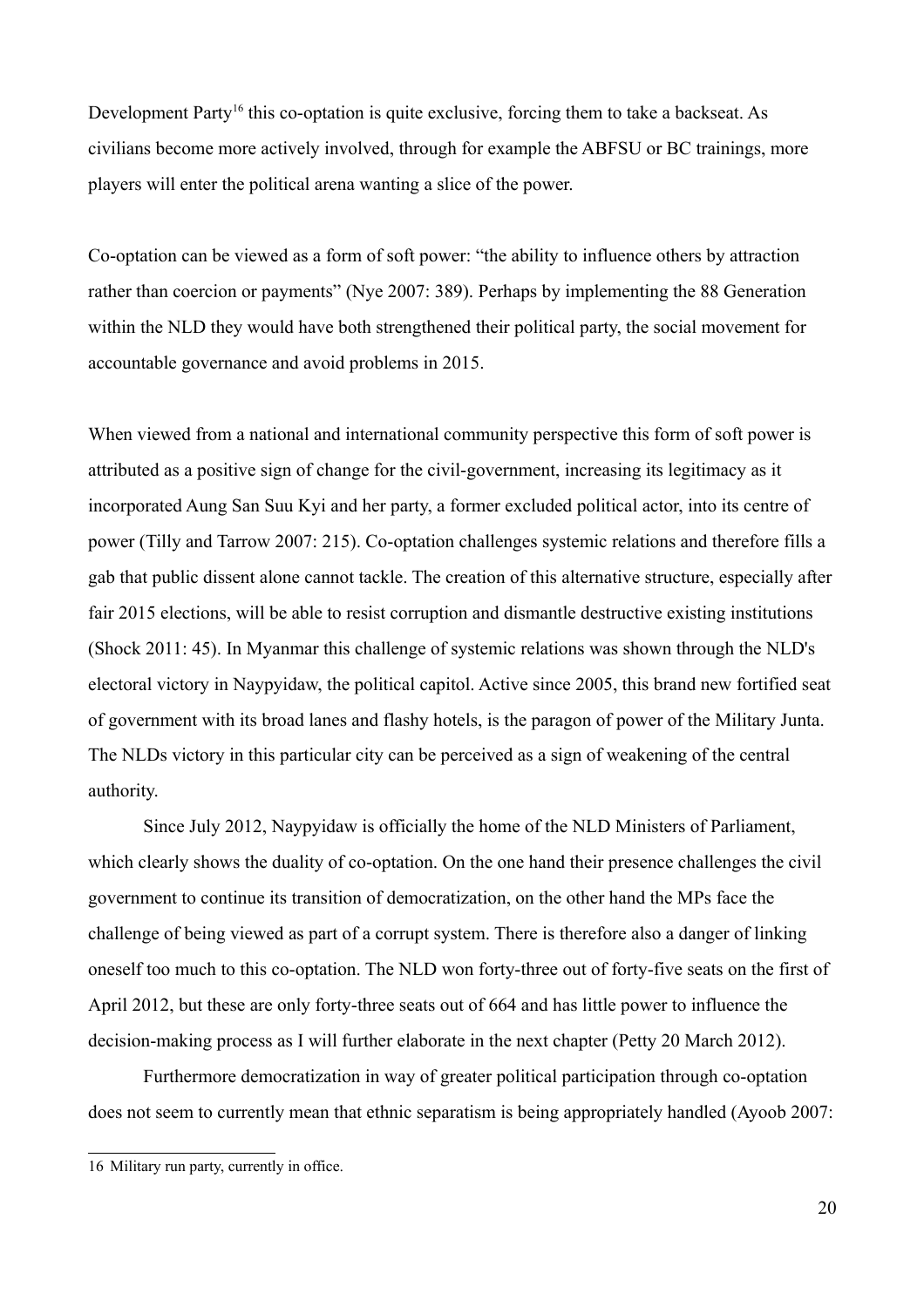Development Party[16] this co-optation is quite exclusive, forcing them to take a backseat. As civilians become more actively involved, through for example the ABFSU or BC trainings, more players will enter the political arena wanting a slice of the power.

Co-optation can be viewed as a form of soft power: "the ability to influence others by attraction rather than coercion or payments" (Nye 2007: 389). Perhaps by implementing the 88 Generation within the NLD they would have both strengthened their political party, the social movement for accountable governance and avoid problems in 2015.

When viewed from a national and international community perspective this form of soft power is attributed as a positive sign of change for the civil-government, increasing its legitimacy as it incorporated Aung San Suu Kyi and her party, a former excluded political actor, into its centre of power (Tilly and Tarrow 2007: 215). Co-optation challenges systemic relations and therefore fills a gab that public dissent alone cannot tackle. The creation of this alternative structure, especially after fair 2015 elections, will be able to resist corruption and dismantle destructive existing institutions (Shock 2011: 45). In Myanmar this challenge of systemic relations was shown through the NLD's electoral victory in Naypyidaw, the political capitol. Active since 2005, this brand new fortified seat of government with its broad lanes and flashy hotels, is the paragon of power of the Military Junta. The NLDs victory in this particular city can be perceived as a sign of weakening of the central authority.

Since July 2012, Naypyidaw is officially the home of the NLD Ministers of Parliament, which clearly shows the duality of co-optation. On the one hand their presence challenges the civil government to continue its transition of democratization, on the other hand the MPs face the challenge of being viewed as part of a corrupt system. There is therefore also a danger of linking oneself too much to this co-optation. The NLD won forty-three out of forty-five seats on the first of April 2012, but these are only forty-three seats out of 664 and has little power to influence the decision-making process as I will further elaborate in the next chapter (Petty 20 March 2012).

Furthermore democratization in way of greater political participation through co-optation does not seem to currently mean that ethnic separatism is being appropriately handled (Ayoob 2007:

---

16 Military run party, currently in office.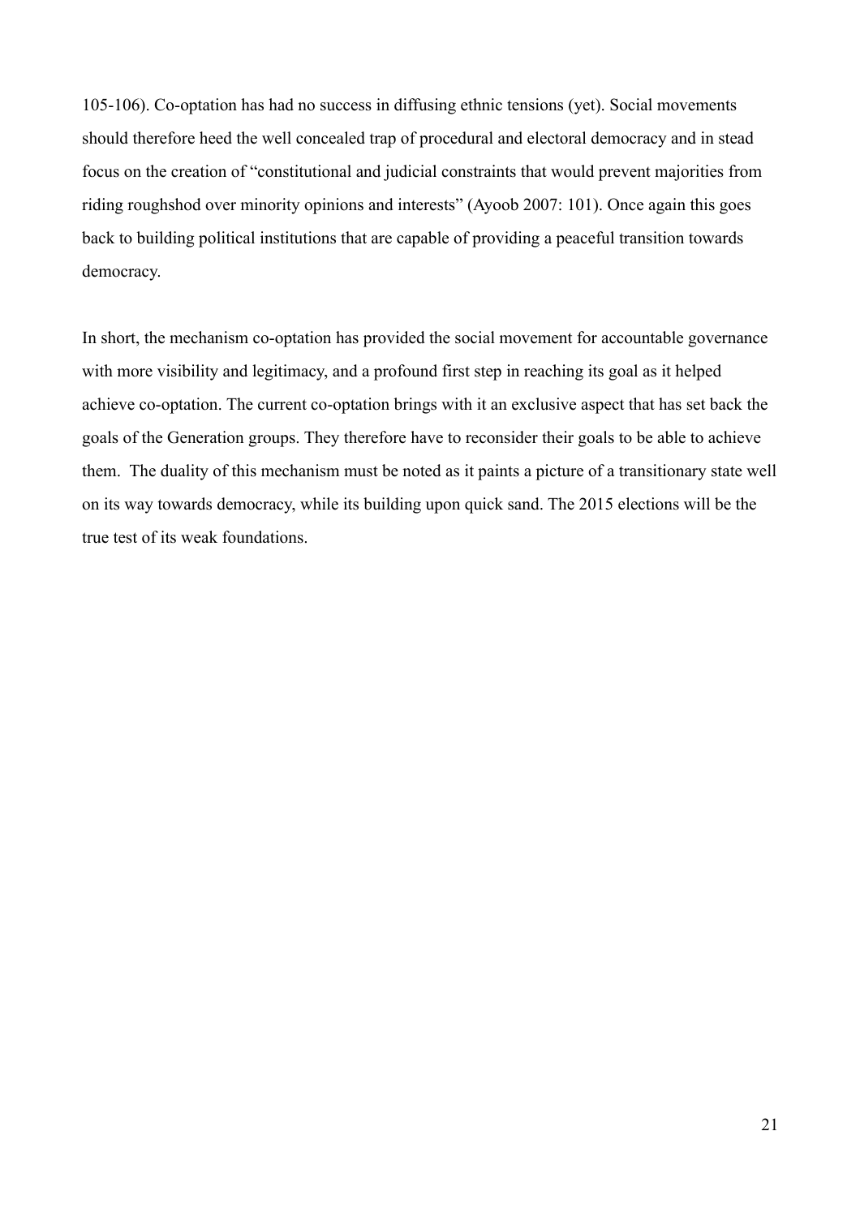105-106). Co-optation has had no success in diffusing ethnic tensions (yet). Social movements should therefore heed the well concealed trap of procedural and electoral democracy and in stead focus on the creation of "constitutional and judicial constraints that would prevent majorities from riding roughshod over minority opinions and interests" (Ayoob 2007: 101). Once again this goes back to building political institutions that are capable of providing a peaceful transition towards democracy.

In short, the mechanism co-optation has provided the social movement for accountable governance with more visibility and legitimacy, and a profound first step in reaching its goal as it helped achieve co-optation. The current co-optation brings with it an exclusive aspect that has set back the goals of the Generation groups. They therefore have to reconsider their goals to be able to achieve them. The duality of this mechanism must be noted as it paints a picture of a transitionary state well on its way towards democracy, while its building upon quick sand. The 2015 elections will be the true test of its weak foundations.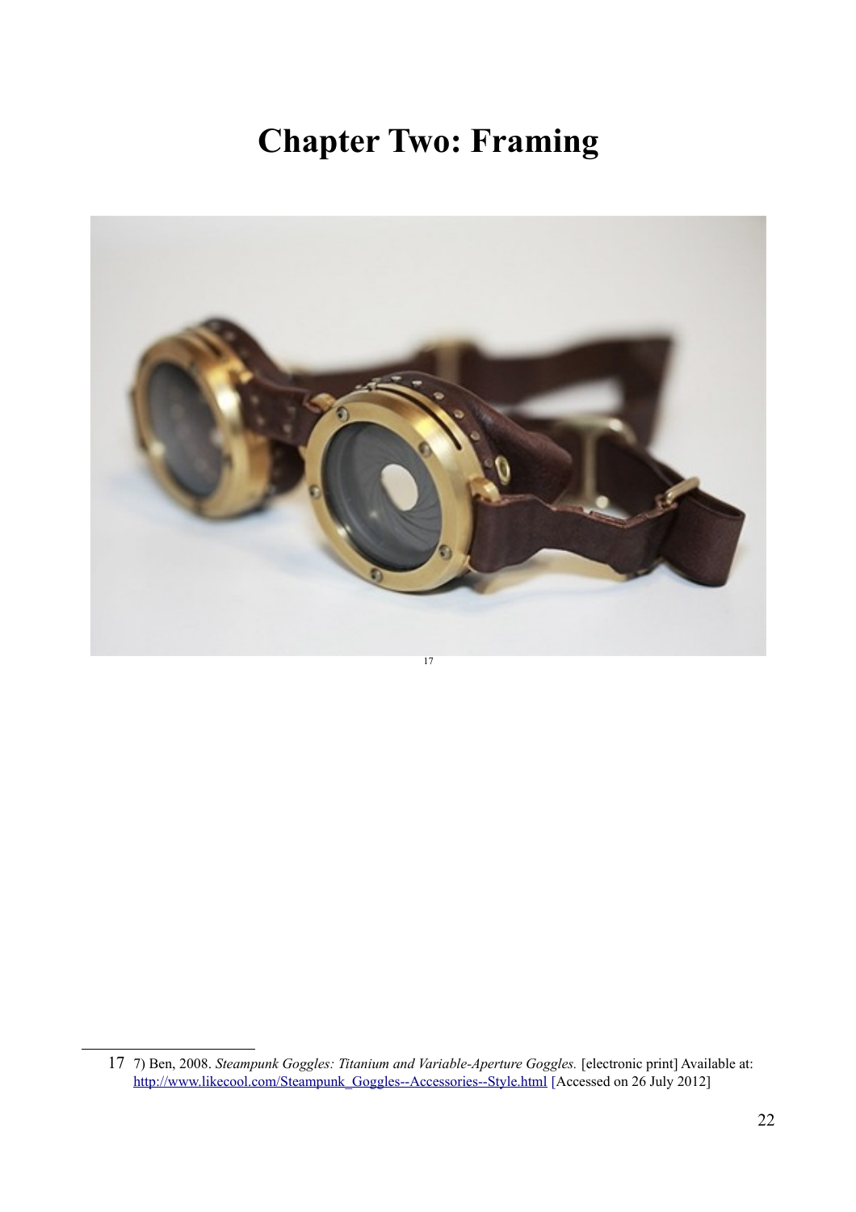# Chapter Two: Framing

[17]

---

17 7) Ben, 2008. *Steampunk Goggles: Titanium and Variable-Aperture Goggles.* [electronic print] Available at: http://www.likecool.com/Steampunk_Goggles--Accessories--Style.html [Accessed on 26 July 2012]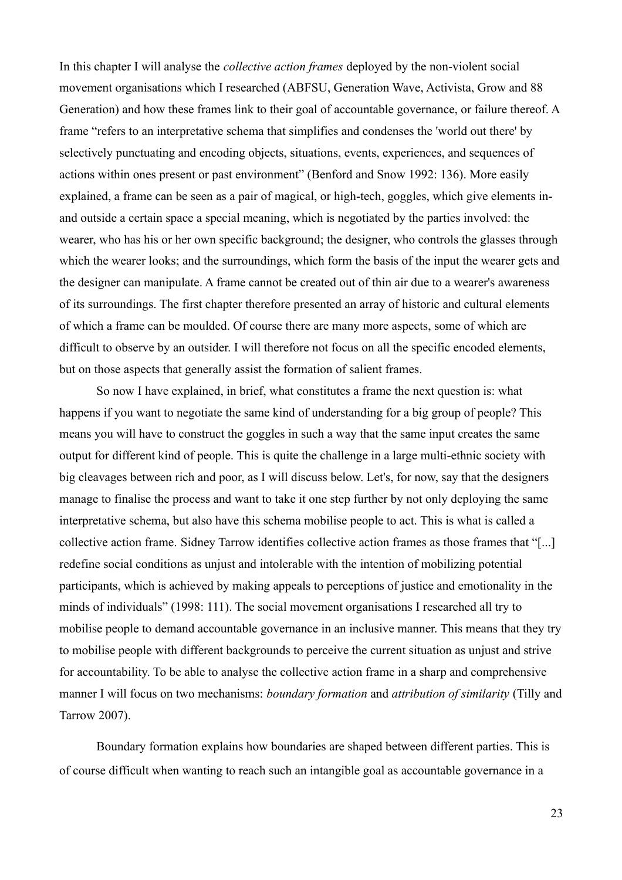In this chapter I will analyse the *collective action frames* deployed by the non-violent social movement organisations which I researched (ABFSU, Generation Wave, Activista, Grow and 88 Generation) and how these frames link to their goal of accountable governance, or failure thereof. A frame "refers to an interpretative schema that simplifies and condenses the 'world out there' by selectively punctuating and encoding objects, situations, events, experiences, and sequences of actions within ones present or past environment" (Benford and Snow 1992: 136). More easily explained, a frame can be seen as a pair of magical, or high-tech, goggles, which give elements in- and outside a certain space a special meaning, which is negotiated by the parties involved: the wearer, who has his or her own specific background; the designer, who controls the glasses through which the wearer looks; and the surroundings, which form the basis of the input the wearer gets and the designer can manipulate. A frame cannot be created out of thin air due to a wearer's awareness of its surroundings. The first chapter therefore presented an array of historic and cultural elements of which a frame can be moulded. Of course there are many more aspects, some of which are difficult to observe by an outsider. I will therefore not focus on all the specific encoded elements, but on those aspects that generally assist the formation of salient frames.

So now I have explained, in brief, what constitutes a frame the next question is: what happens if you want to negotiate the same kind of understanding for a big group of people? This means you will have to construct the goggles in such a way that the same input creates the same output for different kind of people. This is quite the challenge in a large multi-ethnic society with big cleavages between rich and poor, as I will discuss below. Let's, for now, say that the designers manage to finalise the process and want to take it one step further by not only deploying the same interpretative schema, but also have this schema mobilise people to act. This is what is called a collective action frame. Sidney Tarrow identifies collective action frames as those frames that "[...] redefine social conditions as unjust and intolerable with the intention of mobilizing potential participants, which is achieved by making appeals to perceptions of justice and emotionality in the minds of individuals" (1998: 111). The social movement organisations I researched all try to mobilise people to demand accountable governance in an inclusive manner. This means that they try to mobilise people with different backgrounds to perceive the current situation as unjust and strive for accountability. To be able to analyse the collective action frame in a sharp and comprehensive manner I will focus on two mechanisms: *boundary formation* and *attribution of similarity* (Tilly and Tarrow 2007).

Boundary formation explains how boundaries are shaped between different parties. This is of course difficult when wanting to reach such an intangible goal as accountable governance in a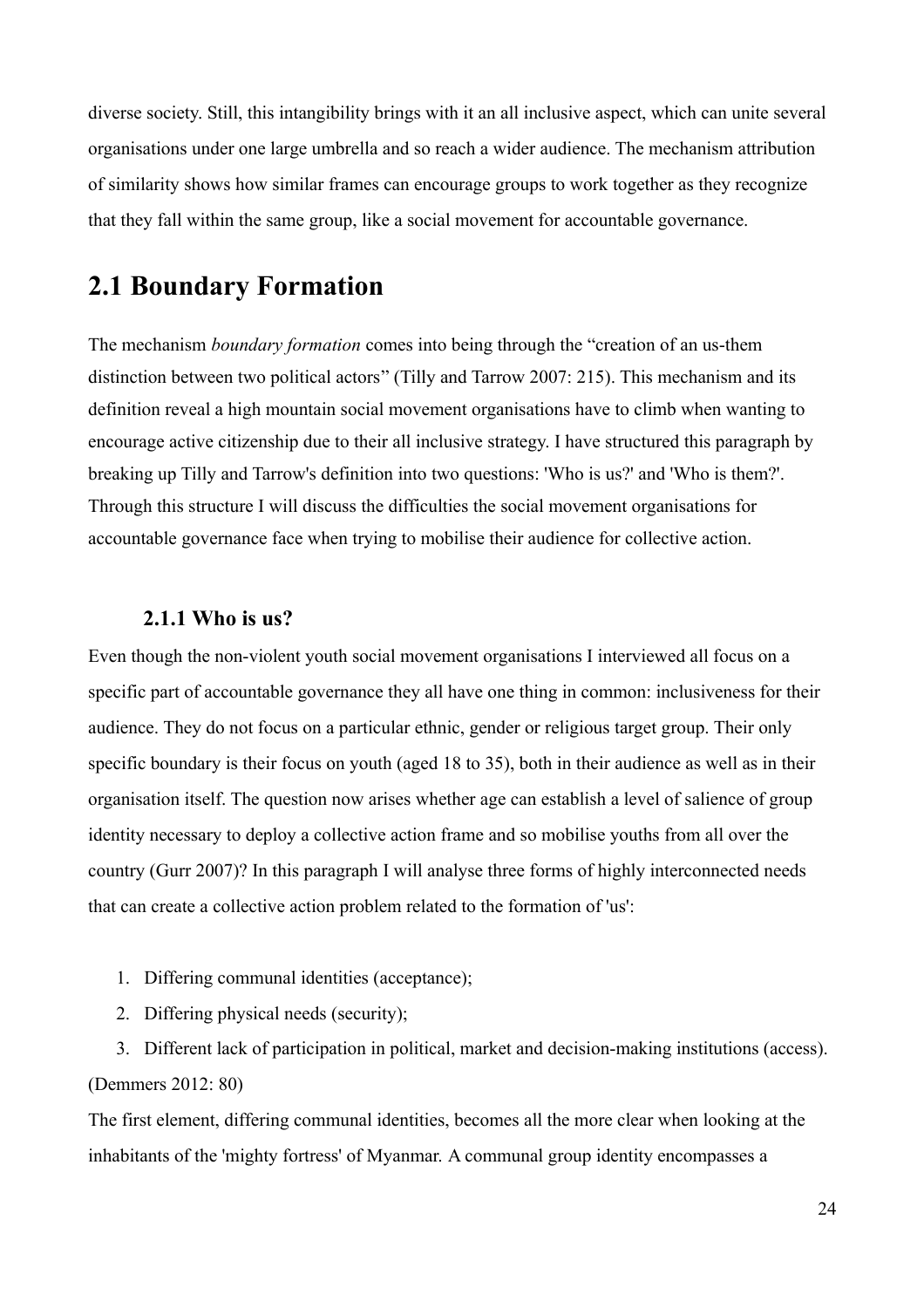diverse society. Still, this intangibility brings with it an all inclusive aspect, which can unite several organisations under one large umbrella and so reach a wider audience. The mechanism attribution of similarity shows how similar frames can encourage groups to work together as they recognize that they fall within the same group, like a social movement for accountable governance.

## 2.1 Boundary Formation

The mechanism *boundary formation* comes into being through the "creation of an us-them distinction between two political actors" (Tilly and Tarrow 2007: 215). This mechanism and its definition reveal a high mountain social movement organisations have to climb when wanting to encourage active citizenship due to their all inclusive strategy. I have structured this paragraph by breaking up Tilly and Tarrow's definition into two questions: 'Who is us?' and 'Who is them?'. Through this structure I will discuss the difficulties the social movement organisations for accountable governance face when trying to mobilise their audience for collective action.

### 2.1.1 Who is us?

Even though the non-violent youth social movement organisations I interviewed all focus on a specific part of accountable governance they all have one thing in common: inclusiveness for their audience. They do not focus on a particular ethnic, gender or religious target group. Their only specific boundary is their focus on youth (aged 18 to 35), both in their audience as well as in their organisation itself. The question now arises whether age can establish a level of salience of group identity necessary to deploy a collective action frame and so mobilise youths from all over the country (Gurr 2007)? In this paragraph I will analyse three forms of highly interconnected needs that can create a collective action problem related to the formation of 'us':

1. Differing communal identities (acceptance);
2. Differing physical needs (security);
3. Different lack of participation in political, market and decision-making institutions (access).

(Demmers 2012: 80)

The first element, differing communal identities, becomes all the more clear when looking at the inhabitants of the 'mighty fortress' of Myanmar. A communal group identity encompasses a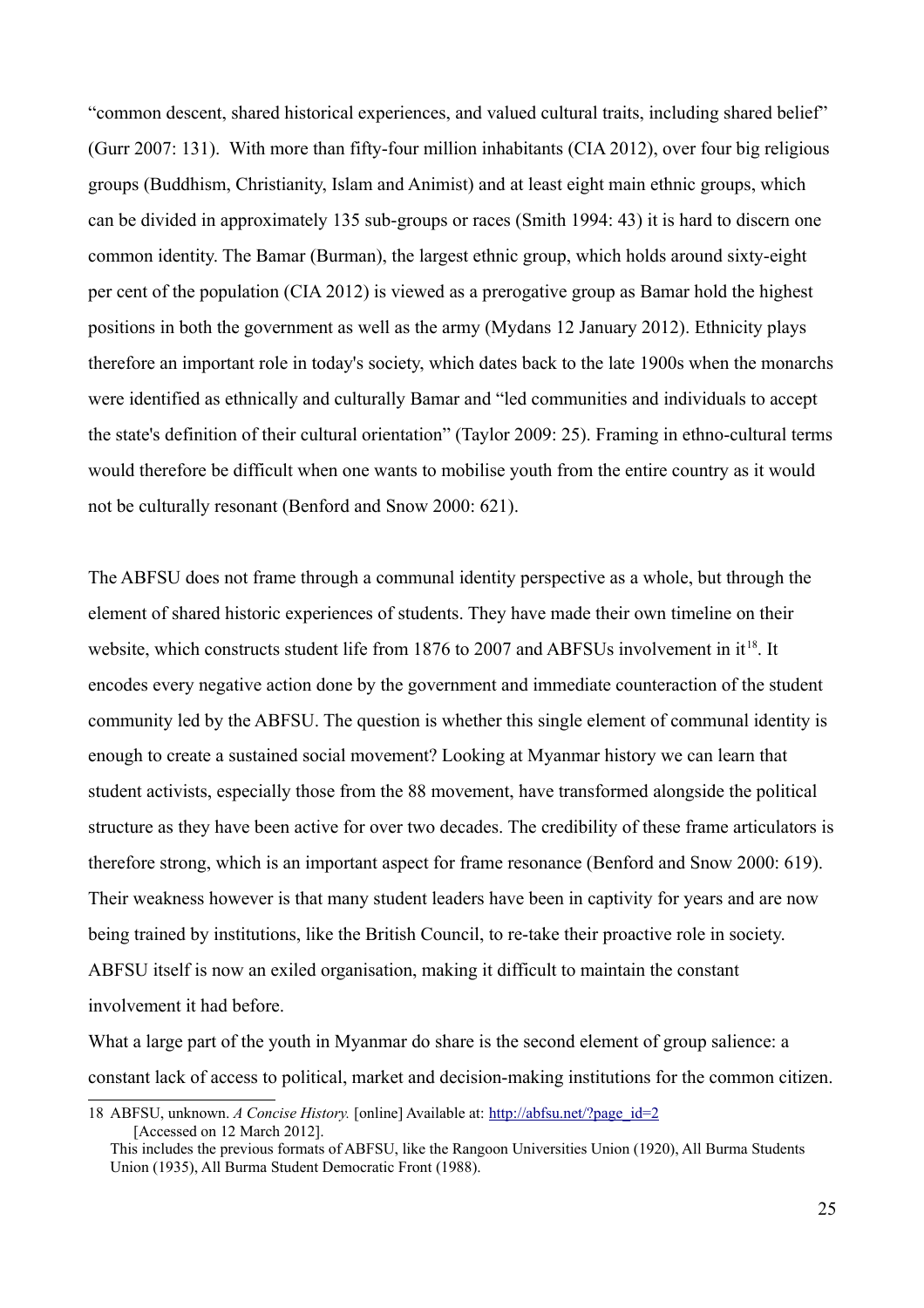"common descent, shared historical experiences, and valued cultural traits, including shared belief" (Gurr 2007: 131). With more than fifty-four million inhabitants (CIA 2012), over four big religious groups (Buddhism, Christianity, Islam and Animist) and at least eight main ethnic groups, which can be divided in approximately 135 sub-groups or races (Smith 1994: 43) it is hard to discern one common identity. The Bamar (Burman), the largest ethnic group, which holds around sixty-eight per cent of the population (CIA 2012) is viewed as a prerogative group as Bamar hold the highest positions in both the government as well as the army (Mydans 12 January 2012). Ethnicity plays therefore an important role in today's society, which dates back to the late 1900s when the monarchs were identified as ethnically and culturally Bamar and "led communities and individuals to accept the state's definition of their cultural orientation" (Taylor 2009: 25). Framing in ethno-cultural terms would therefore be difficult when one wants to mobilise youth from the entire country as it would not be culturally resonant (Benford and Snow 2000: 621).

The ABFSU does not frame through a communal identity perspective as a whole, but through the element of shared historic experiences of students. They have made their own timeline on their website, which constructs student life from 1876 to 2007 and ABFSUs involvement in it[18]. It encodes every negative action done by the government and immediate counteraction of the student community led by the ABFSU. The question is whether this single element of communal identity is enough to create a sustained social movement? Looking at Myanmar history we can learn that student activists, especially those from the 88 movement, have transformed alongside the political structure as they have been active for over two decades. The credibility of these frame articulators is therefore strong, which is an important aspect for frame resonance (Benford and Snow 2000: 619). Their weakness however is that many student leaders have been in captivity for years and are now being trained by institutions, like the British Council, to re-take their proactive role in society. ABFSU itself is now an exiled organisation, making it difficult to maintain the constant involvement it had before.

What a large part of the youth in Myanmar do share is the second element of group salience: a constant lack of access to political, market and decision-making institutions for the common citizen.

---

18 ABFSU, unknown. *A Concise History.* [online] Available at: http://abfsu.net/?page_id=2 [Accessed on 12 March 2012].
This includes the previous formats of ABFSU, like the Rangoon Universities Union (1920), All Burma Students Union (1935), All Burma Student Democratic Front (1988).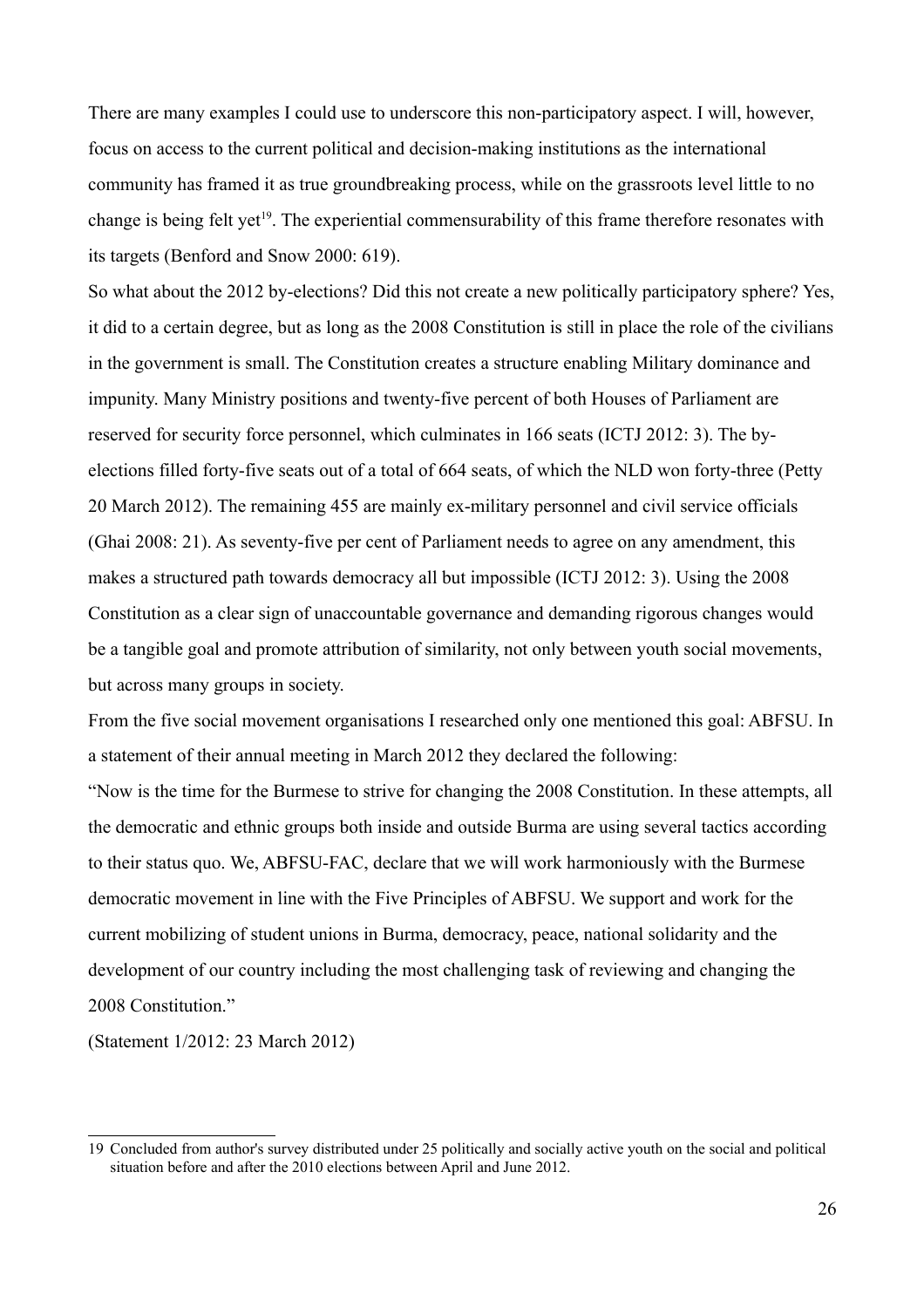There are many examples I could use to underscore this non-participatory aspect. I will, however, focus on access to the current political and decision-making institutions as the international community has framed it as true groundbreaking process, while on the grassroots level little to no change is being felt yet[19]. The experiential commensurability of this frame therefore resonates with its targets (Benford and Snow 2000: 619).

So what about the 2012 by-elections? Did this not create a new politically participatory sphere? Yes, it did to a certain degree, but as long as the 2008 Constitution is still in place the role of the civilians in the government is small. The Constitution creates a structure enabling Military dominance and impunity. Many Ministry positions and twenty-five percent of both Houses of Parliament are reserved for security force personnel, which culminates in 166 seats (ICTJ 2012: 3). The by-elections filled forty-five seats out of a total of 664 seats, of which the NLD won forty-three (Petty 20 March 2012). The remaining 455 are mainly ex-military personnel and civil service officials (Ghai 2008: 21). As seventy-five per cent of Parliament needs to agree on any amendment, this makes a structured path towards democracy all but impossible (ICTJ 2012: 3). Using the 2008 Constitution as a clear sign of unaccountable governance and demanding rigorous changes would be a tangible goal and promote attribution of similarity, not only between youth social movements, but across many groups in society.

From the five social movement organisations I researched only one mentioned this goal: ABFSU. In a statement of their annual meeting in March 2012 they declared the following:

"Now is the time for the Burmese to strive for changing the 2008 Constitution. In these attempts, all the democratic and ethnic groups both inside and outside Burma are using several tactics according to their status quo. We, ABFSU-FAC, declare that we will work harmoniously with the Burmese democratic movement in line with the Five Principles of ABFSU. We support and work for the current mobilizing of student unions in Burma, democracy, peace, national solidarity and the development of our country including the most challenging task of reviewing and changing the 2008 Constitution."

(Statement 1/2012: 23 March 2012)

---

19 Concluded from author's survey distributed under 25 politically and socially active youth on the social and political situation before and after the 2010 elections between April and June 2012.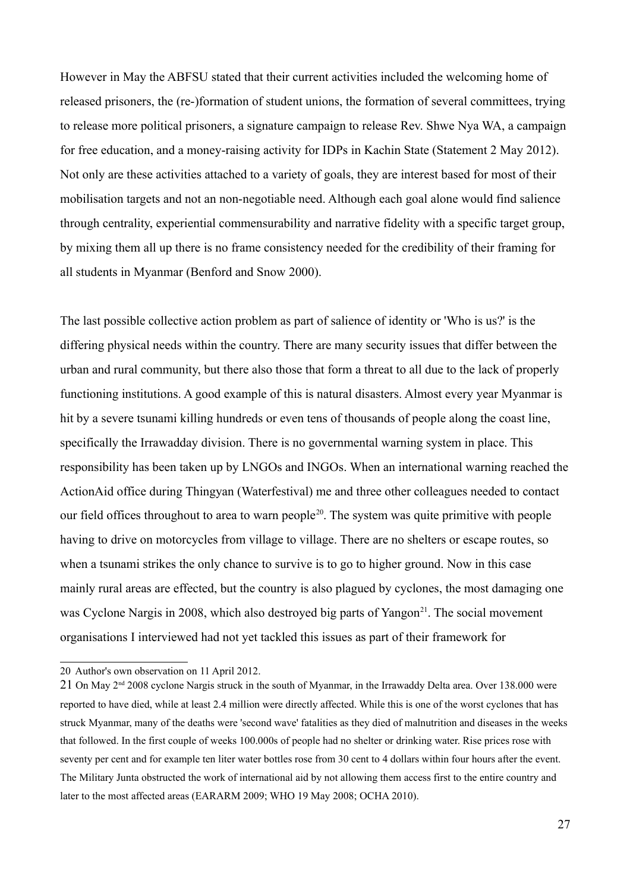However in May the ABFSU stated that their current activities included the welcoming home of released prisoners, the (re-)formation of student unions, the formation of several committees, trying to release more political prisoners, a signature campaign to release Rev. Shwe Nya WA, a campaign for free education, and a money-raising activity for IDPs in Kachin State (Statement 2 May 2012). Not only are these activities attached to a variety of goals, they are interest based for most of their mobilisation targets and not an non-negotiable need. Although each goal alone would find salience through centrality, experiential commensurability and narrative fidelity with a specific target group, by mixing them all up there is no frame consistency needed for the credibility of their framing for all students in Myanmar (Benford and Snow 2000).

The last possible collective action problem as part of salience of identity or 'Who is us?' is the differing physical needs within the country. There are many security issues that differ between the urban and rural community, but there also those that form a threat to all due to the lack of properly functioning institutions. A good example of this is natural disasters. Almost every year Myanmar is hit by a severe tsunami killing hundreds or even tens of thousands of people along the coast line, specifically the Irrawadday division. There is no governmental warning system in place. This responsibility has been taken up by LNGOs and INGOs. When an international warning reached the ActionAid office during Thingyan (Waterfestival) me and three other colleagues needed to contact our field offices throughout to area to warn people[20]. The system was quite primitive with people having to drive on motorcycles from village to village. There are no shelters or escape routes, so when a tsunami strikes the only chance to survive is to go to higher ground. Now in this case mainly rural areas are effected, but the country is also plagued by cyclones, the most damaging one was Cyclone Nargis in 2008, which also destroyed big parts of Yangon[21]. The social movement organisations I interviewed had not yet tackled this issues as part of their framework for

---

20 Author's own observation on 11 April 2012.

21 On May 2nd 2008 cyclone Nargis struck in the south of Myanmar, in the Irrawaddy Delta area. Over 138.000 were reported to have died, while at least 2.4 million were directly affected. While this is one of the worst cyclones that has struck Myanmar, many of the deaths were 'second wave' fatalities as they died of malnutrition and diseases in the weeks that followed. In the first couple of weeks 100.000s of people had no shelter or drinking water. Rise prices rose with seventy per cent and for example ten liter water bottles rose from 30 cent to 4 dollars within four hours after the event. The Military Junta obstructed the work of international aid by not allowing them access first to the entire country and later to the most affected areas (EARARM 2009; WHO 19 May 2008; OCHA 2010).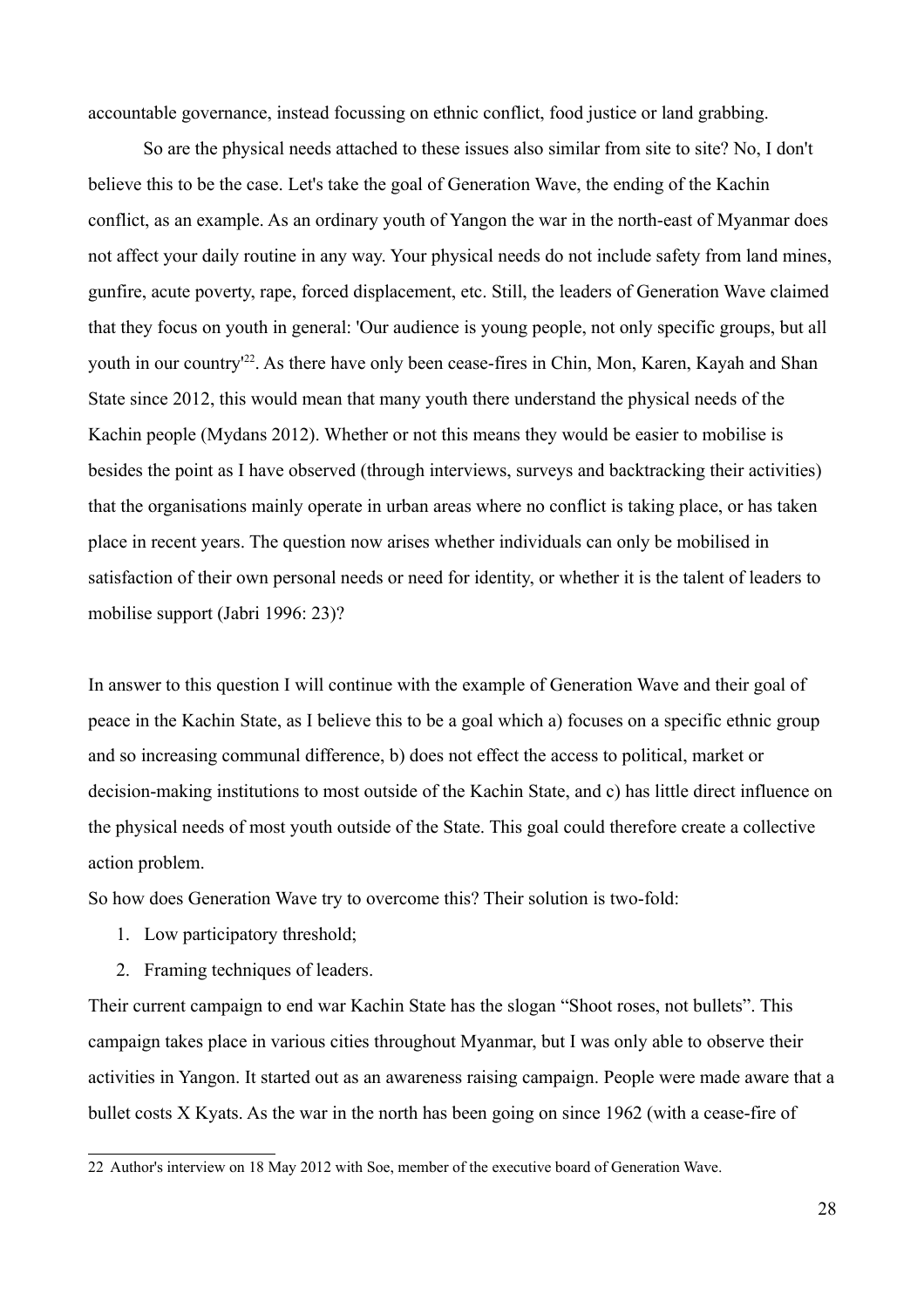accountable governance, instead focussing on ethnic conflict, food justice or land grabbing.

So are the physical needs attached to these issues also similar from site to site? No, I don't believe this to be the case. Let's take the goal of Generation Wave, the ending of the Kachin conflict, as an example. As an ordinary youth of Yangon the war in the north-east of Myanmar does not affect your daily routine in any way. Your physical needs do not include safety from land mines, gunfire, acute poverty, rape, forced displacement, etc. Still, the leaders of Generation Wave claimed that they focus on youth in general: 'Our audience is young people, not only specific groups, but all youth in our country'[22]. As there have only been cease-fires in Chin, Mon, Karen, Kayah and Shan State since 2012, this would mean that many youth there understand the physical needs of the Kachin people (Mydans 2012). Whether or not this means they would be easier to mobilise is besides the point as I have observed (through interviews, surveys and backtracking their activities) that the organisations mainly operate in urban areas where no conflict is taking place, or has taken place in recent years. The question now arises whether individuals can only be mobilised in satisfaction of their own personal needs or need for identity, or whether it is the talent of leaders to mobilise support (Jabri 1996: 23)?

In answer to this question I will continue with the example of Generation Wave and their goal of peace in the Kachin State, as I believe this to be a goal which a) focuses on a specific ethnic group and so increasing communal difference, b) does not effect the access to political, market or decision-making institutions to most outside of the Kachin State, and c) has little direct influence on the physical needs of most youth outside of the State. This goal could therefore create a collective action problem.

So how does Generation Wave try to overcome this? Their solution is two-fold:

1. Low participatory threshold;
2. Framing techniques of leaders.

Their current campaign to end war Kachin State has the slogan “Shoot roses, not bullets”. This campaign takes place in various cities throughout Myanmar, but I was only able to observe their activities in Yangon. It started out as an awareness raising campaign. People were made aware that a bullet costs X Kyats. As the war in the north has been going on since 1962 (with a cease-fire of

22 Author's interview on 18 May 2012 with Soe, member of the executive board of Generation Wave.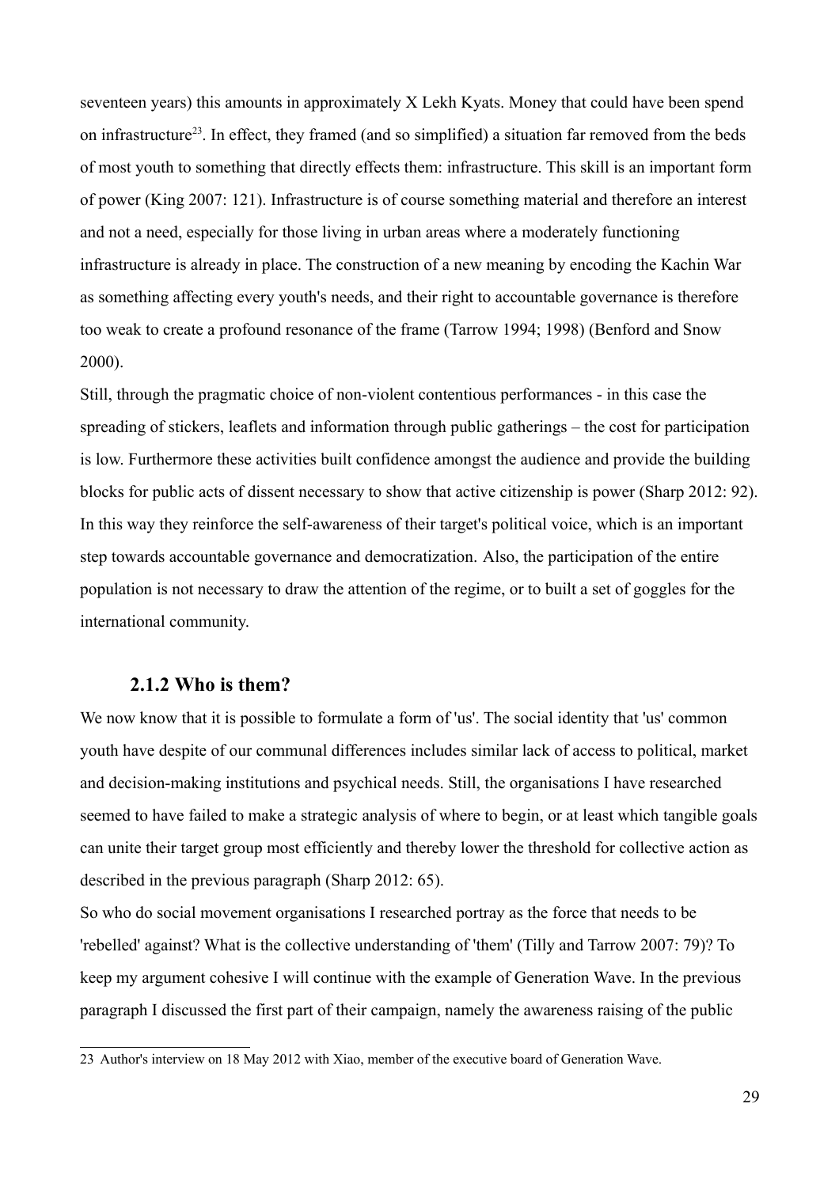seventeen years) this amounts in approximately X Lekh Kyats. Money that could have been spend on infrastructure[23]. In effect, they framed (and so simplified) a situation far removed from the beds of most youth to something that directly effects them: infrastructure. This skill is an important form of power (King 2007: 121). Infrastructure is of course something material and therefore an interest and not a need, especially for those living in urban areas where a moderately functioning infrastructure is already in place. The construction of a new meaning by encoding the Kachin War as something affecting every youth's needs, and their right to accountable governance is therefore too weak to create a profound resonance of the frame (Tarrow 1994; 1998) (Benford and Snow 2000).

Still, through the pragmatic choice of non-violent contentious performances - in this case the spreading of stickers, leaflets and information through public gatherings – the cost for participation is low. Furthermore these activities built confidence amongst the audience and provide the building blocks for public acts of dissent necessary to show that active citizenship is power (Sharp 2012: 92). In this way they reinforce the self-awareness of their target's political voice, which is an important step towards accountable governance and democratization. Also, the participation of the entire population is not necessary to draw the attention of the regime, or to built a set of goggles for the international community.

### 2.1.2 Who is them?

We now know that it is possible to formulate a form of 'us'. The social identity that 'us' common youth have despite of our communal differences includes similar lack of access to political, market and decision-making institutions and psychical needs. Still, the organisations I have researched seemed to have failed to make a strategic analysis of where to begin, or at least which tangible goals can unite their target group most efficiently and thereby lower the threshold for collective action as described in the previous paragraph (Sharp 2012: 65).

So who do social movement organisations I researched portray as the force that needs to be 'rebelled' against? What is the collective understanding of 'them' (Tilly and Tarrow 2007: 79)? To keep my argument cohesive I will continue with the example of Generation Wave. In the previous paragraph I discussed the first part of their campaign, namely the awareness raising of the public

---

23 Author's interview on 18 May 2012 with Xiao, member of the executive board of Generation Wave.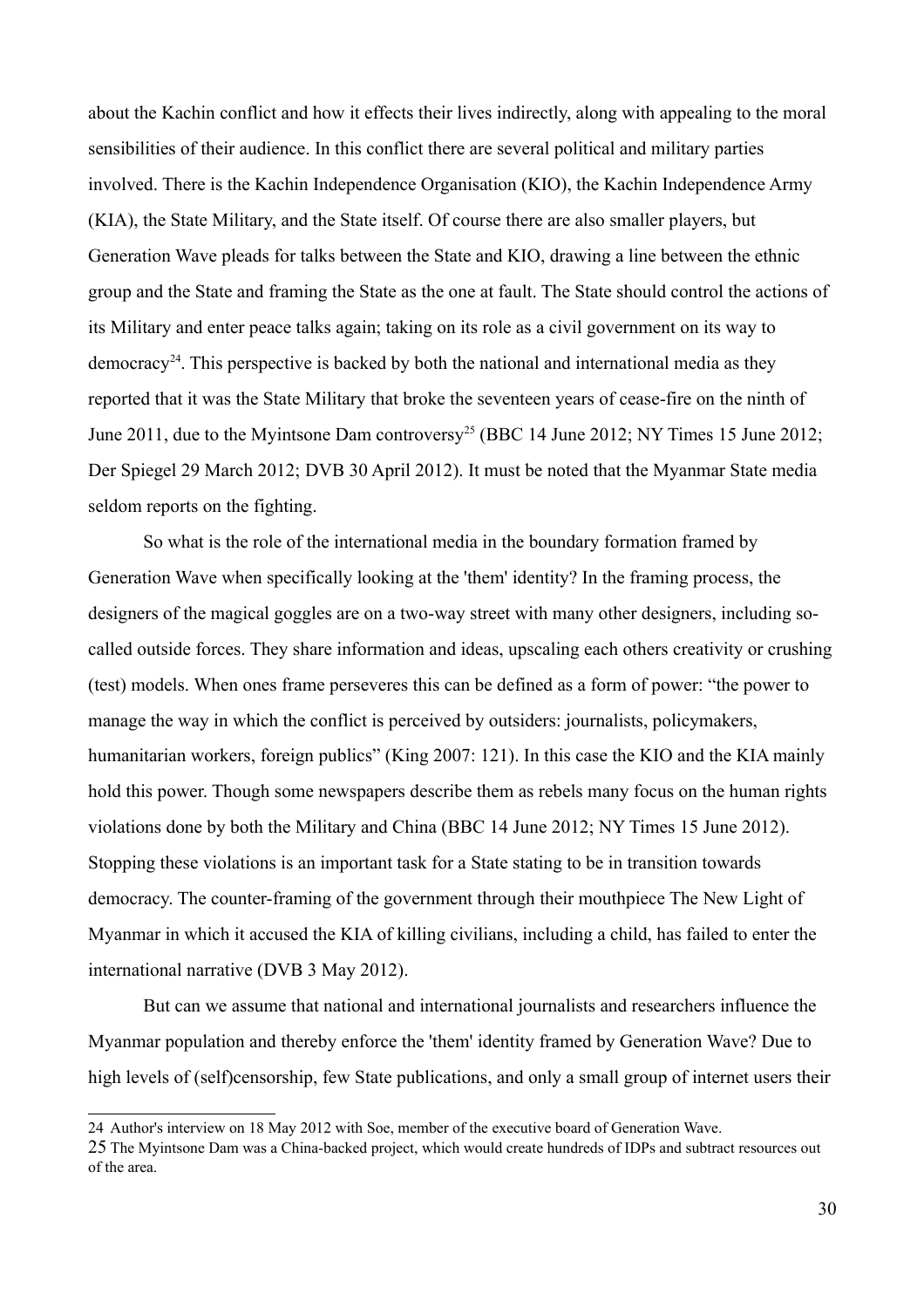about the Kachin conflict and how it effects their lives indirectly, along with appealing to the moral sensibilities of their audience. In this conflict there are several political and military parties involved. There is the Kachin Independence Organisation (KIO), the Kachin Independence Army (KIA), the State Military, and the State itself. Of course there are also smaller players, but Generation Wave pleads for talks between the State and KIO, drawing a line between the ethnic group and the State and framing the State as the one at fault. The State should control the actions of its Military and enter peace talks again; taking on its role as a civil government on its way to democracy[24]. This perspective is backed by both the national and international media as they reported that it was the State Military that broke the seventeen years of cease-fire on the ninth of June 2011, due to the Myintsone Dam controversy[25] (BBC 14 June 2012; NY Times 15 June 2012; Der Spiegel 29 March 2012; DVB 30 April 2012). It must be noted that the Myanmar State media seldom reports on the fighting.

So what is the role of the international media in the boundary formation framed by Generation Wave when specifically looking at the 'them' identity? In the framing process, the designers of the magical goggles are on a two-way street with many other designers, including so-called outside forces. They share information and ideas, upscaling each others creativity or crushing (test) models. When ones frame perseveres this can be defined as a form of power: "the power to manage the way in which the conflict is perceived by outsiders: journalists, policymakers, humanitarian workers, foreign publics" (King 2007: 121). In this case the KIO and the KIA mainly hold this power. Though some newspapers describe them as rebels many focus on the human rights violations done by both the Military and China (BBC 14 June 2012; NY Times 15 June 2012). Stopping these violations is an important task for a State stating to be in transition towards democracy. The counter-framing of the government through their mouthpiece The New Light of Myanmar in which it accused the KIA of killing civilians, including a child, has failed to enter the international narrative (DVB 3 May 2012).

But can we assume that national and international journalists and researchers influence the Myanmar population and thereby enforce the 'them' identity framed by Generation Wave? Due to high levels of (self)censorship, few State publications, and only a small group of internet users their

---

24 Author's interview on 18 May 2012 with Soe, member of the executive board of Generation Wave.

25 The Myintsone Dam was a China-backed project, which would create hundreds of IDPs and subtract resources out of the area.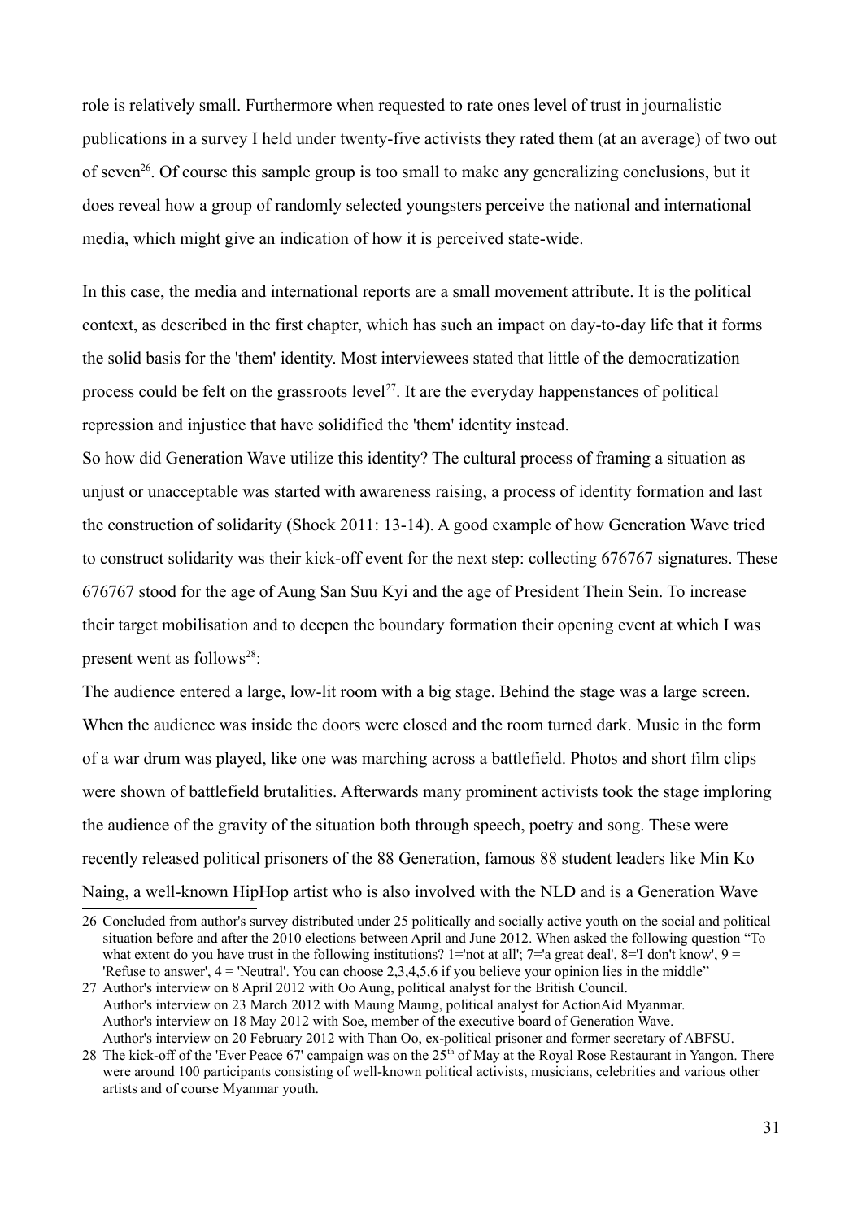role is relatively small. Furthermore when requested to rate ones level of trust in journalistic publications in a survey I held under twenty-five activists they rated them (at an average) of two out of seven[26]. Of course this sample group is too small to make any generalizing conclusions, but it does reveal how a group of randomly selected youngsters perceive the national and international media, which might give an indication of how it is perceived state-wide.

In this case, the media and international reports are a small movement attribute. It is the political context, as described in the first chapter, which has such an impact on day-to-day life that it forms the solid basis for the 'them' identity. Most interviewees stated that little of the democratization process could be felt on the grassroots level[27]. It are the everyday happenstances of political repression and injustice that have solidified the 'them' identity instead.

So how did Generation Wave utilize this identity? The cultural process of framing a situation as unjust or unacceptable was started with awareness raising, a process of identity formation and last the construction of solidarity (Shock 2011: 13-14). A good example of how Generation Wave tried to construct solidarity was their kick-off event for the next step: collecting 676767 signatures. These 676767 stood for the age of Aung San Suu Kyi and the age of President Thein Sein. To increase their target mobilisation and to deepen the boundary formation their opening event at which I was present went as follows[28]:

The audience entered a large, low-lit room with a big stage. Behind the stage was a large screen. When the audience was inside the doors were closed and the room turned dark. Music in the form of a war drum was played, like one was marching across a battlefield. Photos and short film clips were shown of battlefield brutalities. Afterwards many prominent activists took the stage imploring the audience of the gravity of the situation both through speech, poetry and song. These were recently released political prisoners of the 88 Generation, famous 88 student leaders like Min Ko Naing, a well-known HipHop artist who is also involved with the NLD and is a Generation Wave

---

26 Concluded from author's survey distributed under 25 politically and socially active youth on the social and political situation before and after the 2010 elections between April and June 2012. When asked the following question "To what extent do you have trust in the following institutions? 1='not at all'; 7='a great deal', 8='I don't know', 9 = 'Refuse to answer', 4 = 'Neutral'. You can choose 2,3,4,5,6 if you believe your opinion lies in the middle"

27 Author's interview on 8 April 2012 with Oo Aung, political analyst for the British Council.
Author's interview on 23 March 2012 with Maung Maung, political analyst for ActionAid Myanmar.
Author's interview on 18 May 2012 with Soe, member of the executive board of Generation Wave.
Author's interview on 20 February 2012 with Than Oo, ex-political prisoner and former secretary of ABFSU.

28 The kick-off of the 'Ever Peace 67' campaign was on the 25th of May at the Royal Rose Restaurant in Yangon. There were around 100 participants consisting of well-known political activists, musicians, celebrities and various other artists and of course Myanmar youth.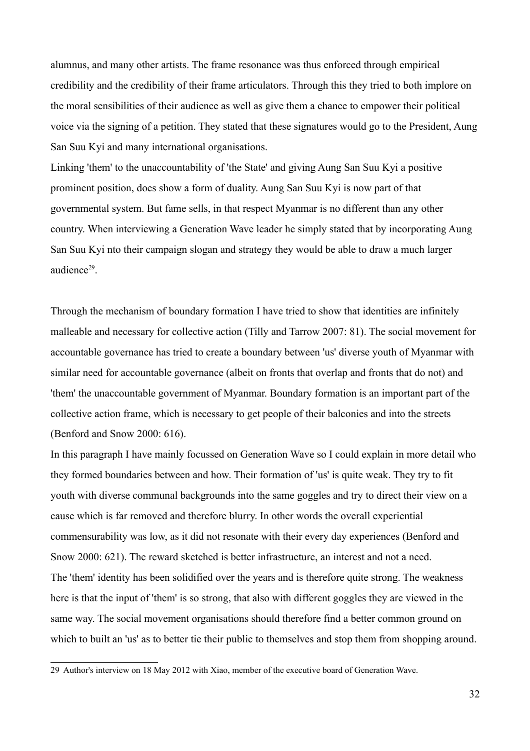alumnus, and many other artists. The frame resonance was thus enforced through empirical credibility and the credibility of their frame articulators. Through this they tried to both implore on the moral sensibilities of their audience as well as give them a chance to empower their political voice via the signing of a petition. They stated that these signatures would go to the President, Aung San Suu Kyi and many international organisations.

Linking 'them' to the unaccountability of 'the State' and giving Aung San Suu Kyi a positive prominent position, does show a form of duality. Aung San Suu Kyi is now part of that governmental system. But fame sells, in that respect Myanmar is no different than any other country. When interviewing a Generation Wave leader he simply stated that by incorporating Aung San Suu Kyi nto their campaign slogan and strategy they would be able to draw a much larger audience[29].

Through the mechanism of boundary formation I have tried to show that identities are infinitely malleable and necessary for collective action (Tilly and Tarrow 2007: 81). The social movement for accountable governance has tried to create a boundary between 'us' diverse youth of Myanmar with similar need for accountable governance (albeit on fronts that overlap and fronts that do not) and 'them' the unaccountable government of Myanmar. Boundary formation is an important part of the collective action frame, which is necessary to get people of their balconies and into the streets (Benford and Snow 2000: 616).

In this paragraph I have mainly focussed on Generation Wave so I could explain in more detail who they formed boundaries between and how. Their formation of 'us' is quite weak. They try to fit youth with diverse communal backgrounds into the same goggles and try to direct their view on a cause which is far removed and therefore blurry. In other words the overall experiential commensurability was low, as it did not resonate with their every day experiences (Benford and Snow 2000: 621). The reward sketched is better infrastructure, an interest and not a need.

The 'them' identity has been solidified over the years and is therefore quite strong. The weakness here is that the input of 'them' is so strong, that also with different goggles they are viewed in the same way. The social movement organisations should therefore find a better common ground on which to built an 'us' as to better tie their public to themselves and stop them from shopping around.

---

29 Author's interview on 18 May 2012 with Xiao, member of the executive board of Generation Wave.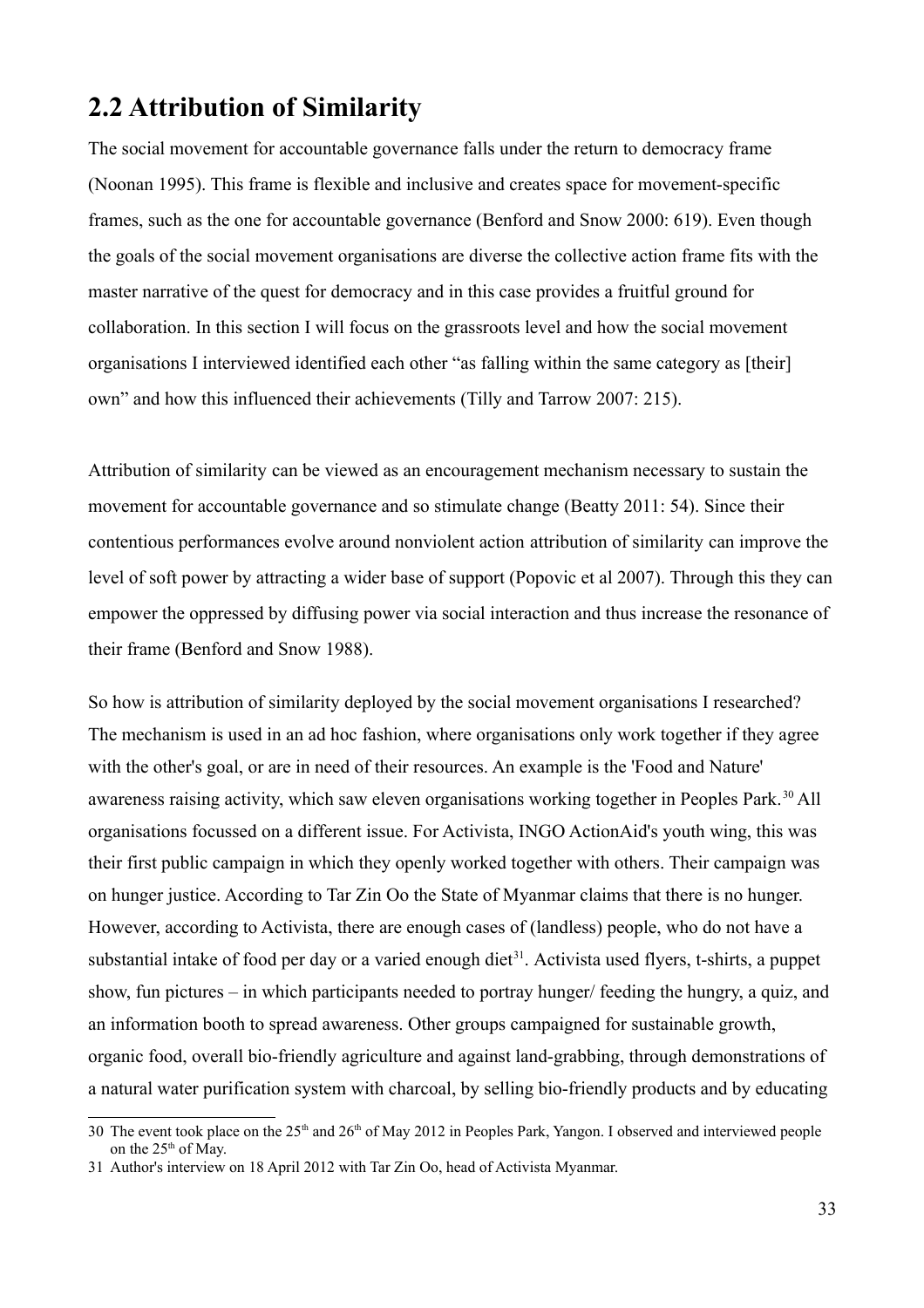## 2.2 Attribution of Similarity

The social movement for accountable governance falls under the return to democracy frame (Noonan 1995). This frame is flexible and inclusive and creates space for movement-specific frames, such as the one for accountable governance (Benford and Snow 2000: 619). Even though the goals of the social movement organisations are diverse the collective action frame fits with the master narrative of the quest for democracy and in this case provides a fruitful ground for collaboration. In this section I will focus on the grassroots level and how the social movement organisations I interviewed identified each other "as falling within the same category as [their] own" and how this influenced their achievements (Tilly and Tarrow 2007: 215).

Attribution of similarity can be viewed as an encouragement mechanism necessary to sustain the movement for accountable governance and so stimulate change (Beatty 2011: 54). Since their contentious performances evolve around nonviolent action attribution of similarity can improve the level of soft power by attracting a wider base of support (Popovic et al 2007). Through this they can empower the oppressed by diffusing power via social interaction and thus increase the resonance of their frame (Benford and Snow 1988).

So how is attribution of similarity deployed by the social movement organisations I researched? The mechanism is used in an ad hoc fashion, where organisations only work together if they agree with the other's goal, or are in need of their resources. An example is the 'Food and Nature' awareness raising activity, which saw eleven organisations working together in Peoples Park.[30] All organisations focussed on a different issue. For Activista, INGO ActionAid's youth wing, this was their first public campaign in which they openly worked together with others. Their campaign was on hunger justice. According to Tar Zin Oo the State of Myanmar claims that there is no hunger. However, according to Activista, there are enough cases of (landless) people, who do not have a substantial intake of food per day or a varied enough diet[31]. Activista used flyers, t-shirts, a puppet show, fun pictures – in which participants needed to portray hunger/ feeding the hungry, a quiz, and an information booth to spread awareness. Other groups campaigned for sustainable growth, organic food, overall bio-friendly agriculture and against land-grabbing, through demonstrations of a natural water purification system with charcoal, by selling bio-friendly products and by educating

---

30 The event took place on the 25th and 26th of May 2012 in Peoples Park, Yangon. I observed and interviewed people on the 25th of May.

31 Author's interview on 18 April 2012 with Tar Zin Oo, head of Activista Myanmar.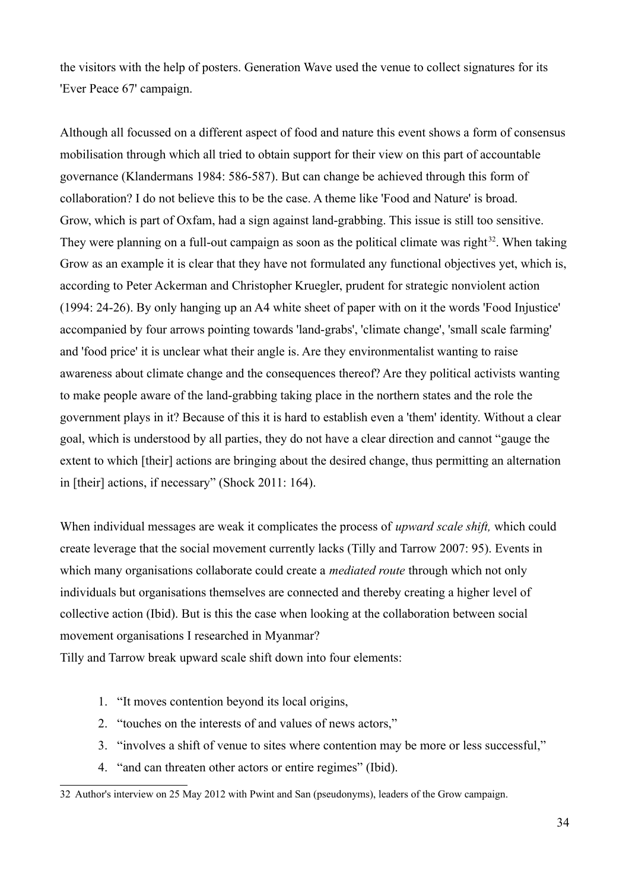the visitors with the help of posters. Generation Wave used the venue to collect signatures for its 'Ever Peace 67' campaign.

Although all focussed on a different aspect of food and nature this event shows a form of consensus mobilisation through which all tried to obtain support for their view on this part of accountable governance (Klandermans 1984: 586-587). But can change be achieved through this form of collaboration? I do not believe this to be the case. A theme like 'Food and Nature' is broad. Grow, which is part of Oxfam, had a sign against land-grabbing. This issue is still too sensitive. They were planning on a full-out campaign as soon as the political climate was right[32]. When taking Grow as an example it is clear that they have not formulated any functional objectives yet, which is, according to Peter Ackerman and Christopher Kruegler, prudent for strategic nonviolent action (1994: 24-26). By only hanging up an A4 white sheet of paper with on it the words 'Food Injustice' accompanied by four arrows pointing towards 'land-grabs', 'climate change', 'small scale farming' and 'food price' it is unclear what their angle is. Are they environmentalist wanting to raise awareness about climate change and the consequences thereof? Are they political activists wanting to make people aware of the land-grabbing taking place in the northern states and the role the government plays in it? Because of this it is hard to establish even a 'them' identity. Without a clear goal, which is understood by all parties, they do not have a clear direction and cannot "gauge the extent to which [their] actions are bringing about the desired change, thus permitting an alternation in [their] actions, if necessary" (Shock 2011: 164).

When individual messages are weak it complicates the process of *upward scale shift,* which could create leverage that the social movement currently lacks (Tilly and Tarrow 2007: 95). Events in which many organisations collaborate could create a *mediated route* through which not only individuals but organisations themselves are connected and thereby creating a higher level of collective action (Ibid). But is this the case when looking at the collaboration between social movement organisations I researched in Myanmar?
Tilly and Tarrow break upward scale shift down into four elements:

1. "It moves contention beyond its local origins,
2. "touches on the interests of and values of news actors,"
3. "involves a shift of venue to sites where contention may be more or less successful,"
4. "and can threaten other actors or entire regimes" (Ibid).

32 Author's interview on 25 May 2012 with Pwint and San (pseudonyms), leaders of the Grow campaign.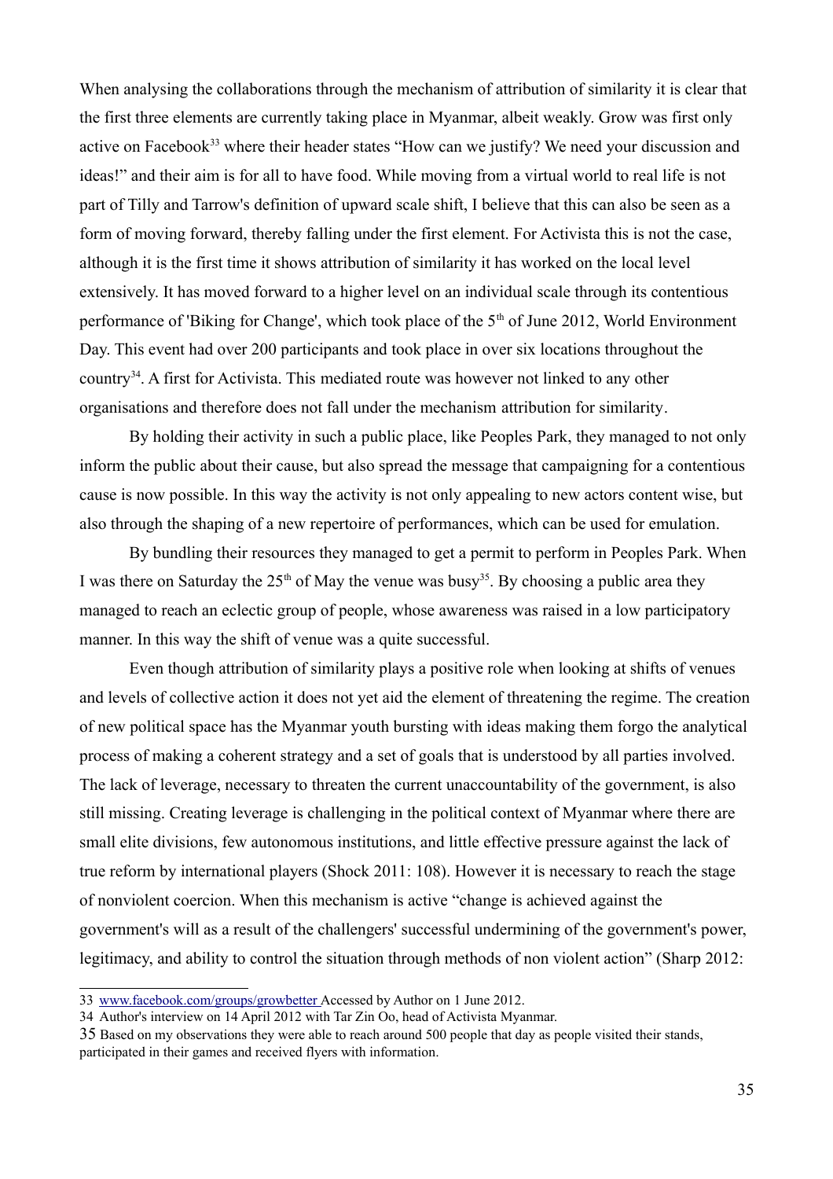When analysing the collaborations through the mechanism of attribution of similarity it is clear that the first three elements are currently taking place in Myanmar, albeit weakly. Grow was first only active on Facebook[33] where their header states "How can we justify? We need your discussion and ideas!" and their aim is for all to have food. While moving from a virtual world to real life is not part of Tilly and Tarrow's definition of upward scale shift, I believe that this can also be seen as a form of moving forward, thereby falling under the first element. For Activista this is not the case, although it is the first time it shows attribution of similarity it has worked on the local level extensively. It has moved forward to a higher level on an individual scale through its contentious performance of 'Biking for Change', which took place of the 5th of June 2012, World Environment Day. This event had over 200 participants and took place in over six locations throughout the country[34]. A first for Activista. This mediated route was however not linked to any other organisations and therefore does not fall under the mechanism attribution for similarity.

By holding their activity in such a public place, like Peoples Park, they managed to not only inform the public about their cause, but also spread the message that campaigning for a contentious cause is now possible. In this way the activity is not only appealing to new actors content wise, but also through the shaping of a new repertoire of performances, which can be used for emulation.

By bundling their resources they managed to get a permit to perform in Peoples Park. When I was there on Saturday the 25th of May the venue was busy[35]. By choosing a public area they managed to reach an eclectic group of people, whose awareness was raised in a low participatory manner. In this way the shift of venue was a quite successful.

Even though attribution of similarity plays a positive role when looking at shifts of venues and levels of collective action it does not yet aid the element of threatening the regime. The creation of new political space has the Myanmar youth bursting with ideas making them forgo the analytical process of making a coherent strategy and a set of goals that is understood by all parties involved. The lack of leverage, necessary to threaten the current unaccountability of the government, is also still missing. Creating leverage is challenging in the political context of Myanmar where there are small elite divisions, few autonomous institutions, and little effective pressure against the lack of true reform by international players (Shock 2011: 108). However it is necessary to reach the stage of nonviolent coercion. When this mechanism is active "change is achieved against the government's will as a result of the challengers' successful undermining of the government's power, legitimacy, and ability to control the situation through methods of non violent action" (Sharp 2012:

---

33 www.facebook.com/groups/growbetter Accessed by Author on 1 June 2012.

34 Author's interview on 14 April 2012 with Tar Zin Oo, head of Activista Myanmar.

35 Based on my observations they were able to reach around 500 people that day as people visited their stands, participated in their games and received flyers with information.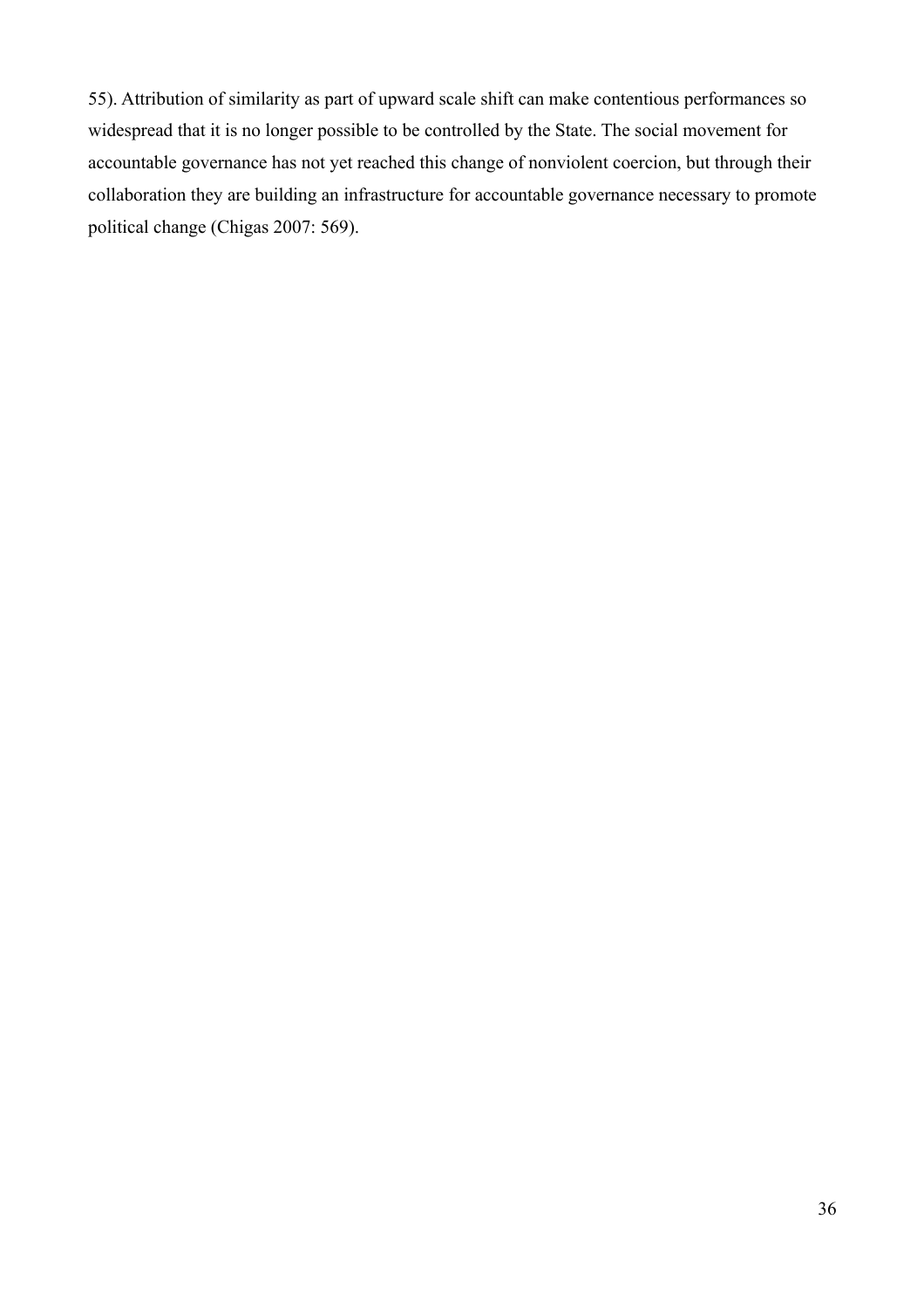55). Attribution of similarity as part of upward scale shift can make contentious performances so widespread that it is no longer possible to be controlled by the State. The social movement for accountable governance has not yet reached this change of nonviolent coercion, but through their collaboration they are building an infrastructure for accountable governance necessary to promote political change (Chigas 2007: 569).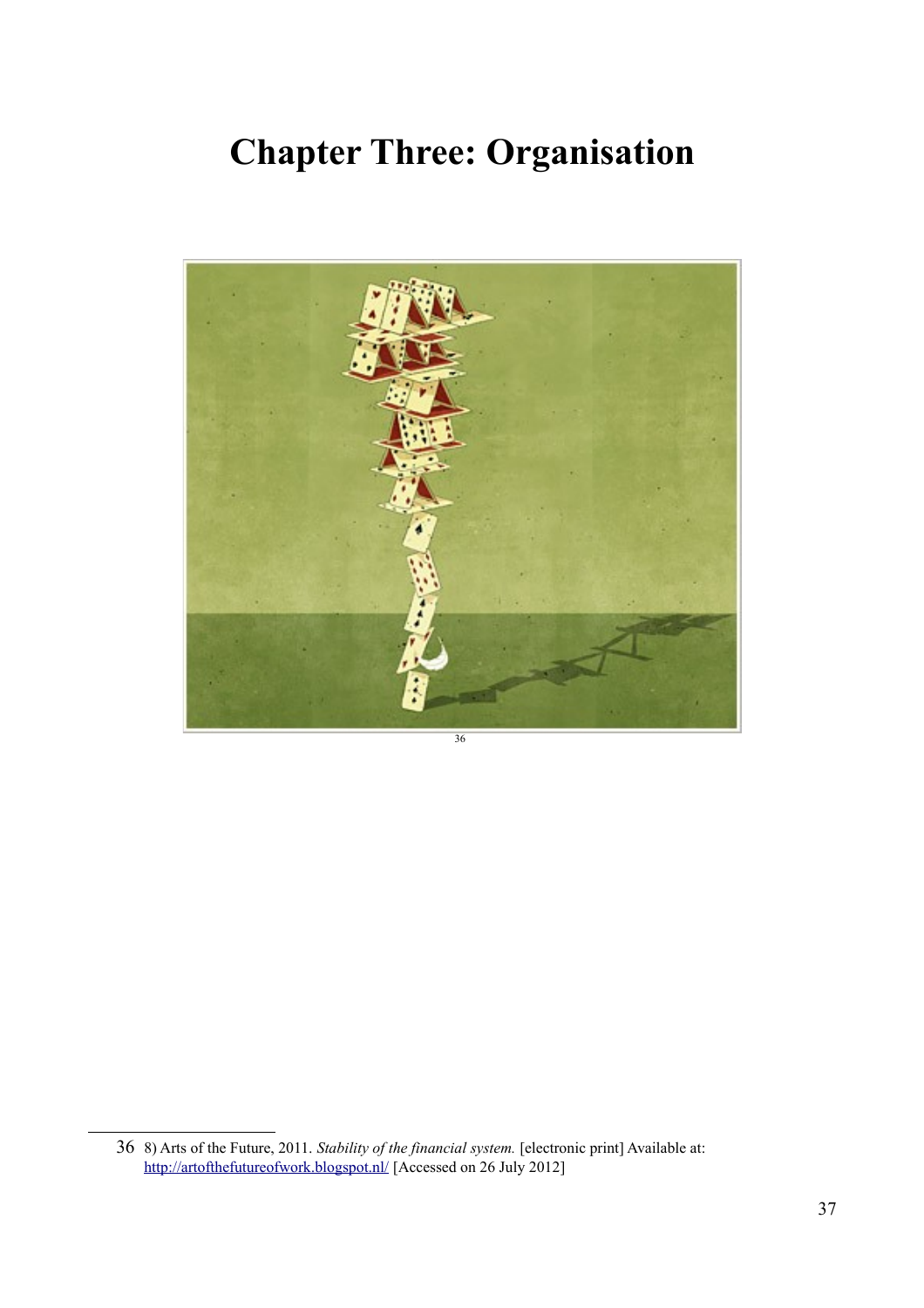# Chapter Three: Organisation

36

36 8) Arts of the Future, 2011. *Stability of the financial system.* [electronic print] Available at: http://artofthefutureofwork.blogspot.nl/ [Accessed on 26 July 2012]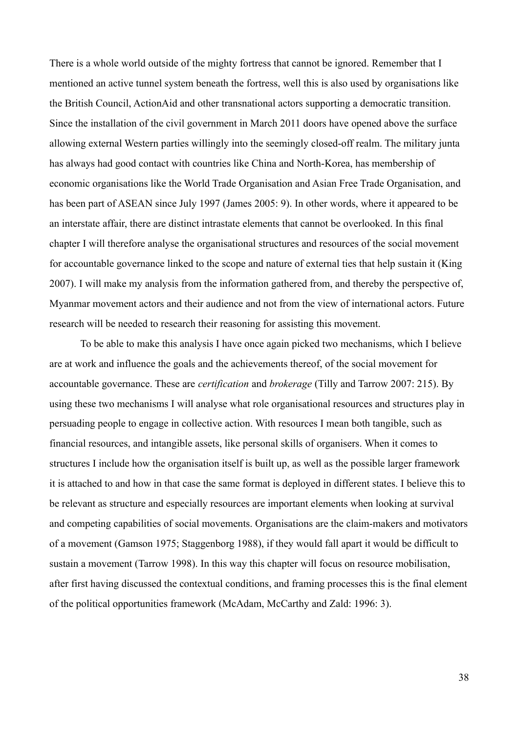There is a whole world outside of the mighty fortress that cannot be ignored. Remember that I mentioned an active tunnel system beneath the fortress, well this is also used by organisations like the British Council, ActionAid and other transnational actors supporting a democratic transition. Since the installation of the civil government in March 2011 doors have opened above the surface allowing external Western parties willingly into the seemingly closed-off realm. The military junta has always had good contact with countries like China and North-Korea, has membership of economic organisations like the World Trade Organisation and Asian Free Trade Organisation, and has been part of ASEAN since July 1997 (James 2005: 9). In other words, where it appeared to be an interstate affair, there are distinct intrastate elements that cannot be overlooked. In this final chapter I will therefore analyse the organisational structures and resources of the social movement for accountable governance linked to the scope and nature of external ties that help sustain it (King 2007). I will make my analysis from the information gathered from, and thereby the perspective of, Myanmar movement actors and their audience and not from the view of international actors. Future research will be needed to research their reasoning for assisting this movement.

To be able to make this analysis I have once again picked two mechanisms, which I believe are at work and influence the goals and the achievements thereof, of the social movement for accountable governance. These are *certification* and *brokerage* (Tilly and Tarrow 2007: 215). By using these two mechanisms I will analyse what role organisational resources and structures play in persuading people to engage in collective action. With resources I mean both tangible, such as financial resources, and intangible assets, like personal skills of organisers. When it comes to structures I include how the organisation itself is built up, as well as the possible larger framework it is attached to and how in that case the same format is deployed in different states. I believe this to be relevant as structure and especially resources are important elements when looking at survival and competing capabilities of social movements. Organisations are the claim-makers and motivators of a movement (Gamson 1975; Staggenborg 1988), if they would fall apart it would be difficult to sustain a movement (Tarrow 1998). In this way this chapter will focus on resource mobilisation, after first having discussed the contextual conditions, and framing processes this is the final element of the political opportunities framework (McAdam, McCarthy and Zald: 1996: 3).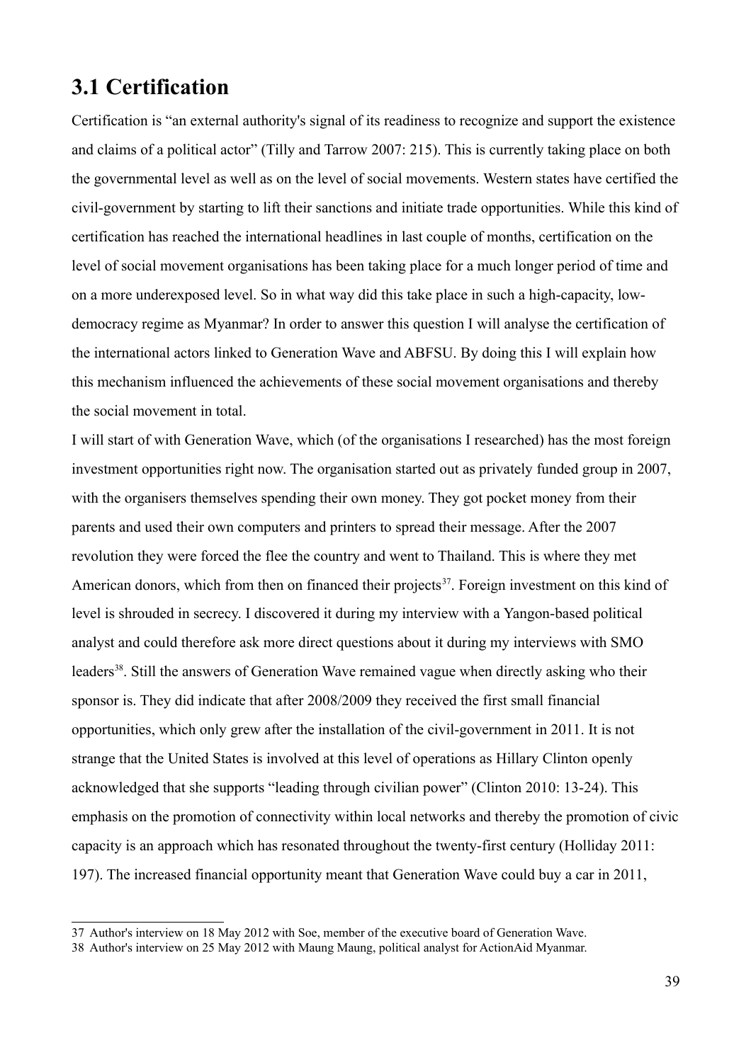## 3.1 Certification

Certification is "an external authority's signal of its readiness to recognize and support the existence and claims of a political actor" (Tilly and Tarrow 2007: 215). This is currently taking place on both the governmental level as well as on the level of social movements. Western states have certified the civil-government by starting to lift their sanctions and initiate trade opportunities. While this kind of certification has reached the international headlines in last couple of months, certification on the level of social movement organisations has been taking place for a much longer period of time and on a more underexposed level. So in what way did this take place in such a high-capacity, low-democracy regime as Myanmar? In order to answer this question I will analyse the certification of the international actors linked to Generation Wave and ABFSU. By doing this I will explain how this mechanism influenced the achievements of these social movement organisations and thereby the social movement in total.

I will start of with Generation Wave, which (of the organisations I researched) has the most foreign investment opportunities right now. The organisation started out as privately funded group in 2007, with the organisers themselves spending their own money. They got pocket money from their parents and used their own computers and printers to spread their message. After the 2007 revolution they were forced the flee the country and went to Thailand. This is where they met American donors, which from then on financed their projects[37]. Foreign investment on this kind of level is shrouded in secrecy. I discovered it during my interview with a Yangon-based political analyst and could therefore ask more direct questions about it during my interviews with SMO leaders[38]. Still the answers of Generation Wave remained vague when directly asking who their sponsor is. They did indicate that after 2008/2009 they received the first small financial opportunities, which only grew after the installation of the civil-government in 2011. It is not strange that the United States is involved at this level of operations as Hillary Clinton openly acknowledged that she supports "leading through civilian power" (Clinton 2010: 13-24). This emphasis on the promotion of connectivity within local networks and thereby the promotion of civic capacity is an approach which has resonated throughout the twenty-first century (Holliday 2011: 197). The increased financial opportunity meant that Generation Wave could buy a car in 2011,

---

37 Author's interview on 18 May 2012 with Soe, member of the executive board of Generation Wave.

38 Author's interview on 25 May 2012 with Maung Maung, political analyst for ActionAid Myanmar.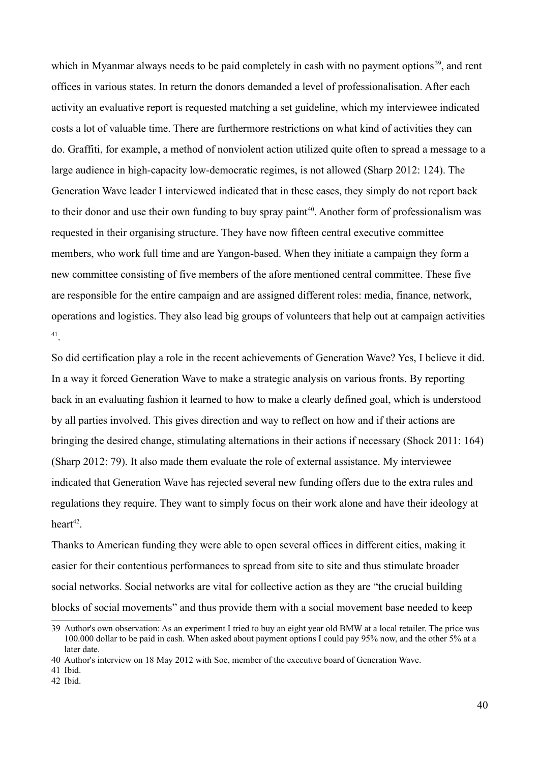which in Myanmar always needs to be paid completely in cash with no payment options[39], and rent offices in various states. In return the donors demanded a level of professionalisation. After each activity an evaluative report is requested matching a set guideline, which my interviewee indicated costs a lot of valuable time. There are furthermore restrictions on what kind of activities they can do. Graffiti, for example, a method of nonviolent action utilized quite often to spread a message to a large audience in high-capacity low-democratic regimes, is not allowed (Sharp 2012: 124). The Generation Wave leader I interviewed indicated that in these cases, they simply do not report back to their donor and use their own funding to buy spray paint[40]. Another form of professionalism was requested in their organising structure. They have now fifteen central executive committee members, who work full time and are Yangon-based. When they initiate a campaign they form a new committee consisting of five members of the afore mentioned central committee. These five are responsible for the entire campaign and are assigned different roles: media, finance, network, operations and logistics. They also lead big groups of volunteers that help out at campaign activities [41].

So did certification play a role in the recent achievements of Generation Wave? Yes, I believe it did. In a way it forced Generation Wave to make a strategic analysis on various fronts. By reporting back in an evaluating fashion it learned to how to make a clearly defined goal, which is understood by all parties involved. This gives direction and way to reflect on how and if their actions are bringing the desired change, stimulating alternations in their actions if necessary (Shock 2011: 164) (Sharp 2012: 79). It also made them evaluate the role of external assistance. My interviewee indicated that Generation Wave has rejected several new funding offers due to the extra rules and regulations they require. They want to simply focus on their work alone and have their ideology at heart[42].

Thanks to American funding they were able to open several offices in different cities, making it easier for their contentious performances to spread from site to site and thus stimulate broader social networks. Social networks are vital for collective action as they are "the crucial building blocks of social movements" and thus provide them with a social movement base needed to keep

39 Author's own observation: As an experiment I tried to buy an eight year old BMW at a local retailer. The price was 100.000 dollar to be paid in cash. When asked about payment options I could pay 95% now, and the other 5% at a later date.

40 Author's interview on 18 May 2012 with Soe, member of the executive board of Generation Wave.

41 Ibid.

42 Ibid.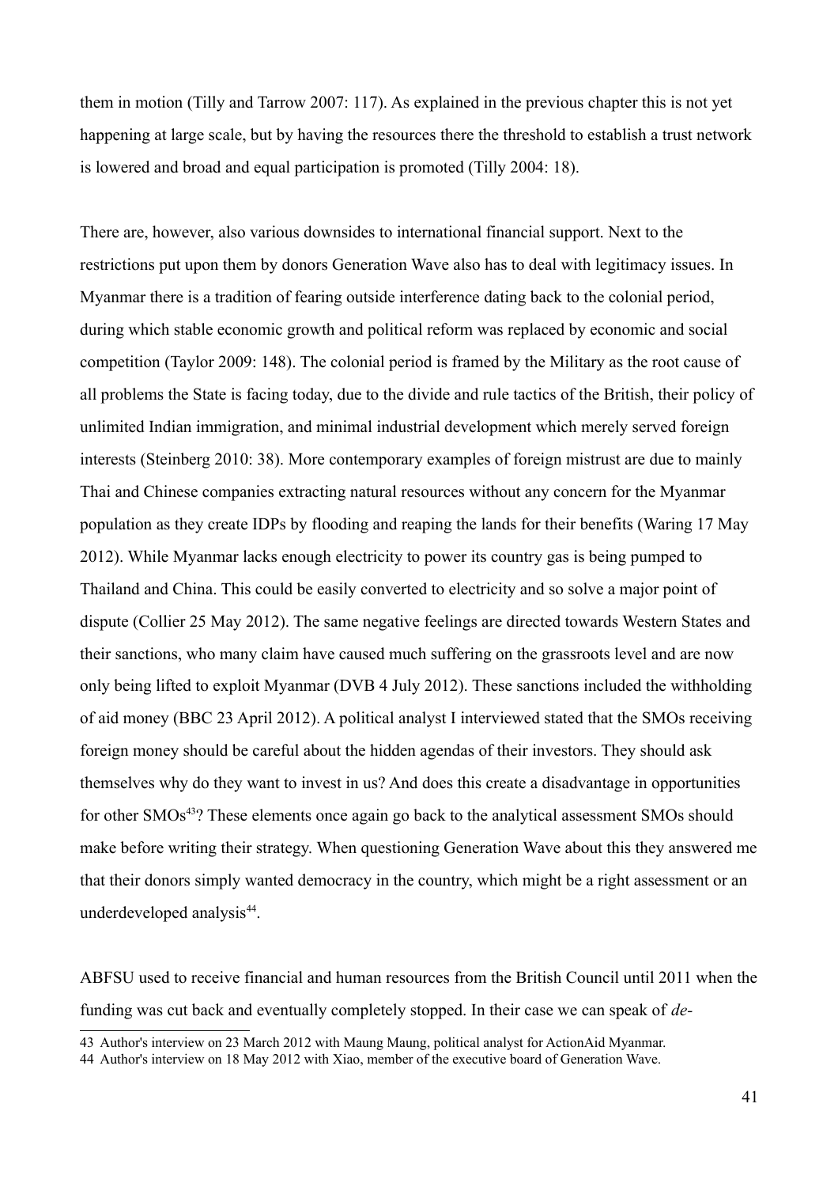them in motion (Tilly and Tarrow 2007: 117). As explained in the previous chapter this is not yet happening at large scale, but by having the resources there the threshold to establish a trust network is lowered and broad and equal participation is promoted (Tilly 2004: 18).

There are, however, also various downsides to international financial support. Next to the restrictions put upon them by donors Generation Wave also has to deal with legitimacy issues. In Myanmar there is a tradition of fearing outside interference dating back to the colonial period, during which stable economic growth and political reform was replaced by economic and social competition (Taylor 2009: 148). The colonial period is framed by the Military as the root cause of all problems the State is facing today, due to the divide and rule tactics of the British, their policy of unlimited Indian immigration, and minimal industrial development which merely served foreign interests (Steinberg 2010: 38). More contemporary examples of foreign mistrust are due to mainly Thai and Chinese companies extracting natural resources without any concern for the Myanmar population as they create IDPs by flooding and reaping the lands for their benefits (Waring 17 May 2012). While Myanmar lacks enough electricity to power its country gas is being pumped to Thailand and China. This could be easily converted to electricity and so solve a major point of dispute (Collier 25 May 2012). The same negative feelings are directed towards Western States and their sanctions, who many claim have caused much suffering on the grassroots level and are now only being lifted to exploit Myanmar (DVB 4 July 2012). These sanctions included the withholding of aid money (BBC 23 April 2012). A political analyst I interviewed stated that the SMOs receiving foreign money should be careful about the hidden agendas of their investors. They should ask themselves why do they want to invest in us? And does this create a disadvantage in opportunities for other SMOs[43]? These elements once again go back to the analytical assessment SMOs should make before writing their strategy. When questioning Generation Wave about this they answered me that their donors simply wanted democracy in the country, which might be a right assessment or an underdeveloped analysis[44].

ABFSU used to receive financial and human resources from the British Council until 2011 when the funding was cut back and eventually completely stopped. In their case we can speak of *de-*

43 Author's interview on 23 March 2012 with Maung Maung, political analyst for ActionAid Myanmar.

44 Author's interview on 18 May 2012 with Xiao, member of the executive board of Generation Wave.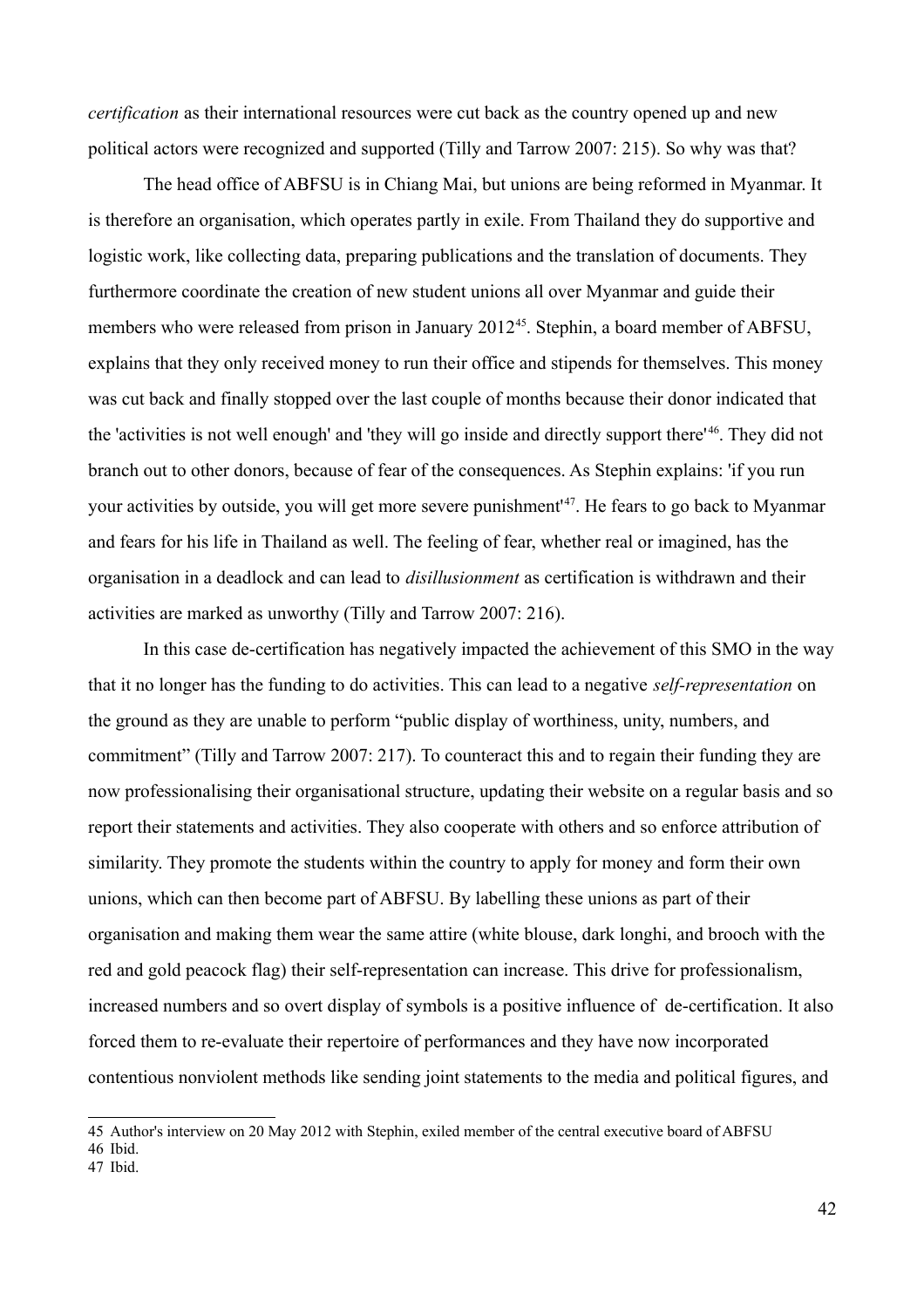*certification* as their international resources were cut back as the country opened up and new political actors were recognized and supported (Tilly and Tarrow 2007: 215). So why was that?

The head office of ABFSU is in Chiang Mai, but unions are being reformed in Myanmar. It is therefore an organisation, which operates partly in exile. From Thailand they do supportive and logistic work, like collecting data, preparing publications and the translation of documents. They furthermore coordinate the creation of new student unions all over Myanmar and guide their members who were released from prison in January 2012[45]. Stephin, a board member of ABFSU, explains that they only received money to run their office and stipends for themselves. This money was cut back and finally stopped over the last couple of months because their donor indicated that the 'activities is not well enough' and 'they will go inside and directly support there'[46]. They did not branch out to other donors, because of fear of the consequences. As Stephin explains: 'if you run your activities by outside, you will get more severe punishment'[47]. He fears to go back to Myanmar and fears for his life in Thailand as well. The feeling of fear, whether real or imagined, has the organisation in a deadlock and can lead to *disillusionment* as certification is withdrawn and their activities are marked as unworthy (Tilly and Tarrow 2007: 216).

In this case de-certification has negatively impacted the achievement of this SMO in the way that it no longer has the funding to do activities. This can lead to a negative *self-representation* on the ground as they are unable to perform "public display of worthiness, unity, numbers, and commitment" (Tilly and Tarrow 2007: 217). To counteract this and to regain their funding they are now professionalising their organisational structure, updating their website on a regular basis and so report their statements and activities. They also cooperate with others and so enforce attribution of similarity. They promote the students within the country to apply for money and form their own unions, which can then become part of ABFSU. By labelling these unions as part of their organisation and making them wear the same attire (white blouse, dark longhi, and brooch with the red and gold peacock flag) their self-representation can increase. This drive for professionalism, increased numbers and so overt display of symbols is a positive influence of de-certification. It also forced them to re-evaluate their repertoire of performances and they have now incorporated contentious nonviolent methods like sending joint statements to the media and political figures, and

---

45 Author's interview on 20 May 2012 with Stephin, exiled member of the central executive board of ABFSU

46 Ibid.

47 Ibid.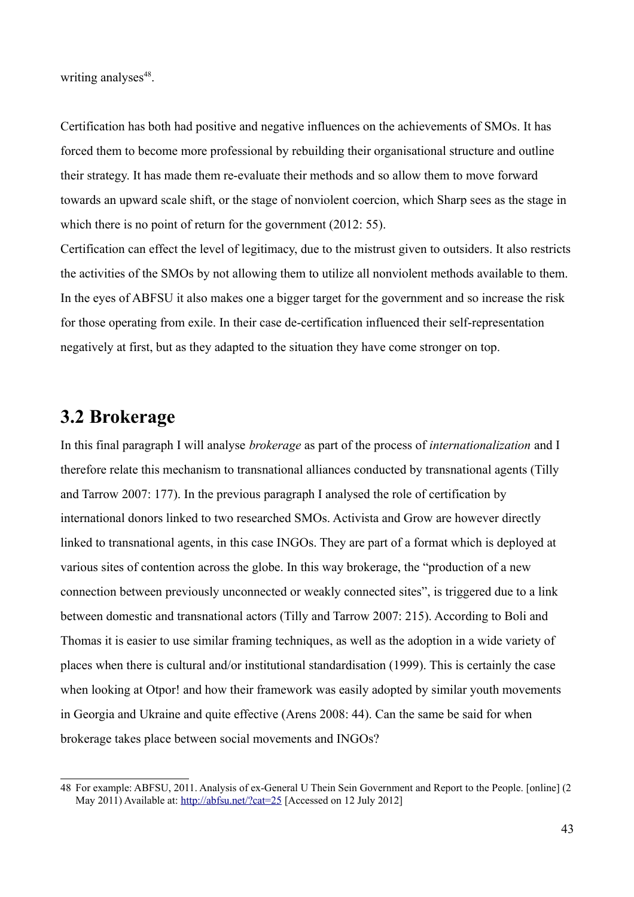writing analyses[48].

Certification has both had positive and negative influences on the achievements of SMOs. It has forced them to become more professional by rebuilding their organisational structure and outline their strategy. It has made them re-evaluate their methods and so allow them to move forward towards an upward scale shift, or the stage of nonviolent coercion, which Sharp sees as the stage in which there is no point of return for the government (2012: 55).
Certification can effect the level of legitimacy, due to the mistrust given to outsiders. It also restricts the activities of the SMOs by not allowing them to utilize all nonviolent methods available to them. In the eyes of ABFSU it also makes one a bigger target for the government and so increase the risk for those operating from exile. In their case de-certification influenced their self-representation negatively at first, but as they adapted to the situation they have come stronger on top.

## 3.2 Brokerage

In this final paragraph I will analyse *brokerage* as part of the process of *internationalization* and I therefore relate this mechanism to transnational alliances conducted by transnational agents (Tilly and Tarrow 2007: 177). In the previous paragraph I analysed the role of certification by international donors linked to two researched SMOs. Activista and Grow are however directly linked to transnational agents, in this case INGOs. They are part of a format which is deployed at various sites of contention across the globe. In this way brokerage, the "production of a new connection between previously unconnected or weakly connected sites", is triggered due to a link between domestic and transnational actors (Tilly and Tarrow 2007: 215). According to Boli and Thomas it is easier to use similar framing techniques, as well as the adoption in a wide variety of places when there is cultural and/or institutional standardisation (1999). This is certainly the case when looking at Otpor! and how their framework was easily adopted by similar youth movements in Georgia and Ukraine and quite effective (Arens 2008: 44). Can the same be said for when brokerage takes place between social movements and INGOs?

---

48 For example: ABFSU, 2011. Analysis of ex-General U Thein Sein Government and Report to the People. [online] (2 May 2011) Available at: http://abfsu.net/?cat=25 [Accessed on 12 July 2012]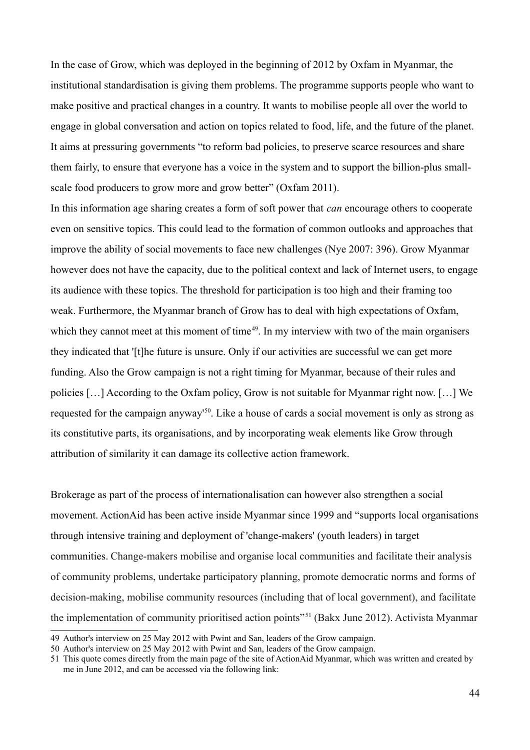In the case of Grow, which was deployed in the beginning of 2012 by Oxfam in Myanmar, the institutional standardisation is giving them problems. The programme supports people who want to make positive and practical changes in a country. It wants to mobilise people all over the world to engage in global conversation and action on topics related to food, life, and the future of the planet. It aims at pressuring governments "to reform bad policies, to preserve scarce resources and share them fairly, to ensure that everyone has a voice in the system and to support the billion-plus small-scale food producers to grow more and grow better" (Oxfam 2011).

In this information age sharing creates a form of soft power that *can* encourage others to cooperate even on sensitive topics. This could lead to the formation of common outlooks and approaches that improve the ability of social movements to face new challenges (Nye 2007: 396). Grow Myanmar however does not have the capacity, due to the political context and lack of Internet users, to engage its audience with these topics. The threshold for participation is too high and their framing too weak. Furthermore, the Myanmar branch of Grow has to deal with high expectations of Oxfam, which they cannot meet at this moment of time[49]. In my interview with two of the main organisers they indicated that '[t]he future is unsure. Only if our activities are successful we can get more funding. Also the Grow campaign is not a right timing for Myanmar, because of their rules and policies […] According to the Oxfam policy, Grow is not suitable for Myanmar right now. […] We requested for the campaign anyway'[50]. Like a house of cards a social movement is only as strong as its constitutive parts, its organisations, and by incorporating weak elements like Grow through attribution of similarity it can damage its collective action framework.

Brokerage as part of the process of internationalisation can however also strengthen a social movement. ActionAid has been active inside Myanmar since 1999 and "supports local organisations through intensive training and deployment of 'change-makers' (youth leaders) in target communities. Change-makers mobilise and organise local communities and facilitate their analysis of community problems, undertake participatory planning, promote democratic norms and forms of decision-making, mobilise community resources (including that of local government), and facilitate the implementation of community prioritised action points"[51] (Bakx June 2012). Activista Myanmar

49 Author's interview on 25 May 2012 with Pwint and San, leaders of the Grow campaign.

50 Author's interview on 25 May 2012 with Pwint and San, leaders of the Grow campaign.

51 This quote comes directly from the main page of the site of ActionAid Myanmar, which was written and created by me in June 2012, and can be accessed via the following link: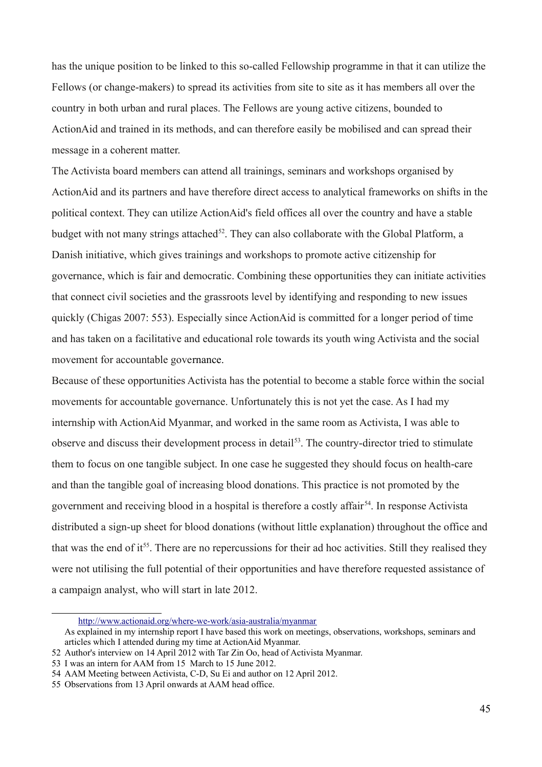has the unique position to be linked to this so-called Fellowship programme in that it can utilize the Fellows (or change-makers) to spread its activities from site to site as it has members all over the country in both urban and rural places. The Fellows are young active citizens, bounded to ActionAid and trained in its methods, and can therefore easily be mobilised and can spread their message in a coherent matter.

The Activista board members can attend all trainings, seminars and workshops organised by ActionAid and its partners and have therefore direct access to analytical frameworks on shifts in the political context. They can utilize ActionAid's field offices all over the country and have a stable budget with not many strings attached[52]. They can also collaborate with the Global Platform, a Danish initiative, which gives trainings and workshops to promote active citizenship for governance, which is fair and democratic. Combining these opportunities they can initiate activities that connect civil societies and the grassroots level by identifying and responding to new issues quickly (Chigas 2007: 553). Especially since ActionAid is committed for a longer period of time and has taken on a facilitative and educational role towards its youth wing Activista and the social movement for accountable governance.

Because of these opportunities Activista has the potential to become a stable force within the social movements for accountable governance. Unfortunately this is not yet the case. As I had my internship with ActionAid Myanmar, and worked in the same room as Activista, I was able to observe and discuss their development process in detail[53]. The country-director tried to stimulate them to focus on one tangible subject. In one case he suggested they should focus on health-care and than the tangible goal of increasing blood donations. This practice is not promoted by the government and receiving blood in a hospital is therefore a costly affair[54]. In response Activista distributed a sign-up sheet for blood donations (without little explanation) throughout the office and that was the end of it[55]. There are no repercussions for their ad hoc activities. Still they realised they were not utilising the full potential of their opportunities and have therefore requested assistance of a campaign analyst, who will start in late 2012.

---

http://www.actionaid.org/where-we-work/asia-australia/myanmar

As explained in my internship report I have based this work on meetings, observations, workshops, seminars and articles which I attended during my time at ActionAid Myanmar.

52 Author's interview on 14 April 2012 with Tar Zin Oo, head of Activista Myanmar.

53 I was an intern for AAM from 15 March to 15 June 2012.

54 AAM Meeting between Activista, C-D, Su Ei and author on 12 April 2012.

55 Observations from 13 April onwards at AAM head office.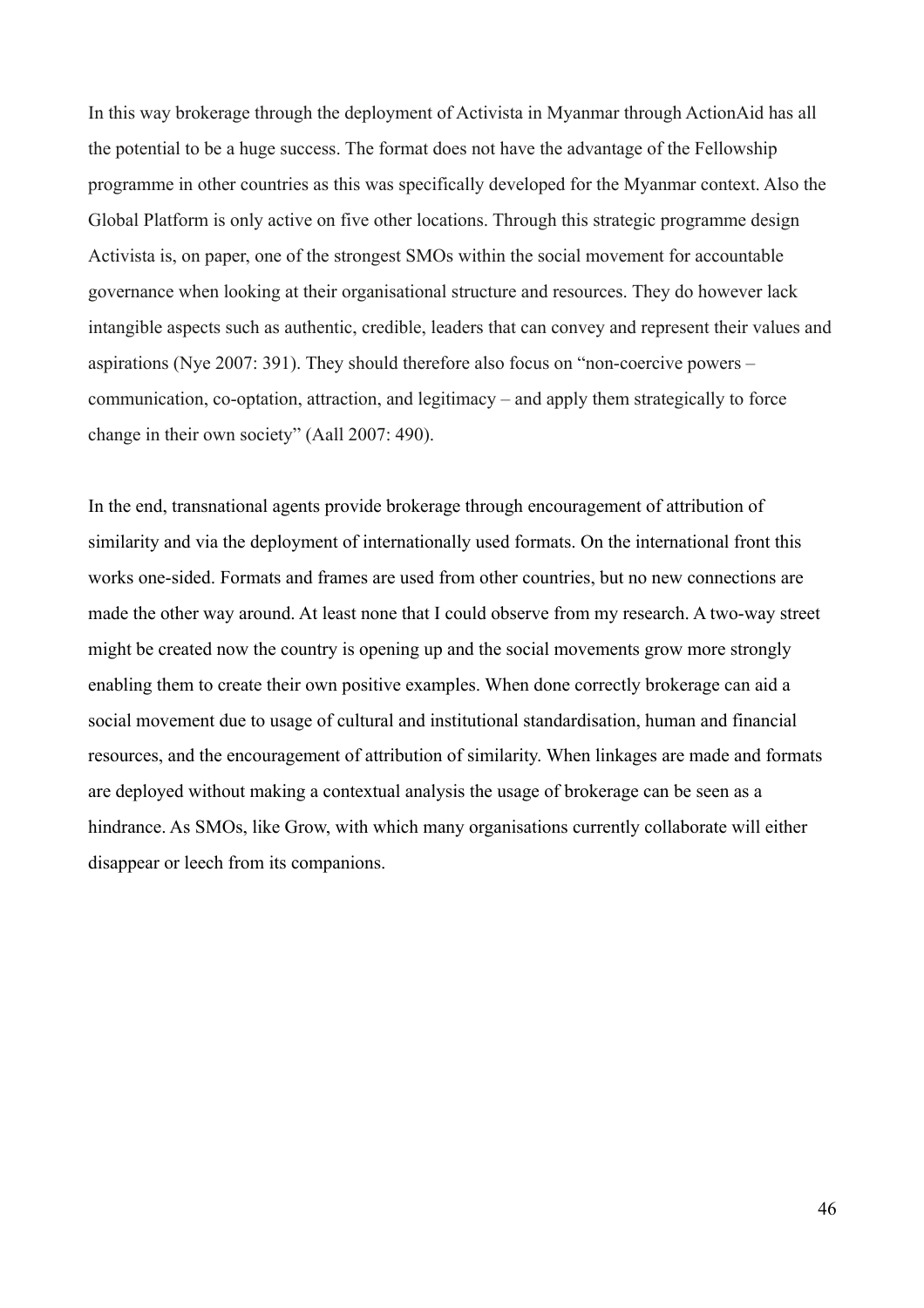In this way brokerage through the deployment of Activista in Myanmar through ActionAid has all the potential to be a huge success. The format does not have the advantage of the Fellowship programme in other countries as this was specifically developed for the Myanmar context. Also the Global Platform is only active on five other locations. Through this strategic programme design Activista is, on paper, one of the strongest SMOs within the social movement for accountable governance when looking at their organisational structure and resources. They do however lack intangible aspects such as authentic, credible, leaders that can convey and represent their values and aspirations (Nye 2007: 391). They should therefore also focus on "non-coercive powers – communication, co-optation, attraction, and legitimacy – and apply them strategically to force change in their own society" (Aall 2007: 490).

In the end, transnational agents provide brokerage through encouragement of attribution of similarity and via the deployment of internationally used formats. On the international front this works one-sided. Formats and frames are used from other countries, but no new connections are made the other way around. At least none that I could observe from my research. A two-way street might be created now the country is opening up and the social movements grow more strongly enabling them to create their own positive examples. When done correctly brokerage can aid a social movement due to usage of cultural and institutional standardisation, human and financial resources, and the encouragement of attribution of similarity. When linkages are made and formats are deployed without making a contextual analysis the usage of brokerage can be seen as a hindrance. As SMOs, like Grow, with which many organisations currently collaborate will either disappear or leech from its companions.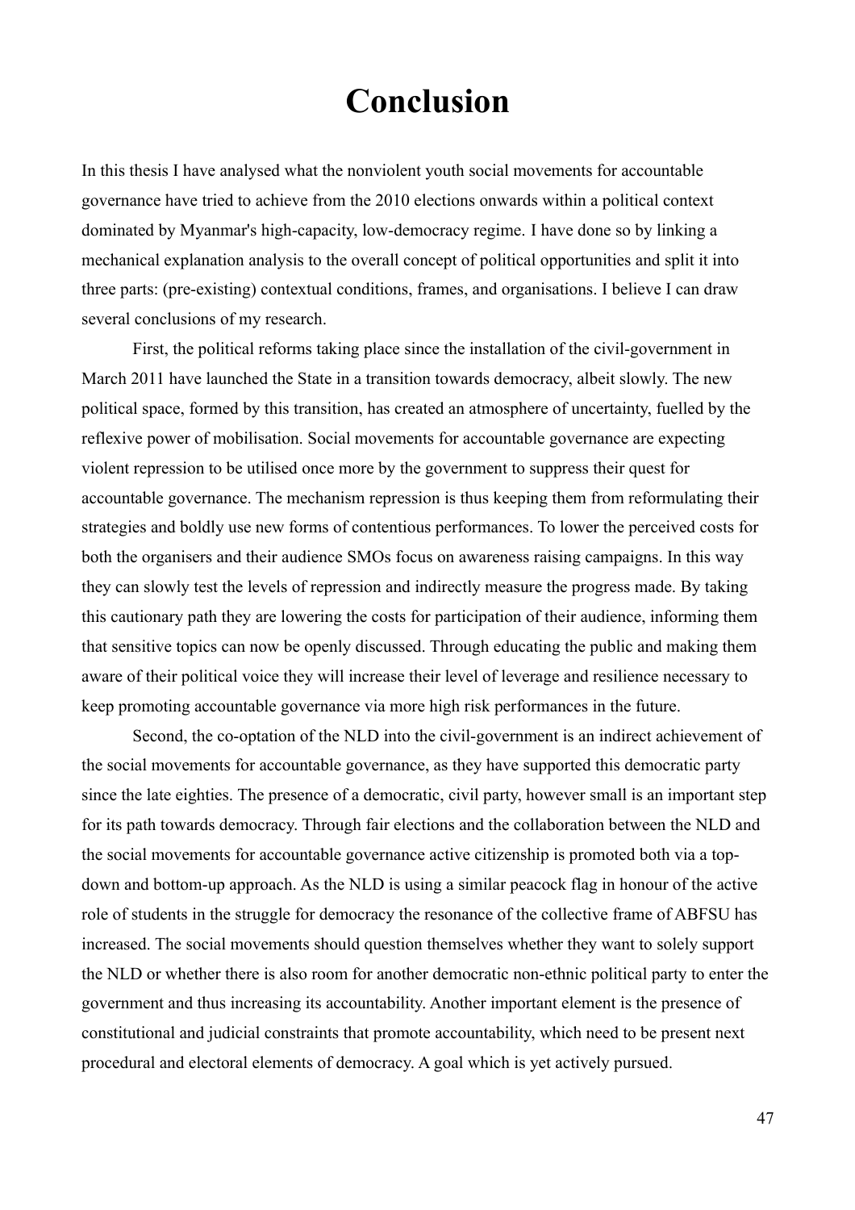# Conclusion

In this thesis I have analysed what the nonviolent youth social movements for accountable governance have tried to achieve from the 2010 elections onwards within a political context dominated by Myanmar's high-capacity, low-democracy regime. I have done so by linking a mechanical explanation analysis to the overall concept of political opportunities and split it into three parts: (pre-existing) contextual conditions, frames, and organisations. I believe I can draw several conclusions of my research.

First, the political reforms taking place since the installation of the civil-government in March 2011 have launched the State in a transition towards democracy, albeit slowly. The new political space, formed by this transition, has created an atmosphere of uncertainty, fuelled by the reflexive power of mobilisation. Social movements for accountable governance are expecting violent repression to be utilised once more by the government to suppress their quest for accountable governance. The mechanism repression is thus keeping them from reformulating their strategies and boldly use new forms of contentious performances. To lower the perceived costs for both the organisers and their audience SMOs focus on awareness raising campaigns. In this way they can slowly test the levels of repression and indirectly measure the progress made. By taking this cautionary path they are lowering the costs for participation of their audience, informing them that sensitive topics can now be openly discussed. Through educating the public and making them aware of their political voice they will increase their level of leverage and resilience necessary to keep promoting accountable governance via more high risk performances in the future.

Second, the co-optation of the NLD into the civil-government is an indirect achievement of the social movements for accountable governance, as they have supported this democratic party since the late eighties. The presence of a democratic, civil party, however small is an important step for its path towards democracy. Through fair elections and the collaboration between the NLD and the social movements for accountable governance active citizenship is promoted both via a top-down and bottom-up approach. As the NLD is using a similar peacock flag in honour of the active role of students in the struggle for democracy the resonance of the collective frame of ABFSU has increased. The social movements should question themselves whether they want to solely support the NLD or whether there is also room for another democratic non-ethnic political party to enter the government and thus increasing its accountability. Another important element is the presence of constitutional and judicial constraints that promote accountability, which need to be present next procedural and electoral elements of democracy. A goal which is yet actively pursued.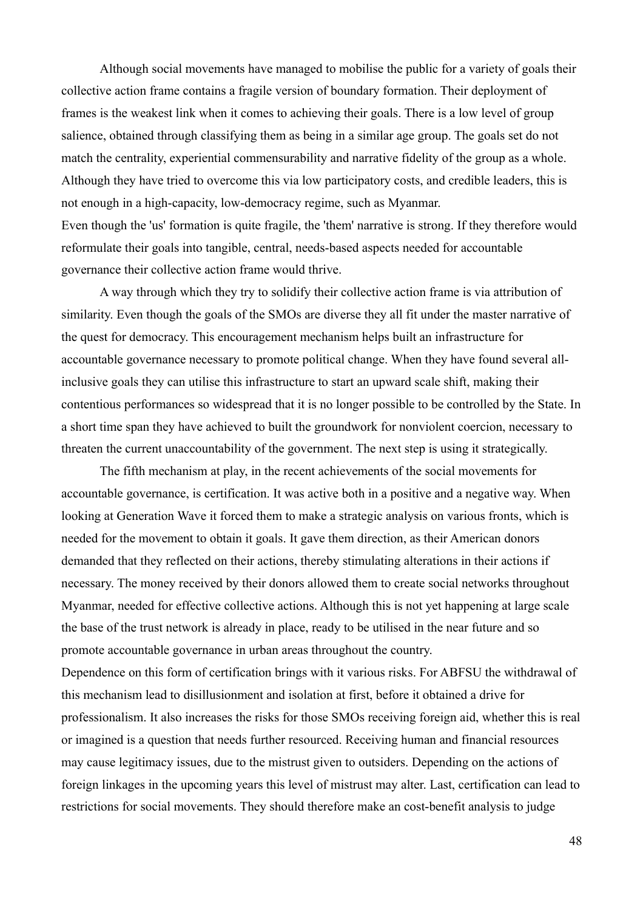Although social movements have managed to mobilise the public for a variety of goals their collective action frame contains a fragile version of boundary formation. Their deployment of frames is the weakest link when it comes to achieving their goals. There is a low level of group salience, obtained through classifying them as being in a similar age group. The goals set do not match the centrality, experiential commensurability and narrative fidelity of the group as a whole. Although they have tried to overcome this via low participatory costs, and credible leaders, this is not enough in a high-capacity, low-democracy regime, such as Myanmar.

Even though the 'us' formation is quite fragile, the 'them' narrative is strong. If they therefore would reformulate their goals into tangible, central, needs-based aspects needed for accountable governance their collective action frame would thrive.

A way through which they try to solidify their collective action frame is via attribution of similarity. Even though the goals of the SMOs are diverse they all fit under the master narrative of the quest for democracy. This encouragement mechanism helps built an infrastructure for accountable governance necessary to promote political change. When they have found several all-inclusive goals they can utilise this infrastructure to start an upward scale shift, making their contentious performances so widespread that it is no longer possible to be controlled by the State. In a short time span they have achieved to built the groundwork for nonviolent coercion, necessary to threaten the current unaccountability of the government. The next step is using it strategically.

The fifth mechanism at play, in the recent achievements of the social movements for accountable governance, is certification. It was active both in a positive and a negative way. When looking at Generation Wave it forced them to make a strategic analysis on various fronts, which is needed for the movement to obtain it goals. It gave them direction, as their American donors demanded that they reflected on their actions, thereby stimulating alterations in their actions if necessary. The money received by their donors allowed them to create social networks throughout Myanmar, needed for effective collective actions. Although this is not yet happening at large scale the base of the trust network is already in place, ready to be utilised in the near future and so promote accountable governance in urban areas throughout the country.

Dependence on this form of certification brings with it various risks. For ABFSU the withdrawal of this mechanism lead to disillusionment and isolation at first, before it obtained a drive for professionalism. It also increases the risks for those SMOs receiving foreign aid, whether this is real or imagined is a question that needs further resourced. Receiving human and financial resources may cause legitimacy issues, due to the mistrust given to outsiders. Depending on the actions of foreign linkages in the upcoming years this level of mistrust may alter. Last, certification can lead to restrictions for social movements. They should therefore make an cost-benefit analysis to judge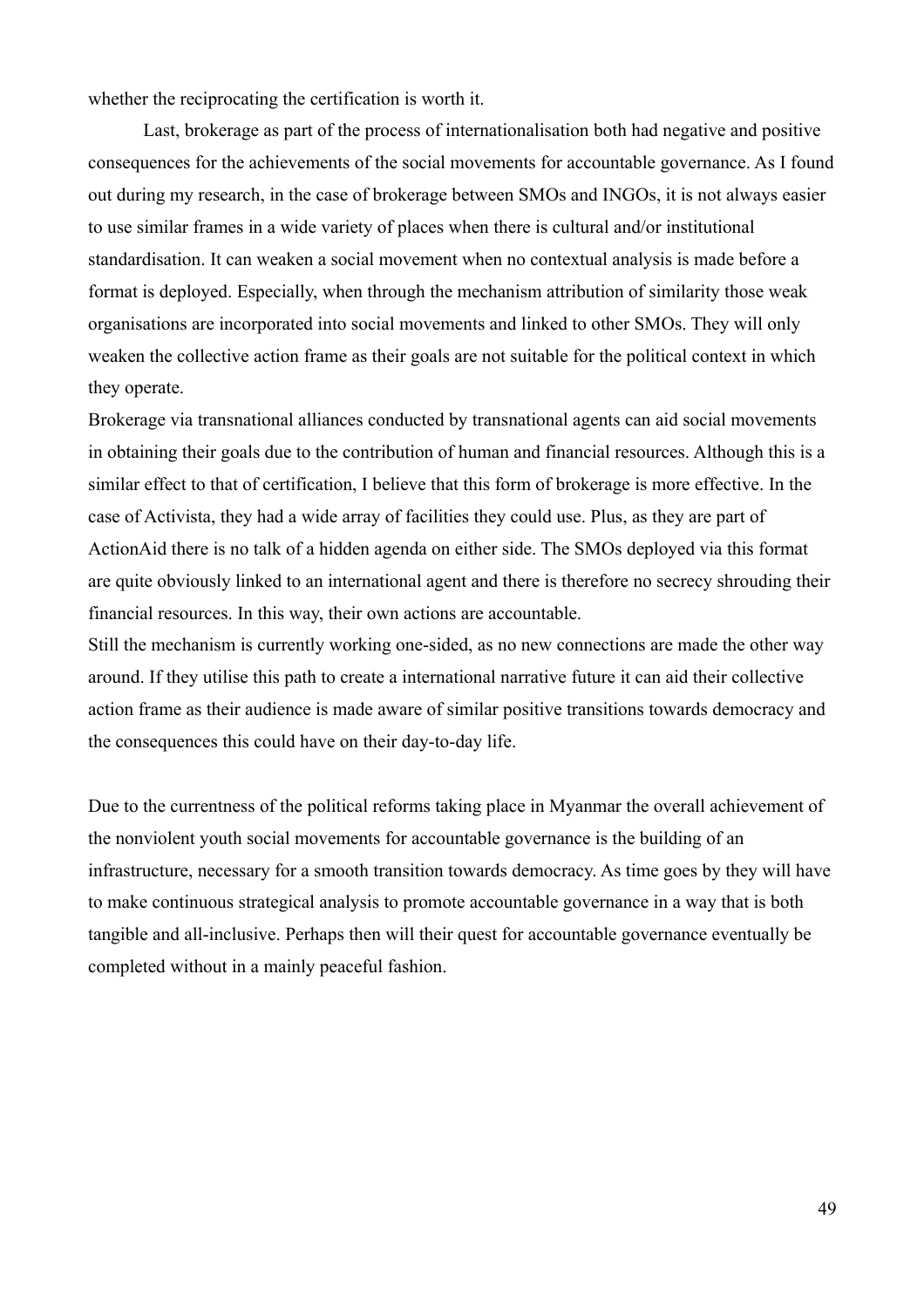whether the reciprocating the certification is worth it.

Last, brokerage as part of the process of internationalisation both had negative and positive consequences for the achievements of the social movements for accountable governance. As I found out during my research, in the case of brokerage between SMOs and INGOs, it is not always easier to use similar frames in a wide variety of places when there is cultural and/or institutional standardisation. It can weaken a social movement when no contextual analysis is made before a format is deployed. Especially, when through the mechanism attribution of similarity those weak organisations are incorporated into social movements and linked to other SMOs. They will only weaken the collective action frame as their goals are not suitable for the political context in which they operate.

Brokerage via transnational alliances conducted by transnational agents can aid social movements in obtaining their goals due to the contribution of human and financial resources. Although this is a similar effect to that of certification, I believe that this form of brokerage is more effective. In the case of Activista, they had a wide array of facilities they could use. Plus, as they are part of ActionAid there is no talk of a hidden agenda on either side. The SMOs deployed via this format are quite obviously linked to an international agent and there is therefore no secrecy shrouding their financial resources. In this way, their own actions are accountable.

Still the mechanism is currently working one-sided, as no new connections are made the other way around. If they utilise this path to create a international narrative future it can aid their collective action frame as their audience is made aware of similar positive transitions towards democracy and the consequences this could have on their day-to-day life.

Due to the currentness of the political reforms taking place in Myanmar the overall achievement of the nonviolent youth social movements for accountable governance is the building of an infrastructure, necessary for a smooth transition towards democracy. As time goes by they will have to make continuous strategical analysis to promote accountable governance in a way that is both tangible and all-inclusive. Perhaps then will their quest for accountable governance eventually be completed without in a mainly peaceful fashion.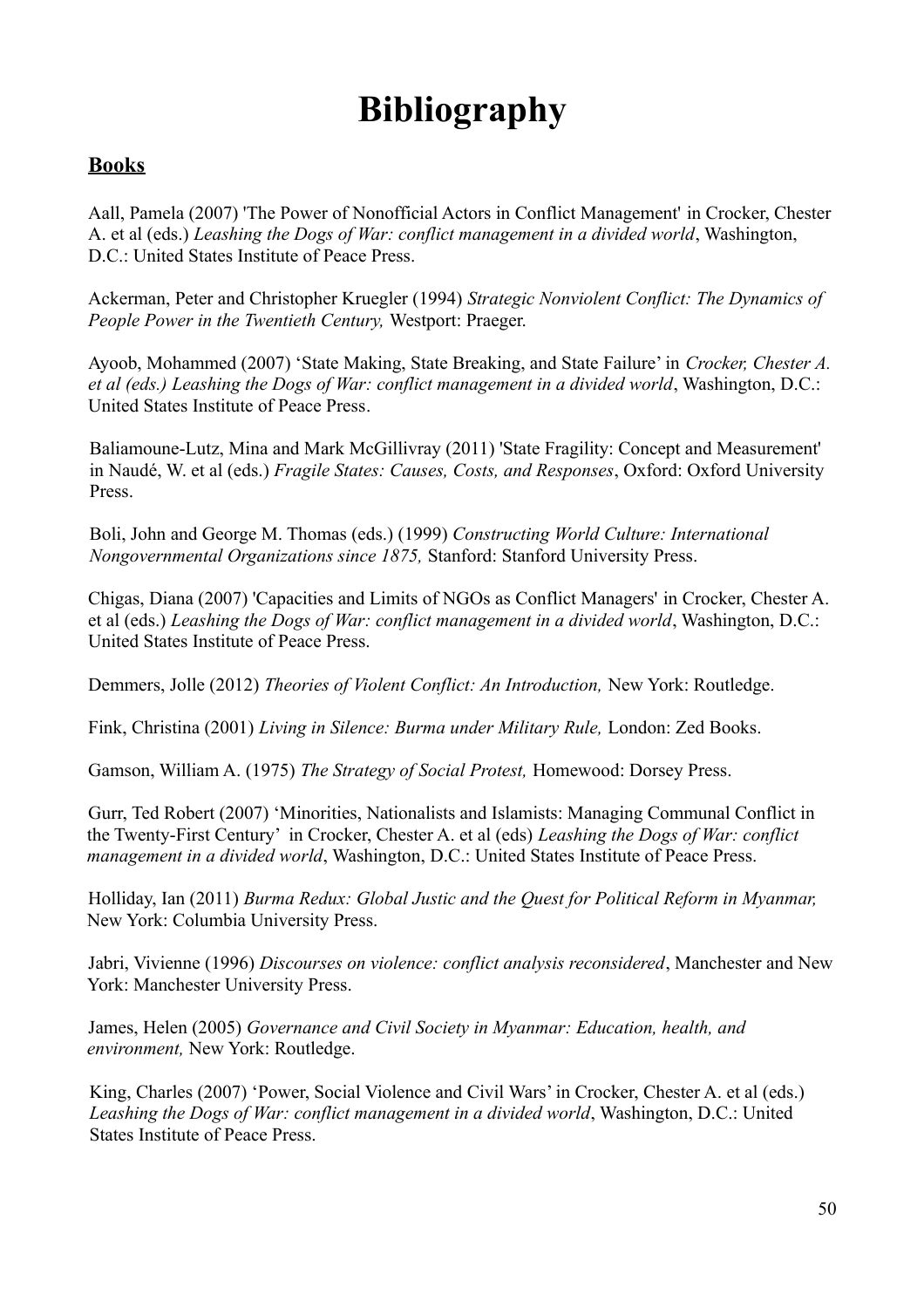# Bibliography

## Books

Aall, Pamela (2007) 'The Power of Nonofficial Actors in Conflict Management' in Crocker, Chester A. et al (eds.) *Leashing the Dogs of War: conflict management in a divided world*, Washington, D.C.: United States Institute of Peace Press.

Ackerman, Peter and Christopher Kruegler (1994) *Strategic Nonviolent Conflict: The Dynamics of People Power in the Twentieth Century,* Westport: Praeger.

Ayoob, Mohammed (2007) 'State Making, State Breaking, and State Failure' in *Crocker, Chester A. et al (eds.) Leashing the Dogs of War: conflict management in a divided world*, Washington, D.C.: United States Institute of Peace Press.

Baliamoune-Lutz, Mina and Mark McGillivray (2011) 'State Fragility: Concept and Measurement' in Naudé, W. et al (eds.) *Fragile States: Causes, Costs, and Responses*, Oxford: Oxford University Press.

Boli, John and George M. Thomas (eds.) (1999) *Constructing World Culture: International Nongovernmental Organizations since 1875,* Stanford: Stanford University Press.

Chigas, Diana (2007) 'Capacities and Limits of NGOs as Conflict Managers' in Crocker, Chester A. et al (eds.) *Leashing the Dogs of War: conflict management in a divided world*, Washington, D.C.: United States Institute of Peace Press.

Demmers, Jolle (2012) *Theories of Violent Conflict: An Introduction,* New York: Routledge.

Fink, Christina (2001) *Living in Silence: Burma under Military Rule,* London: Zed Books.

Gamson, William A. (1975) *The Strategy of Social Protest,* Homewood: Dorsey Press.

Gurr, Ted Robert (2007) 'Minorities, Nationalists and Islamists: Managing Communal Conflict in the Twenty-First Century' in Crocker, Chester A. et al (eds) *Leashing the Dogs of War: conflict management in a divided world*, Washington, D.C.: United States Institute of Peace Press.

Holliday, Ian (2011) *Burma Redux: Global Justic and the Quest for Political Reform in Myanmar,* New York: Columbia University Press.

Jabri, Vivienne (1996) *Discourses on violence: conflict analysis reconsidered*, Manchester and New York: Manchester University Press.

James, Helen (2005) *Governance and Civil Society in Myanmar: Education, health, and environment,* New York: Routledge.

King, Charles (2007) 'Power, Social Violence and Civil Wars' in Crocker, Chester A. et al (eds.) *Leashing the Dogs of War: conflict management in a divided world*, Washington, D.C.: United States Institute of Peace Press.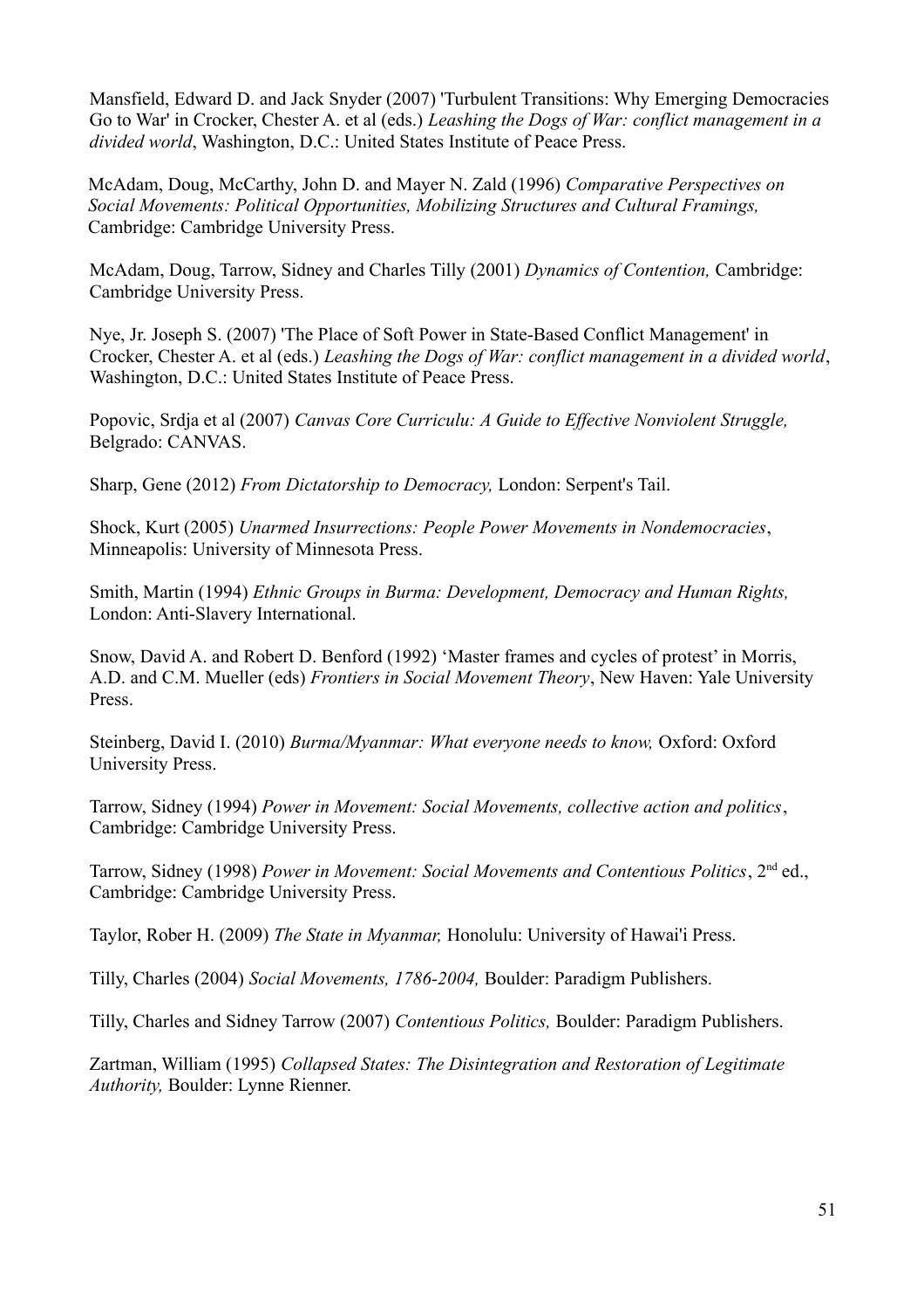Mansfield, Edward D. and Jack Snyder (2007) 'Turbulent Transitions: Why Emerging Democracies Go to War' in Crocker, Chester A. et al (eds.) *Leashing the Dogs of War: conflict management in a divided world*, Washington, D.C.: United States Institute of Peace Press.

McAdam, Doug, McCarthy, John D. and Mayer N. Zald (1996) *Comparative Perspectives on Social Movements: Political Opportunities, Mobilizing Structures and Cultural Framings,* Cambridge: Cambridge University Press.

McAdam, Doug, Tarrow, Sidney and Charles Tilly (2001) *Dynamics of Contention,* Cambridge: Cambridge University Press.

Nye, Jr. Joseph S. (2007) 'The Place of Soft Power in State-Based Conflict Management' in Crocker, Chester A. et al (eds.) *Leashing the Dogs of War: conflict management in a divided world*, Washington, D.C.: United States Institute of Peace Press.

Popovic, Srdja et al (2007) *Canvas Core Curriculu: A Guide to Effective Nonviolent Struggle,* Belgrado: CANVAS.

Sharp, Gene (2012) *From Dictatorship to Democracy,* London: Serpent's Tail.

Shock, Kurt (2005) *Unarmed Insurrections: People Power Movements in Nondemocracies*, Minneapolis: University of Minnesota Press.

Smith, Martin (1994) *Ethnic Groups in Burma: Development, Democracy and Human Rights,* London: Anti-Slavery International.

Snow, David A. and Robert D. Benford (1992) 'Master frames and cycles of protest' in Morris, A.D. and C.M. Mueller (eds) *Frontiers in Social Movement Theory*, New Haven: Yale University Press.

Steinberg, David I. (2010) *Burma/Myanmar: What everyone needs to know,* Oxford: Oxford University Press.

Tarrow, Sidney (1994) *Power in Movement: Social Movements, collective action and politics*, Cambridge: Cambridge University Press.

Tarrow, Sidney (1998) *Power in Movement: Social Movements and Contentious Politics*, 2nd ed., Cambridge: Cambridge University Press.

Taylor, Rober H. (2009) *The State in Myanmar,* Honolulu: University of Hawai'i Press.

Tilly, Charles (2004) *Social Movements, 1786-2004,* Boulder: Paradigm Publishers.

Tilly, Charles and Sidney Tarrow (2007) *Contentious Politics,* Boulder: Paradigm Publishers.

Zartman, William (1995) *Collapsed States: The Disintegration and Restoration of Legitimate Authority,* Boulder: Lynne Rienner.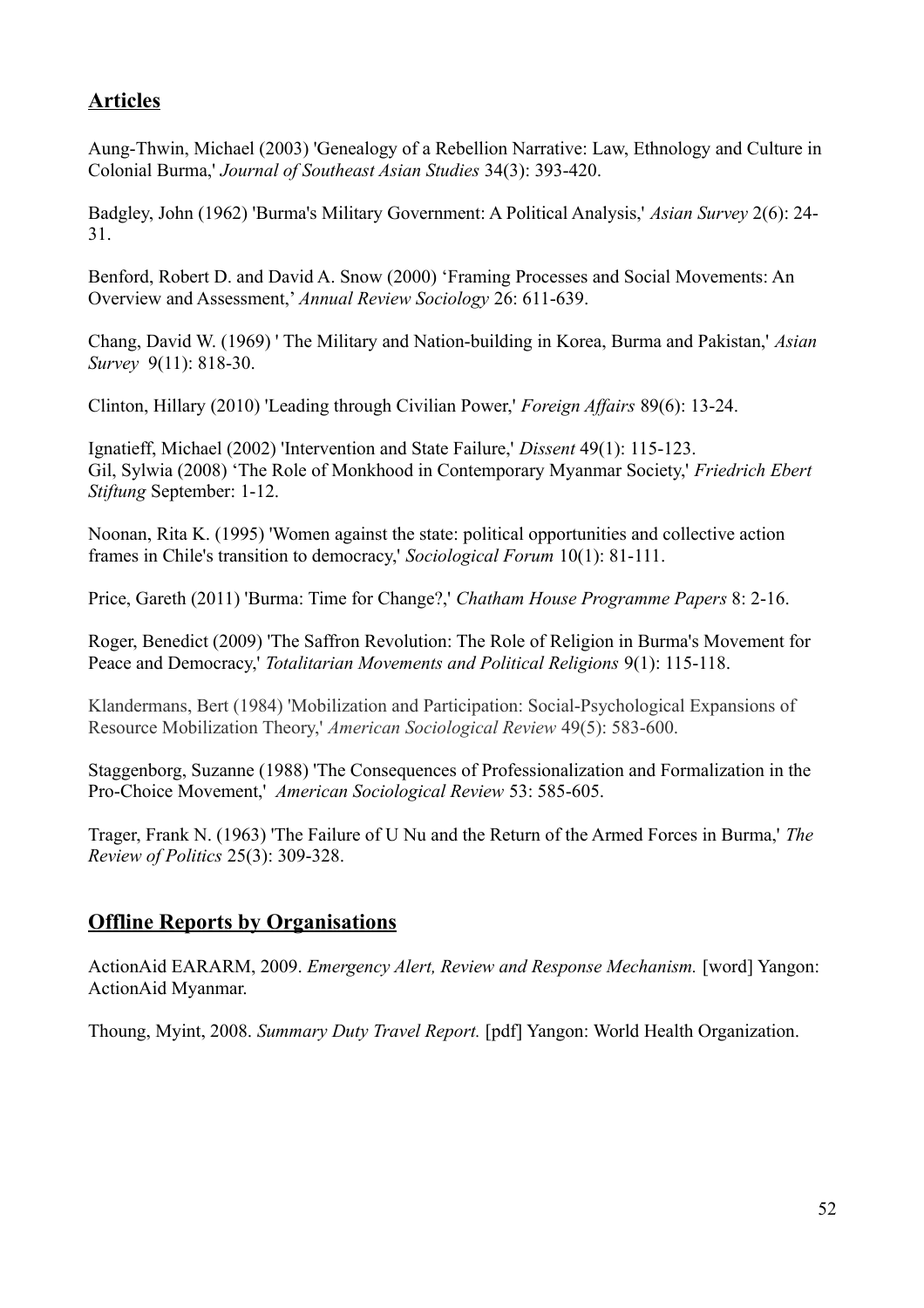## Articles

Aung-Thwin, Michael (2003) 'Genealogy of a Rebellion Narrative: Law, Ethnology and Culture in Colonial Burma,' *Journal of Southeast Asian Studies* 34(3): 393-420.

Badgley, John (1962) 'Burma's Military Government: A Political Analysis,' *Asian Survey* 2(6): 24-31.

Benford, Robert D. and David A. Snow (2000) 'Framing Processes and Social Movements: An Overview and Assessment,' *Annual Review Sociology* 26: 611-639.

Chang, David W. (1969) ' The Military and Nation-building in Korea, Burma and Pakistan,' *Asian Survey* 9(11): 818-30.

Clinton, Hillary (2010) 'Leading through Civilian Power,' *Foreign Affairs* 89(6): 13-24.

Ignatieff, Michael (2002) 'Intervention and State Failure,' *Dissent* 49(1): 115-123.
Gil, Sylwia (2008) 'The Role of Monkhood in Contemporary Myanmar Society,' *Friedrich Ebert Stiftung* September: 1-12.

Noonan, Rita K. (1995) 'Women against the state: political opportunities and collective action frames in Chile's transition to democracy,' *Sociological Forum* 10(1): 81-111.

Price, Gareth (2011) 'Burma: Time for Change?,' *Chatham House Programme Papers* 8: 2-16.

Roger, Benedict (2009) 'The Saffron Revolution: The Role of Religion in Burma's Movement for Peace and Democracy,' *Totalitarian Movements and Political Religions* 9(1): 115-118.

Klandermans, Bert (1984) 'Mobilization and Participation: Social-Psychological Expansions of Resource Mobilization Theory,' *American Sociological Review* 49(5): 583-600.

Staggenborg, Suzanne (1988) 'The Consequences of Professionalization and Formalization in the Pro-Choice Movement,' *American Sociological Review* 53: 585-605.

Trager, Frank N. (1963) 'The Failure of U Nu and the Return of the Armed Forces in Burma,' *The Review of Politics* 25(3): 309-328.

## Offline Reports by Organisations

ActionAid EARARM, 2009. *Emergency Alert, Review and Response Mechanism.* [word] Yangon: ActionAid Myanmar.

Thoung, Myint, 2008. *Summary Duty Travel Report.* [pdf] Yangon: World Health Organization.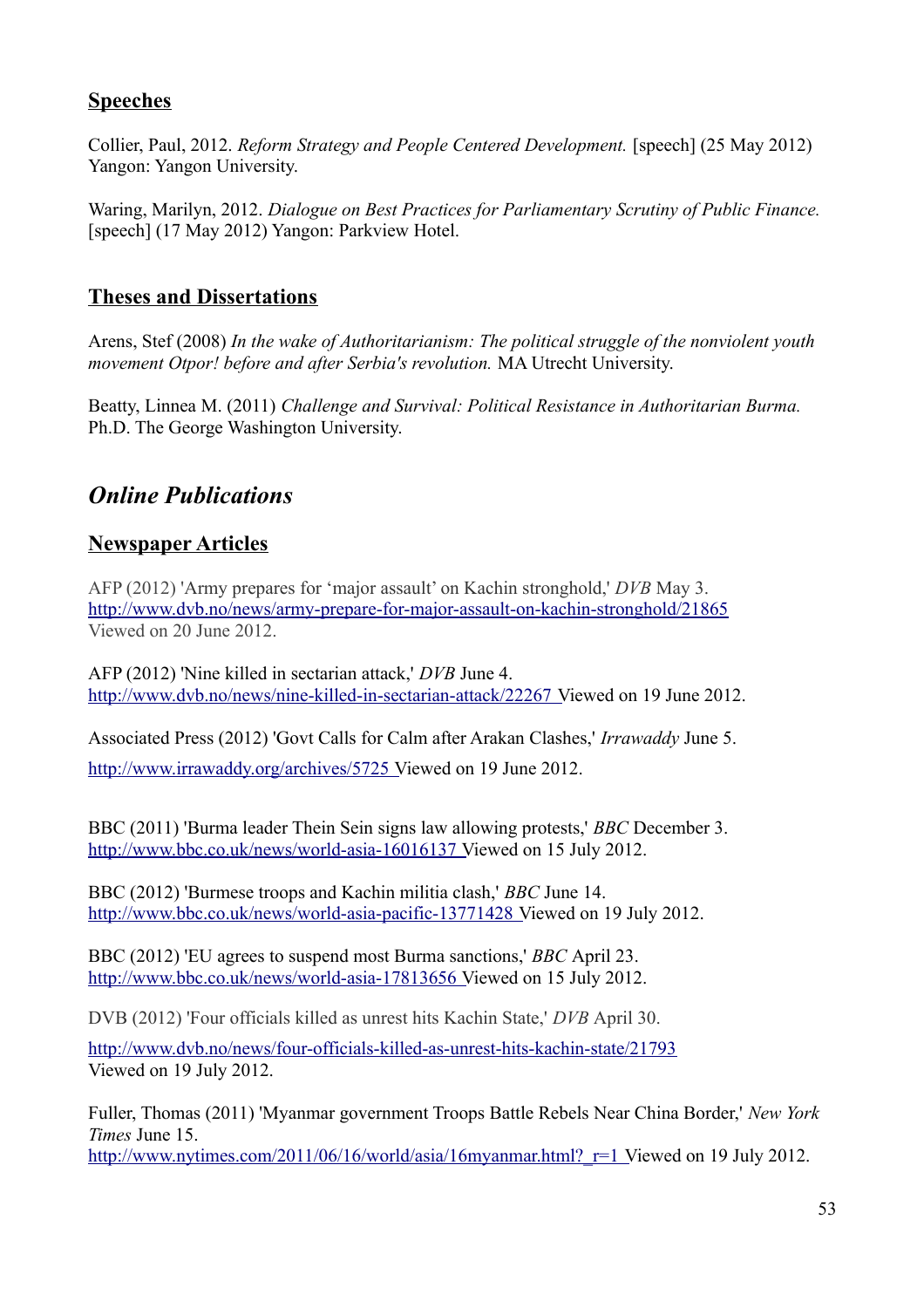## Speeches

Collier, Paul, 2012. *Reform Strategy and People Centered Development.* [speech] (25 May 2012) Yangon: Yangon University.

Waring, Marilyn, 2012. *Dialogue on Best Practices for Parliamentary Scrutiny of Public Finance.* [speech] (17 May 2012) Yangon: Parkview Hotel.

## Theses and Dissertations

Arens, Stef (2008) *In the wake of Authoritarianism: The political struggle of the nonviolent youth movement Otpor! before and after Serbia's revolution.* MA Utrecht University.

Beatty, Linnea M. (2011) *Challenge and Survival: Political Resistance in Authoritarian Burma.* Ph.D. The George Washington University.

# *Online Publications*

## Newspaper Articles

AFP (2012) 'Army prepares for 'major assault' on Kachin stronghold,' *DVB* May 3. http://www.dvb.no/news/army-prepare-for-major-assault-on-kachin-stronghold/21865 Viewed on 20 June 2012.

AFP (2012) 'Nine killed in sectarian attack,' *DVB* June 4. http://www.dvb.no/news/nine-killed-in-sectarian-attack/22267 Viewed on 19 June 2012.

Associated Press (2012) 'Govt Calls for Calm after Arakan Clashes,' *Irrawaddy* June 5.

http://www.irrawaddy.org/archives/5725 Viewed on 19 June 2012.

BBC (2011) 'Burma leader Thein Sein signs law allowing protests,' *BBC* December 3. http://www.bbc.co.uk/news/world-asia-16016137 Viewed on 15 July 2012.

BBC (2012) 'Burmese troops and Kachin militia clash,' *BBC* June 14. http://www.bbc.co.uk/news/world-asia-pacific-13771428 Viewed on 19 July 2012.

BBC (2012) 'EU agrees to suspend most Burma sanctions,' *BBC* April 23. http://www.bbc.co.uk/news/world-asia-17813656 Viewed on 15 July 2012.

DVB (2012) 'Four officials killed as unrest hits Kachin State,' *DVB* April 30.

http://www.dvb.no/news/four-officials-killed-as-unrest-hits-kachin-state/21793 Viewed on 19 July 2012.

Fuller, Thomas (2011) 'Myanmar government Troops Battle Rebels Near China Border,' *New York Times* June 15. http://www.nytimes.com/2011/06/16/world/asia/16myanmar.html?_r=1 Viewed on 19 July 2012.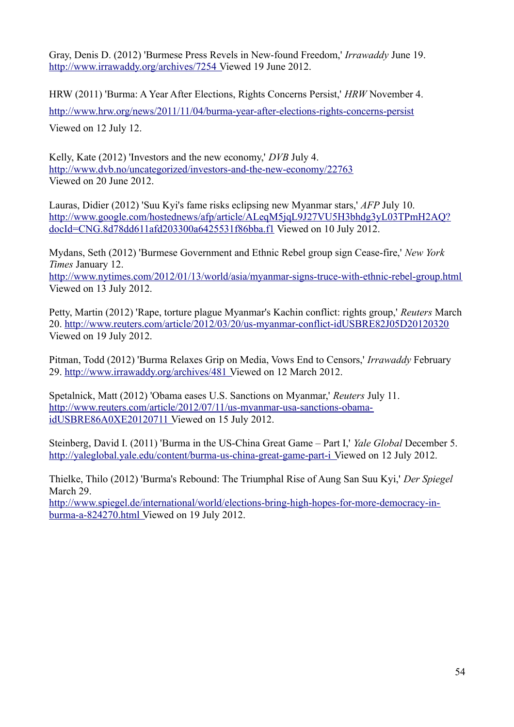Gray, Denis D. (2012) 'Burmese Press Revels in New-found Freedom,' *Irrawaddy* June 19. http://www.irrawaddy.org/archives/7254 Viewed 19 June 2012.

HRW (2011) 'Burma: A Year After Elections, Rights Concerns Persist,' *HRW* November 4.

http://www.hrw.org/news/2011/11/04/burma-year-after-elections-rights-concerns-persist

Viewed on 12 July 12.

Kelly, Kate (2012) 'Investors and the new economy,' *DVB* July 4. http://www.dvb.no/uncategorized/investors-and-the-new-economy/22763 Viewed on 20 June 2012.

Lauras, Didier (2012) 'Suu Kyi's fame risks eclipsing new Myanmar stars,' *AFP* July 10. http://www.google.com/hostednews/afp/article/ALeqM5jqL9J27VU5H3bhdg3yL03TPmH2AQ?docId=CNG.8d78dd611afd203300a6425531f86bba.f1 Viewed on 10 July 2012.

Mydans, Seth (2012) 'Burmese Government and Ethnic Rebel group sign Cease-fire,' *New York Times* January 12. http://www.nytimes.com/2012/01/13/world/asia/myanmar-signs-truce-with-ethnic-rebel-group.html Viewed on 13 July 2012.

Petty, Martin (2012) 'Rape, torture plague Myanmar's Kachin conflict: rights group,' *Reuters* March 20. http://www.reuters.com/article/2012/03/20/us-myanmar-conflict-idUSBRE82J05D20120320 Viewed on 19 July 2012.

Pitman, Todd (2012) 'Burma Relaxes Grip on Media, Vows End to Censors,' *Irrawaddy* February 29. http://www.irrawaddy.org/archives/481 Viewed on 12 March 2012.

Spetalnick, Matt (2012) 'Obama eases U.S. Sanctions on Myanmar,' *Reuters* July 11. http://www.reuters.com/article/2012/07/11/us-myanmar-usa-sanctions-obama-idUSBRE86A0XE20120711 Viewed on 15 July 2012.

Steinberg, David I. (2011) 'Burma in the US-China Great Game – Part I,' *Yale Global* December 5. http://yaleglobal.yale.edu/content/burma-us-china-great-game-part-i Viewed on 12 July 2012.

Thielke, Thilo (2012) 'Burma's Rebound: The Triumphal Rise of Aung San Suu Kyi,' *Der Spiegel* March 29. http://www.spiegel.de/international/world/elections-bring-high-hopes-for-more-democracy-in-burma-a-824270.html Viewed on 19 July 2012.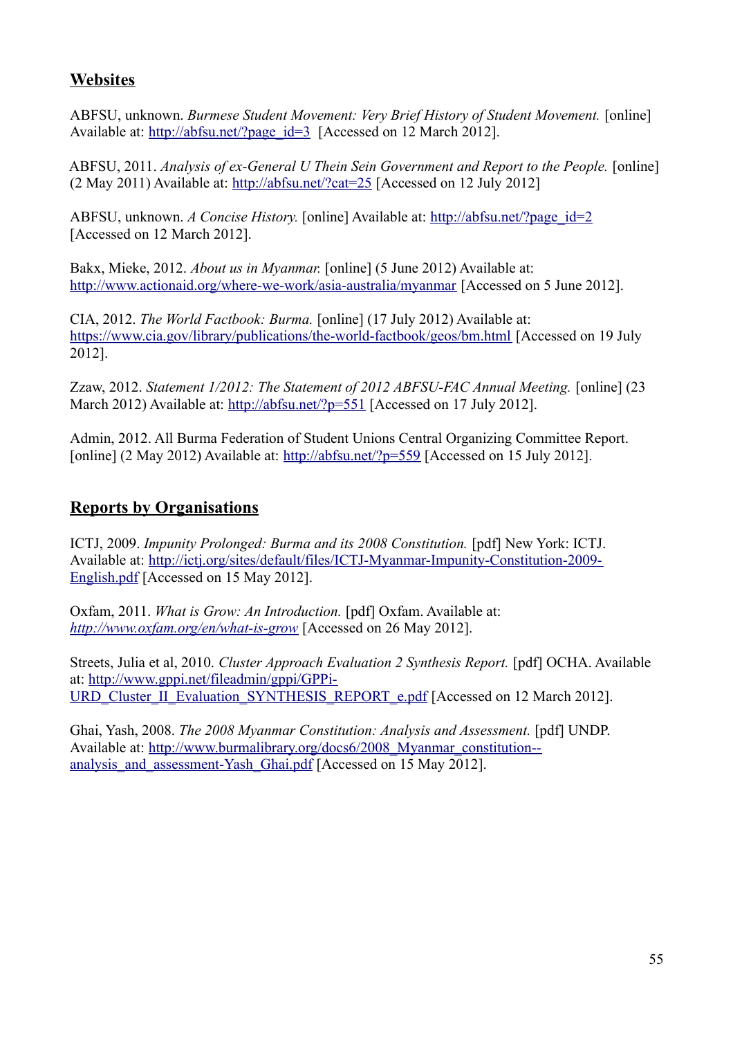## Websites

ABFSU, unknown. *Burmese Student Movement: Very Brief History of Student Movement.* [online] Available at: http://abfsu.net/?page_id=3 [Accessed on 12 March 2012].

ABFSU, 2011. *Analysis of ex-General U Thein Sein Government and Report to the People.* [online] (2 May 2011) Available at: http://abfsu.net/?cat=25 [Accessed on 12 July 2012]

ABFSU, unknown. *A Concise History.* [online] Available at: http://abfsu.net/?page_id=2 [Accessed on 12 March 2012].

Bakx, Mieke, 2012. *About us in Myanmar.* [online] (5 June 2012) Available at: http://www.actionaid.org/where-we-work/asia-australia/myanmar [Accessed on 5 June 2012].

CIA, 2012. *The World Factbook: Burma.* [online] (17 July 2012) Available at: https://www.cia.gov/library/publications/the-world-factbook/geos/bm.html [Accessed on 19 July 2012].

Zzaw, 2012. *Statement 1/2012: The Statement of 2012 ABFSU-FAC Annual Meeting.* [online] (23 March 2012) Available at: http://abfsu.net/?p=551 [Accessed on 17 July 2012].

Admin, 2012. All Burma Federation of Student Unions Central Organizing Committee Report. [online] (2 May 2012) Available at: http://abfsu.net/?p=559 [Accessed on 15 July 2012].

## Reports by Organisations

ICTJ, 2009. *Impunity Prolonged: Burma and its 2008 Constitution.* [pdf] New York: ICTJ. Available at: http://ictj.org/sites/default/files/ICTJ-Myanmar-Impunity-Constitution-2009-English.pdf [Accessed on 15 May 2012].

Oxfam, 2011. *What is Grow: An Introduction.* [pdf] Oxfam. Available at: *http://www.oxfam.org/en/what-is-grow* [Accessed on 26 May 2012].

Streets, Julia et al, 2010. *Cluster Approach Evaluation 2 Synthesis Report.* [pdf] OCHA. Available at: http://www.gppi.net/fileadmin/gppi/GPPi-URD_Cluster_II_Evaluation_SYNTHESIS_REPORT_e.pdf [Accessed on 12 March 2012].

Ghai, Yash, 2008. *The 2008 Myanmar Constitution: Analysis and Assessment.* [pdf] UNDP. Available at: http://www.burmalibrary.org/docs6/2008_Myanmar_constitution--analysis_and_assessment-Yash_Ghai.pdf [Accessed on 15 May 2012].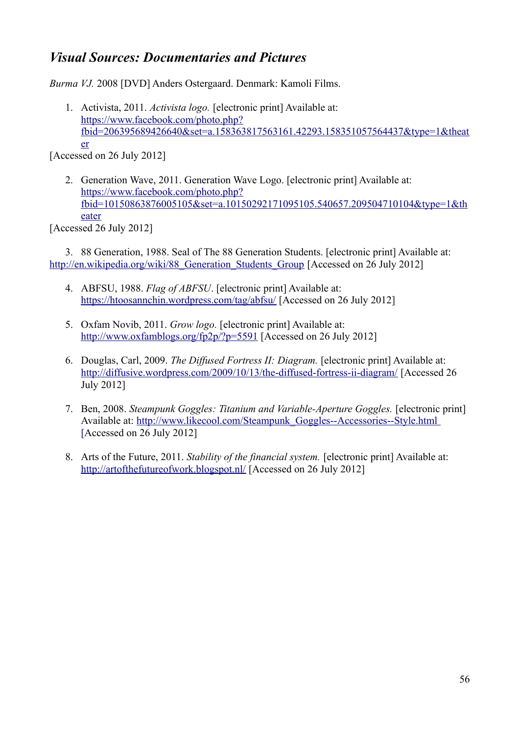## *Visual Sources: Documentaries and Pictures*

*Burma VJ.* 2008 [DVD] Anders Ostergaard. Denmark: Kamoli Films.

1. Activista, 2011. *Activista logo.* [electronic print] Available at: https://www.facebook.com/photo.php?fbid=206395689426640&set=a.158363817563161.42293.158351057564437&type=1&theater
[Accessed on 26 July 2012]

2. Generation Wave, 2011. Generation Wave Logo. [electronic print] Available at: https://www.facebook.com/photo.php?fbid=10150863876005105&set=a.10150292171095105.540657.209504710104&type=1&theater
[Accessed 26 July 2012]

3. 88 Generation, 1988. Seal of The 88 Generation Students. [electronic print] Available at: http://en.wikipedia.org/wiki/88_Generation_Students_Group [Accessed on 26 July 2012]

4. ABFSU, 1988. *Flag of ABFSU*. [electronic print] Available at: https://htoosannchin.wordpress.com/tag/abfsu/ [Accessed on 26 July 2012]

5. Oxfam Novib, 2011. *Grow logo.* [electronic print] Available at: http://www.oxfamblogs.org/fp2p/?p=5591 [Accessed on 26 July 2012]

6. Douglas, Carl, 2009. *The Diffused Fortress II: Diagram.* [electronic print] Available at: http://diffusive.wordpress.com/2009/10/13/the-diffused-fortress-ii-diagram/ [Accessed 26 July 2012]

7. Ben, 2008. *Steampunk Goggles: Titanium and Variable-Aperture Goggles.* [electronic print] Available at: http://www.likecool.com/Steampunk_Goggles--Accessories--Style.html [Accessed on 26 July 2012]

8. Arts of the Future, 2011. *Stability of the financial system.* [electronic print] Available at: http://artofthefutureofwork.blogspot.nl/ [Accessed on 26 July 2012]